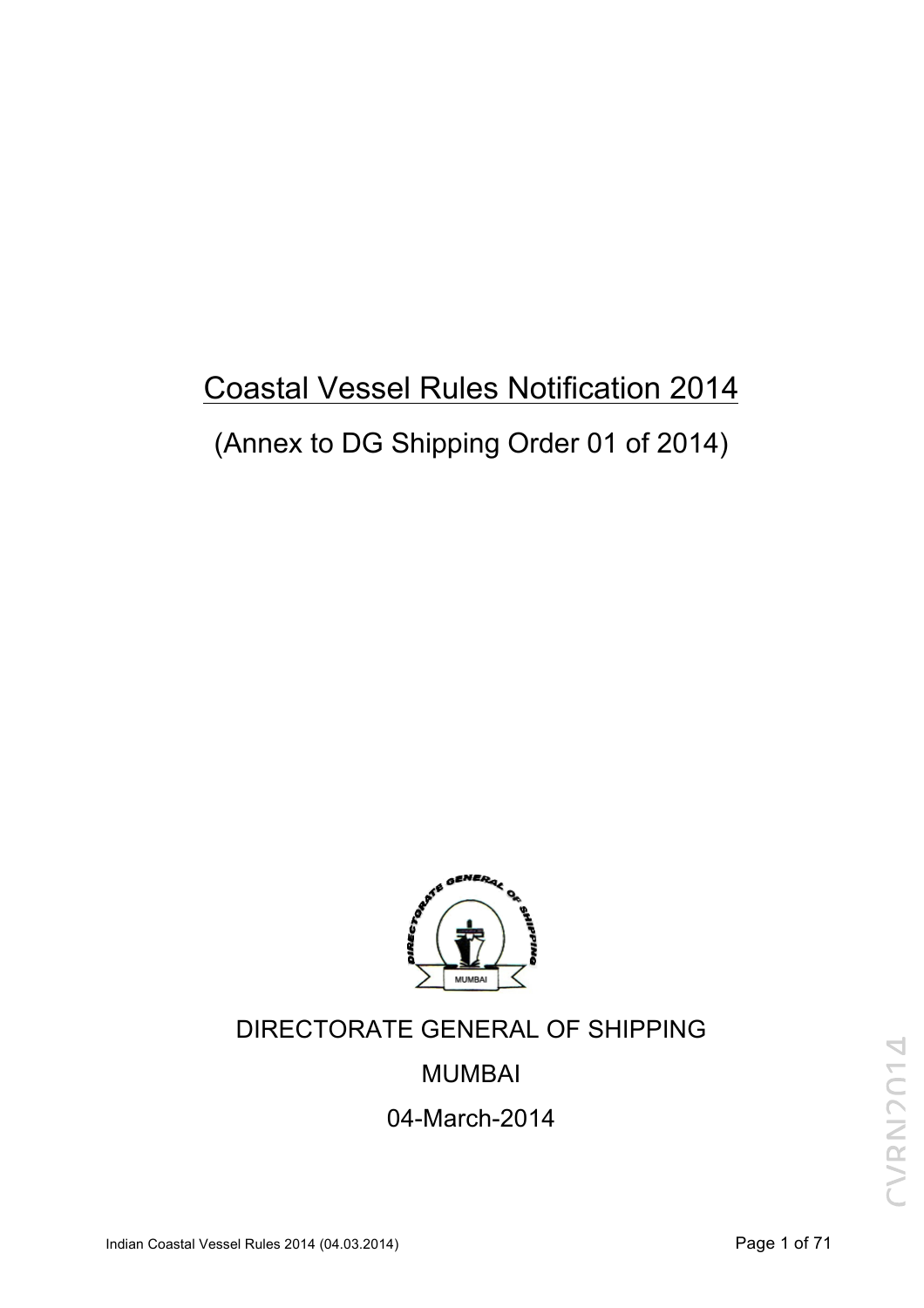# Coastal Vessel Rules Notification 2014

(Annex to DG Shipping Order 01 of 2014)

DIRECTORATE GENERAL OF SHIPPING

MUMBAI

04-March-2014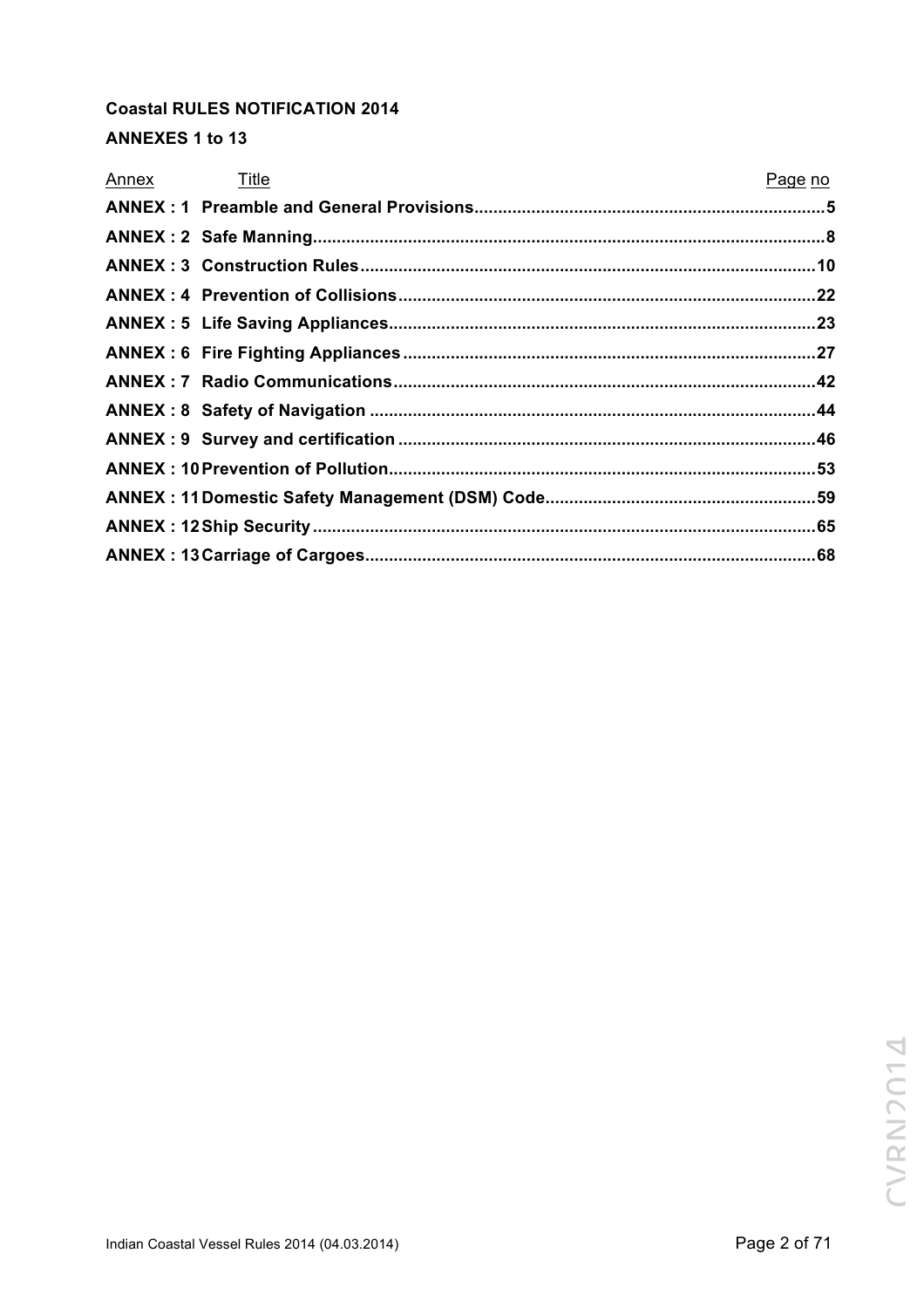**Coastal RULES NOTIFICATION 2014**

**ANNEXES 1 to 13**

| Annex | Title | Page no |
|---|---|---|
| **ANNEX : 1** | **Preamble and General Provisions** | **5** |
| **ANNEX : 2** | **Safe Manning** | **8** |
| **ANNEX : 3** | **Construction Rules** | **10** |
| **ANNEX : 4** | **Prevention of Collisions** | **22** |
| **ANNEX : 5** | **Life Saving Appliances** | **23** |
| **ANNEX : 6** | **Fire Fighting Appliances** | **27** |
| **ANNEX : 7** | **Radio Communications** | **42** |
| **ANNEX : 8** | **Safety of Navigation** | **44** |
| **ANNEX : 9** | **Survey and certification** | **46** |
| **ANNEX : 10** | **Prevention of Pollution** | **53** |
| **ANNEX : 11** | **Domestic Safety Management (DSM) Code** | **59** |
| **ANNEX : 12** | **Ship Security** | **65** |
| **ANNEX : 13** | **Carriage of Cargoes** | **68** |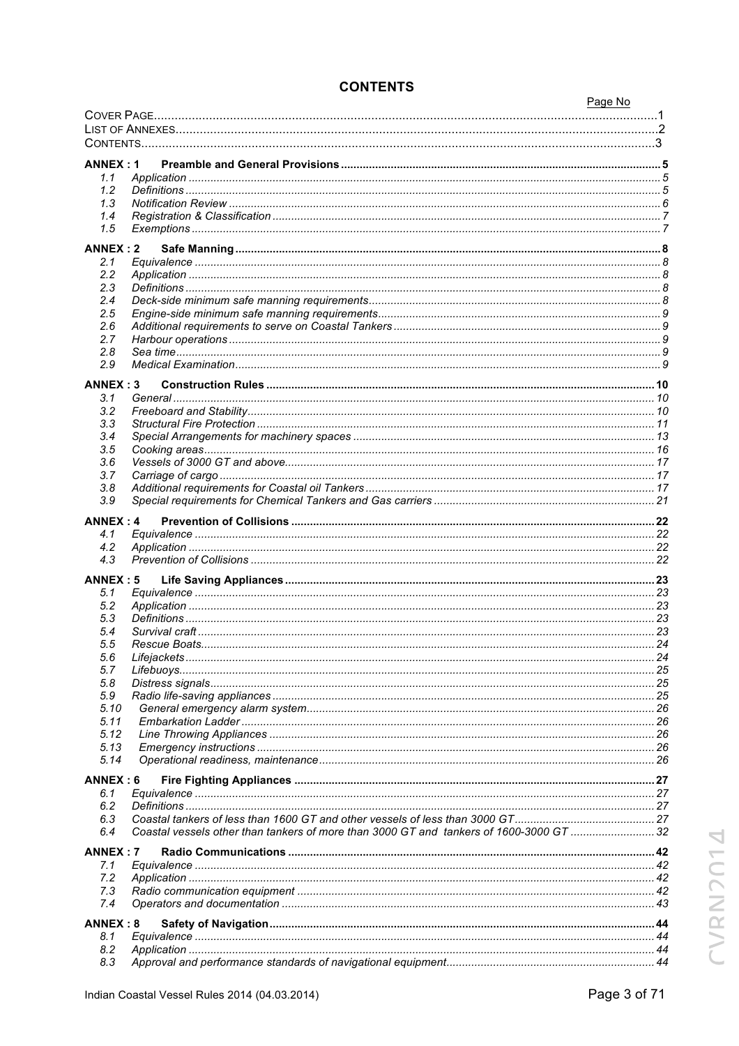# CONTENTS

| | | Page No |
|---|---|---|
| COVER PAGE | | 1 |
| LIST OF ANNEXES | | 2 |
| CONTENTS | | 3 |
| **ANNEX : 1** | **Preamble and General Provisions** | **5** |
| 1.1 | Application | 5 |
| 1.2 | Definitions | 5 |
| 1.3 | Notification Review | 6 |
| 1.4 | Registration & Classification | 7 |
| 1.5 | Exemptions | 7 |
| **ANNEX : 2** | **Safe Manning** | **8** |
| 2.1 | Equivalence | 8 |
| 2.2 | Application | 8 |
| 2.3 | Definitions | 8 |
| 2.4 | Deck-side minimum safe manning requirements | 8 |
| 2.5 | Engine-side minimum safe manning requirements | 9 |
| 2.6 | Additional requirements to serve on Coastal Tankers | 9 |
| 2.7 | Harbour operations | 9 |
| 2.8 | Sea time | 9 |
| 2.9 | Medical Examination | 9 |
| **ANNEX : 3** | **Construction Rules** | **10** |
| 3.1 | General | 10 |
| 3.2 | Freeboard and Stability | 10 |
| 3.3 | Structural Fire Protection | 11 |
| 3.4 | Special Arrangements for machinery spaces | 13 |
| 3.5 | Cooking areas | 16 |
| 3.6 | Vessels of 3000 GT and above | 17 |
| 3.7 | Carriage of cargo | 17 |
| 3.8 | Additional requirements for Coastal oil Tankers | 17 |
| 3.9 | Special requirements for Chemical Tankers and Gas carriers | 21 |
| **ANNEX : 4** | **Prevention of Collisions** | **22** |
| 4.1 | Equivalence | 22 |
| 4.2 | Application | 22 |
| 4.3 | Prevention of Collisions | 22 |
| **ANNEX : 5** | **Life Saving Appliances** | **23** |
| 5.1 | Equivalence | 23 |
| 5.2 | Application | 23 |
| 5.3 | Definitions | 23 |
| 5.4 | Survival craft | 23 |
| 5.5 | Rescue Boats | 24 |
| 5.6 | Lifejackets | 24 |
| 5.7 | Lifebuoys | 25 |
| 5.8 | Distress signals | 25 |
| 5.9 | Radio life-saving appliances | 25 |
| 5.10 | General emergency alarm system | 26 |
| 5.11 | Embarkation Ladder | 26 |
| 5.12 | Line Throwing Appliances | 26 |
| 5.13 | Emergency instructions | 26 |
| 5.14 | Operational readiness, maintenance | 26 |
| **ANNEX : 6** | **Fire Fighting Appliances** | **27** |
| 6.1 | Equivalence | 27 |
| 6.2 | Definitions | 27 |
| 6.3 | Coastal tankers of less than 1600 GT and other vessels of less than 3000 GT | 27 |
| 6.4 | Coastal vessels other than tankers of more than 3000 GT and tankers of 1600-3000 GT | 32 |
| **ANNEX : 7** | **Radio Communications** | **42** |
| 7.1 | Equivalence | 42 |
| 7.2 | Application | 42 |
| 7.3 | Radio communication equipment | 42 |
| 7.4 | Operators and documentation | 43 |
| **ANNEX : 8** | **Safety of Navigation** | **44** |
| 8.1 | Equivalence | 44 |
| 8.2 | Application | 44 |
| 8.3 | Approval and performance standards of navigational equipment | 44 |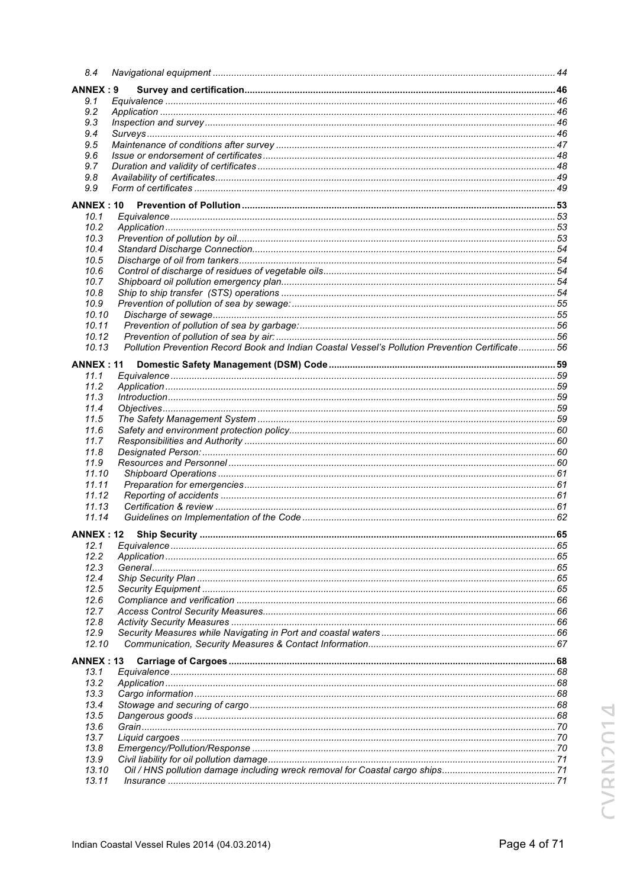| | | |
|---|---|---|
| *8.4* | *Navigational equipment* | 44 |
| **ANNEX : 9** | **Survey and certification** | **46** |
| *9.1* | *Equivalence* | 46 |
| *9.2* | *Application* | 46 |
| *9.3* | *Inspection and survey* | 46 |
| *9.4* | *Surveys* | 46 |
| *9.5* | *Maintenance of conditions after survey* | 47 |
| *9.6* | *Issue or endorsement of certificates* | 48 |
| *9.7* | *Duration and validity of certificates* | 48 |
| *9.8* | *Availability of certificates* | 49 |
| *9.9* | *Form of certificates* | 49 |
| **ANNEX : 10** | **Prevention of Pollution** | **53** |
| *10.1* | *Equivalence* | 53 |
| *10.2* | *Application* | 53 |
| *10.3* | *Prevention of pollution by oil* | 53 |
| *10.4* | *Standard Discharge Connection* | 54 |
| *10.5* | *Discharge of oil from tankers* | 54 |
| *10.6* | *Control of discharge of residues of vegetable oils* | 54 |
| *10.7* | *Shipboard oil pollution emergency plan* | 54 |
| *10.8* | *Ship to ship transfer (STS) operations* | 54 |
| *10.9* | *Prevention of pollution of sea by sewage:* | 55 |
| *10.10* | *Discharge of sewage* | 55 |
| *10.11* | *Prevention of pollution of sea by garbage:* | 56 |
| *10.12* | *Prevention of pollution of sea by air:* | 56 |
| *10.13* | *Pollution Prevention Record Book and Indian Coastal Vessel's Pollution Prevention Certificate* | 56 |
| **ANNEX : 11** | **Domestic Safety Management (DSM) Code** | **59** |
| *11.1* | *Equivalence* | 59 |
| *11.2* | *Application* | 59 |
| *11.3* | *Introduction* | 59 |
| *11.4* | *Objectives* | 59 |
| *11.5* | *The Safety Management System* | 59 |
| *11.6* | *Safety and environment protection policy* | 60 |
| *11.7* | *Responsibilities and Authority* | 60 |
| *11.8* | *Designated Person:* | 60 |
| *11.9* | *Resources and Personnel* | 60 |
| *11.10* | *Shipboard Operations* | 61 |
| *11.11* | *Preparation for emergencies* | 61 |
| *11.12* | *Reporting of accidents* | 61 |
| *11.13* | *Certification & review* | 61 |
| *11.14* | *Guidelines on Implementation of the Code* | 62 |
| **ANNEX : 12** | **Ship Security** | **65** |
| *12.1* | *Equivalence* | 65 |
| *12.2* | *Application* | 65 |
| *12.3* | *General* | 65 |
| *12.4* | *Ship Security Plan* | 65 |
| *12.5* | *Security Equipment* | 65 |
| *12.6* | *Compliance and verification* | 66 |
| *12.7* | *Access Control Security Measures* | 66 |
| *12.8* | *Activity Security Measures* | 66 |
| *12.9* | *Security Measures while Navigating in Port and coastal waters* | 66 |
| *12.10* | *Communication, Security Measures & Contact Information* | 67 |
| **ANNEX : 13** | **Carriage of Cargoes** | **68** |
| *13.1* | *Equivalence* | 68 |
| *13.2* | *Application* | 68 |
| *13.3* | *Cargo information* | 68 |
| *13.4* | *Stowage and securing of cargo* | 68 |
| *13.5* | *Dangerous goods* | 68 |
| *13.6* | *Grain* | 70 |
| *13.7* | *Liquid cargoes* | 70 |
| *13.8* | *Emergency/Pollution/Response* | 70 |
| *13.9* | *Civil liability for oil pollution damage* | 71 |
| *13.10* | *Oil / HNS pollution damage including wreck removal for Coastal cargo ships* | 71 |
| *13.11* | *Insurance* | 71 |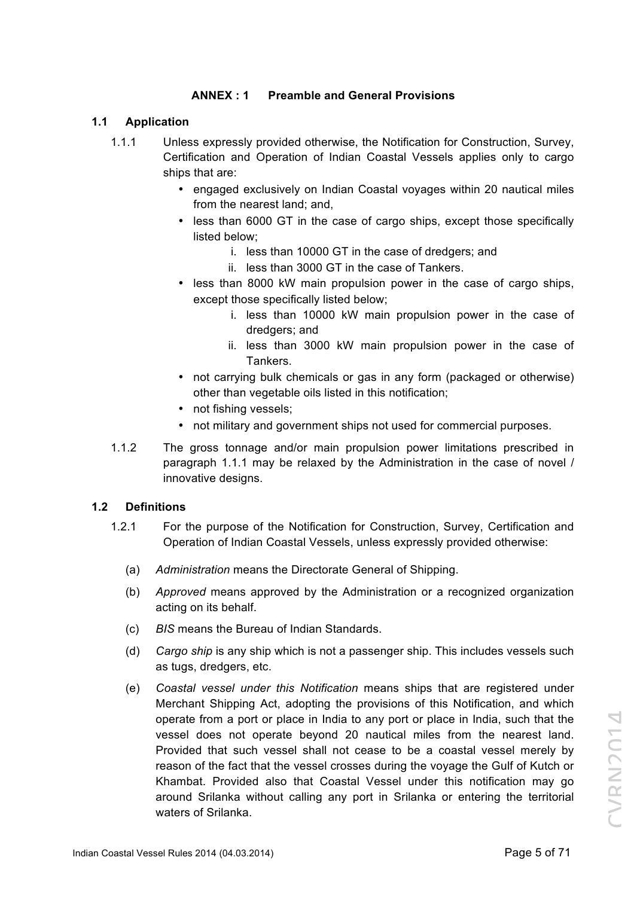## ANNEX : 1 Preamble and General Provisions

### 1.1 Application

1.1.1 Unless expressly provided otherwise, the Notification for Construction, Survey, Certification and Operation of Indian Coastal Vessels applies only to cargo ships that are:

- engaged exclusively on Indian Coastal voyages within 20 nautical miles from the nearest land; and,
- less than 6000 GT in the case of cargo ships, except those specifically listed below;
  i. less than 10000 GT in the case of dredgers; and
  ii. less than 3000 GT in the case of Tankers.
- less than 8000 kW main propulsion power in the case of cargo ships, except those specifically listed below;
  i. less than 10000 kW main propulsion power in the case of dredgers; and
  ii. less than 3000 kW main propulsion power in the case of Tankers.
- not carrying bulk chemicals or gas in any form (packaged or otherwise) other than vegetable oils listed in this notification;
- not fishing vessels;
- not military and government ships not used for commercial purposes.

1.1.2 The gross tonnage and/or main propulsion power limitations prescribed in paragraph 1.1.1 may be relaxed by the Administration in the case of novel / innovative designs.

### 1.2 Definitions

1.2.1 For the purpose of the Notification for Construction, Survey, Certification and Operation of Indian Coastal Vessels, unless expressly provided otherwise:

(a) *Administration* means the Directorate General of Shipping.

(b) *Approved* means approved by the Administration or a recognized organization acting on its behalf.

(c) *BIS* means the Bureau of Indian Standards.

(d) *Cargo ship* is any ship which is not a passenger ship. This includes vessels such as tugs, dredgers, etc.

(e) *Coastal vessel under this Notification* means ships that are registered under Merchant Shipping Act, adopting the provisions of this Notification, and which operate from a port or place in India to any port or place in India, such that the vessel does not operate beyond 20 nautical miles from the nearest land. Provided that such vessel shall not cease to be a coastal vessel merely by reason of the fact that the vessel crosses during the voyage the Gulf of Kutch or Khambat. Provided also that Coastal Vessel under this notification may go around Srilanka without calling any port in Srilanka or entering the territorial waters of Srilanka.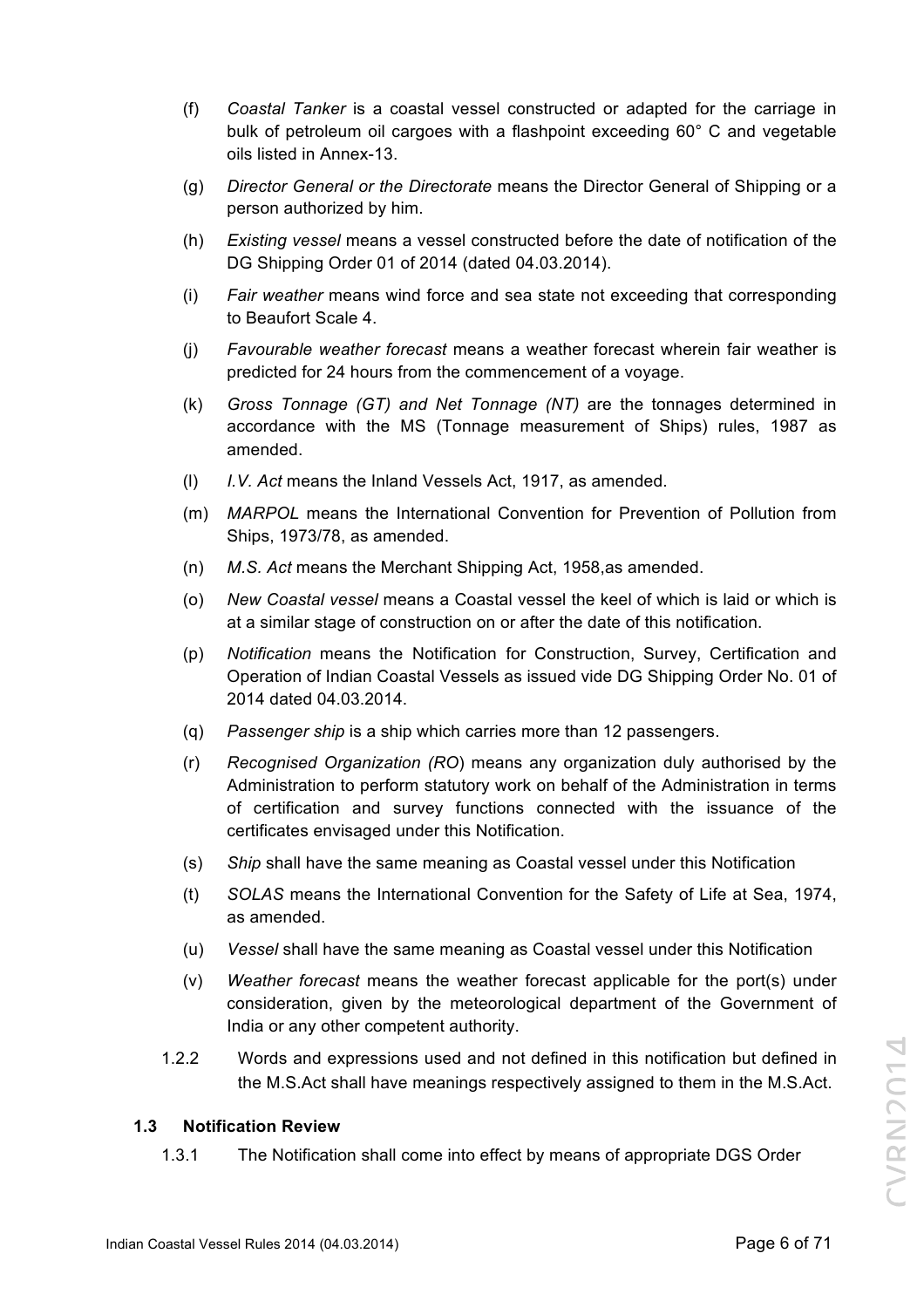(f) *Coastal Tanker* is a coastal vessel constructed or adapted for the carriage in bulk of petroleum oil cargoes with a flashpoint exceeding 60° C and vegetable oils listed in Annex-13.

(g) *Director General or the Directorate* means the Director General of Shipping or a person authorized by him.

(h) *Existing vessel* means a vessel constructed before the date of notification of the DG Shipping Order 01 of 2014 (dated 04.03.2014).

(i) *Fair weather* means wind force and sea state not exceeding that corresponding to Beaufort Scale 4.

(j) *Favourable weather forecast* means a weather forecast wherein fair weather is predicted for 24 hours from the commencement of a voyage.

(k) *Gross Tonnage (GT) and Net Tonnage (NT)* are the tonnages determined in accordance with the MS (Tonnage measurement of Ships) rules, 1987 as amended.

(l) *I.V. Act* means the Inland Vessels Act, 1917, as amended.

(m) *MARPOL* means the International Convention for Prevention of Pollution from Ships, 1973/78, as amended.

(n) *M.S. Act* means the Merchant Shipping Act, 1958,as amended.

(o) *New Coastal vessel* means a Coastal vessel the keel of which is laid or which is at a similar stage of construction on or after the date of this notification.

(p) *Notification* means the Notification for Construction, Survey, Certification and Operation of Indian Coastal Vessels as issued vide DG Shipping Order No. 01 of 2014 dated 04.03.2014.

(q) *Passenger ship* is a ship which carries more than 12 passengers.

(r) *Recognised Organization (RO*) means any organization duly authorised by the Administration to perform statutory work on behalf of the Administration in terms of certification and survey functions connected with the issuance of the certificates envisaged under this Notification.

(s) *Ship* shall have the same meaning as Coastal vessel under this Notification

(t) *SOLAS* means the International Convention for the Safety of Life at Sea, 1974, as amended.

(u) *Vessel* shall have the same meaning as Coastal vessel under this Notification

(v) *Weather forecast* means the weather forecast applicable for the port(s) under consideration, given by the meteorological department of the Government of India or any other competent authority.

1.2.2 Words and expressions used and not defined in this notification but defined in the M.S.Act shall have meanings respectively assigned to them in the M.S.Act.

### 1.3 Notification Review

1.3.1 The Notification shall come into effect by means of appropriate DGS Order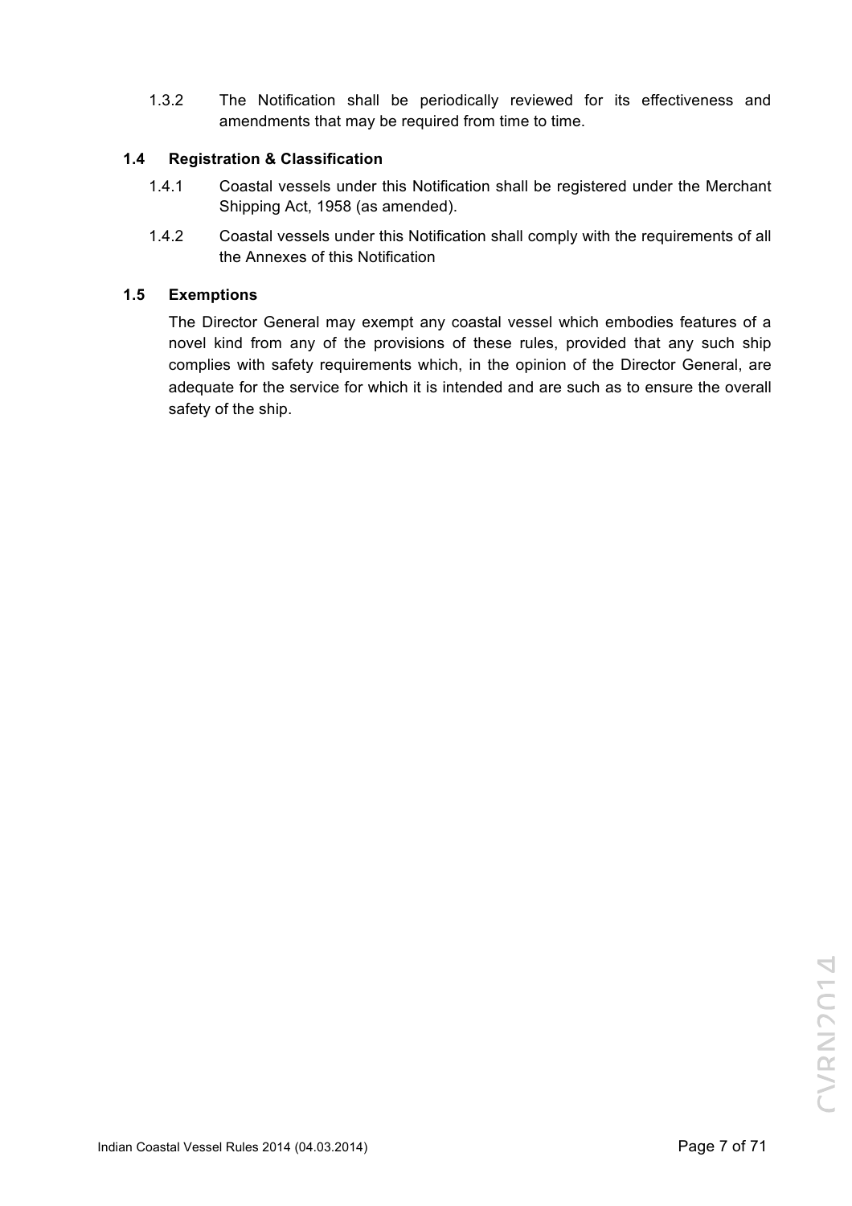1.3.2 The Notification shall be periodically reviewed for its effectiveness and amendments that may be required from time to time.

### 1.4 Registration & Classification

1.4.1 Coastal vessels under this Notification shall be registered under the Merchant Shipping Act, 1958 (as amended).

1.4.2 Coastal vessels under this Notification shall comply with the requirements of all the Annexes of this Notification

### 1.5 Exemptions

The Director General may exempt any coastal vessel which embodies features of a novel kind from any of the provisions of these rules, provided that any such ship complies with safety requirements which, in the opinion of the Director General, are adequate for the service for which it is intended and are such as to ensure the overall safety of the ship.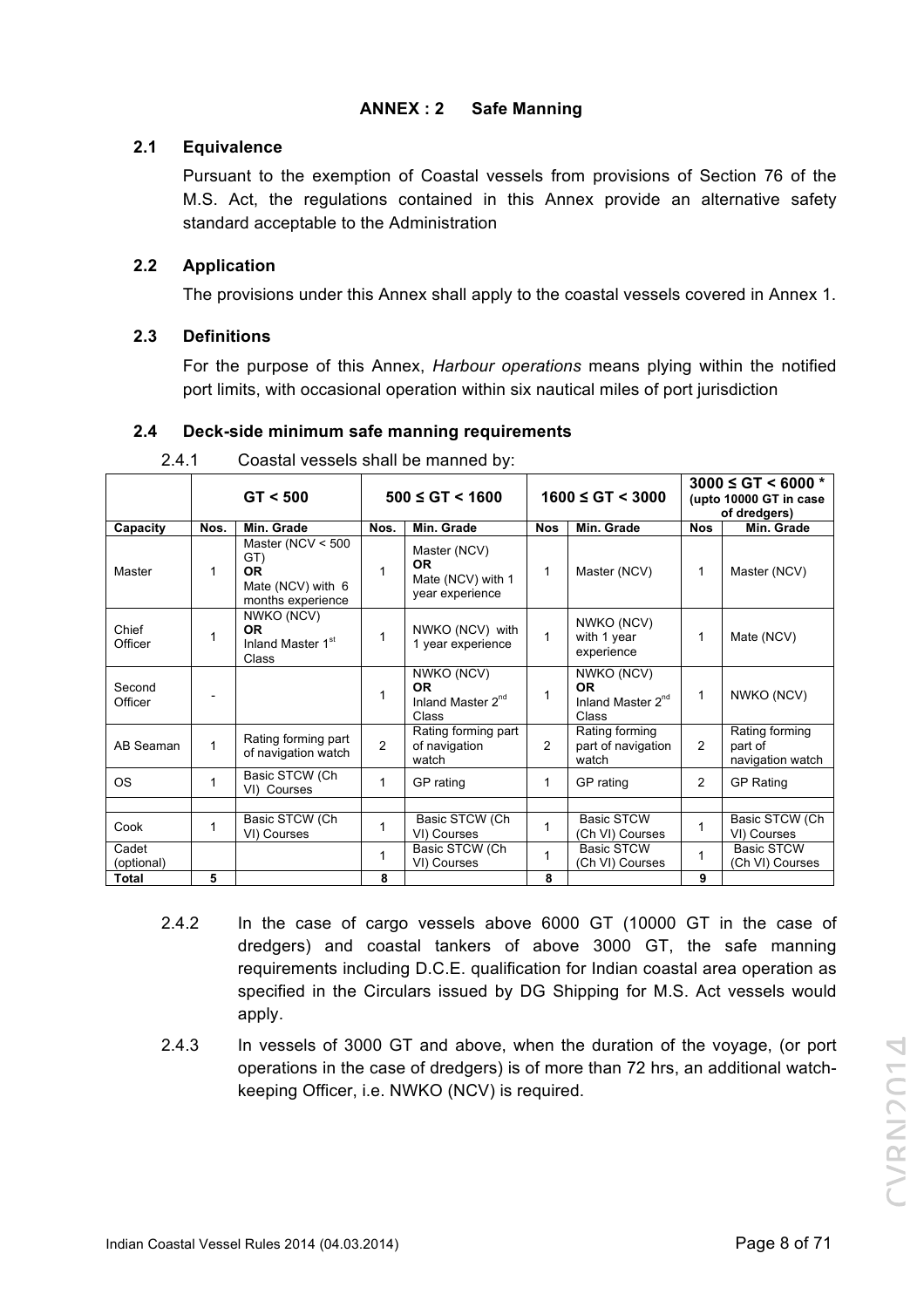# ANNEX : 2 Safe Manning

## 2.1 Equivalence

Pursuant to the exemption of Coastal vessels from provisions of Section 76 of the M.S. Act, the regulations contained in this Annex provide an alternative safety standard acceptable to the Administration

## 2.2 Application

The provisions under this Annex shall apply to the coastal vessels covered in Annex 1.

## 2.3 Definitions

For the purpose of this Annex, *Harbour operations* means plying within the notified port limits, with occasional operation within six nautical miles of port jurisdiction

## 2.4 Deck-side minimum safe manning requirements

2.4.1 Coastal vessels shall be manned by:

| | GT < 500 | | 500 ≤ GT < 1600 | | 1600 ≤ GT < 3000 | | 3000 ≤ GT < 6000 * (upto 10000 GT in case of dredgers) | |
|---|---|---|---|---|---|---|---|---|
| **Capacity** | **Nos.** | **Min. Grade** | **Nos.** | **Min. Grade** | **Nos** | **Min. Grade** | **Nos** | **Min. Grade** |
| Master | 1 | Master (NCV < 500 GT) **OR** Mate (NCV) with 6 months experience | 1 | Master (NCV) **OR** Mate (NCV) with 1 year experience | 1 | Master (NCV) | 1 | Master (NCV) |
| Chief Officer | 1 | NWKO (NCV) **OR** Inland Master 1st Class | 1 | NWKO (NCV) with 1 year experience | 1 | NWKO (NCV) with 1 year experience | 1 | Mate (NCV) |
| Second Officer | - | | 1 | NWKO (NCV) **OR** Inland Master 2nd Class | 1 | NWKO (NCV) **OR** Inland Master 2nd Class | 1 | NWKO (NCV) |
| AB Seaman | 1 | Rating forming part of navigation watch | 2 | Rating forming part of navigation watch | 2 | Rating forming part of navigation watch | 2 | Rating forming part of navigation watch |
| OS | 1 | Basic STCW (Ch VI) Courses | 1 | GP rating | 1 | GP rating | 2 | GP Rating |
| | | | | | | | | |
| Cook | 1 | Basic STCW (Ch VI) Courses | 1 | Basic STCW (Ch VI) Courses | 1 | Basic STCW (Ch VI) Courses | 1 | Basic STCW (Ch VI) Courses |
| Cadet (optional) | | | 1 | Basic STCW (Ch VI) Courses | 1 | Basic STCW (Ch VI) Courses | 1 | Basic STCW (Ch VI) Courses |
| **Total** | **5** | | **8** | | **8** | | **9** | |

2.4.2 In the case of cargo vessels above 6000 GT (10000 GT in the case of dredgers) and coastal tankers of above 3000 GT, the safe manning requirements including D.C.E. qualification for Indian coastal area operation as specified in the Circulars issued by DG Shipping for M.S. Act vessels would apply.

2.4.3 In vessels of 3000 GT and above, when the duration of the voyage, (or port operations in the case of dredgers) is of more than 72 hrs, an additional watch-keeping Officer, i.e. NWKO (NCV) is required.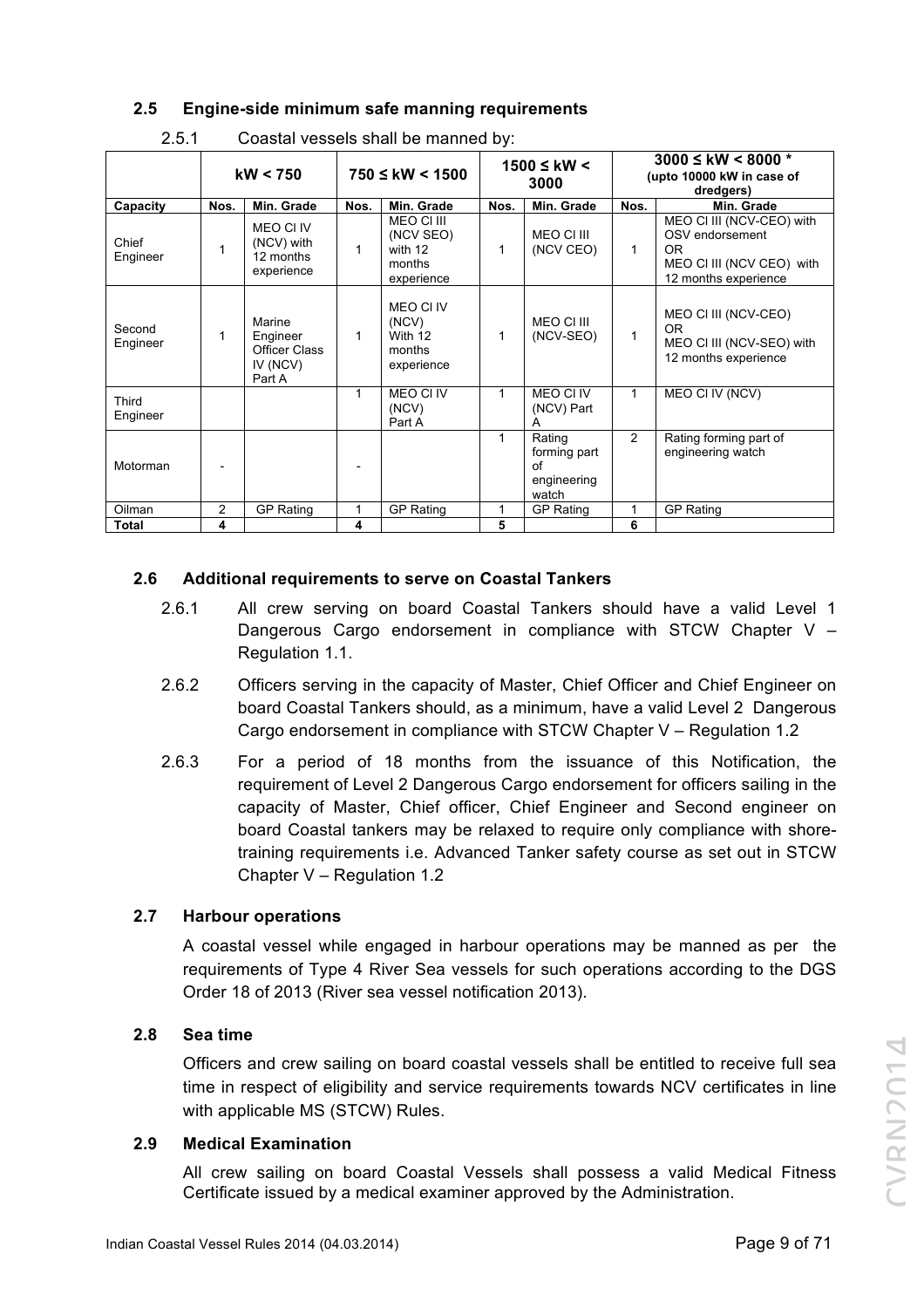### 2.5 Engine-side minimum safe manning requirements

2.5.1 Coastal vessels shall be manned by:

| | kW < 750 | | 750 ≤ kW < 1500 | | 1500 ≤ kW < 3000 | | 3000 ≤ kW < 8000 * (upto 10000 kW in case of dredgers) | |
|---|---|---|---|---|---|---|---|---|
| **Capacity** | **Nos.** | **Min. Grade** | **Nos.** | **Min. Grade** | **Nos.** | **Min. Grade** | **Nos.** | **Min. Grade** |
| Chief Engineer | 1 | MEO Cl IV (NCV) with 12 months experience | 1 | MEO Cl III (NCV SEO) with 12 months experience | 1 | MEO Cl III (NCV CEO) | 1 | MEO Cl III (NCV-CEO) with OSV endorsement OR MEO Cl III (NCV CEO) with 12 months experience |
| Second Engineer | 1 | Marine Engineer Officer Class IV (NCV) Part A | 1 | MEO Cl IV (NCV) With 12 months experience | 1 | MEO Cl III (NCV-SEO) | 1 | MEO Cl III (NCV-CEO) OR MEO Cl III (NCV-SEO) with 12 months experience |
| Third Engineer | | | 1 | MEO Cl IV (NCV) Part A | 1 | MEO Cl IV (NCV) Part A | 1 | MEO Cl IV (NCV) |
| Motorman | - | | - | | 1 | Rating forming part of engineering watch | 2 | Rating forming part of engineering watch |
| Oilman | 2 | GP Rating | 1 | GP Rating | 1 | GP Rating | 1 | GP Rating |
| **Total** | **4** | | **4** | | **5** | | **6** | |

### 2.6 Additional requirements to serve on Coastal Tankers

2.6.1 All crew serving on board Coastal Tankers should have a valid Level 1 Dangerous Cargo endorsement in compliance with STCW Chapter V – Regulation 1.1.

2.6.2 Officers serving in the capacity of Master, Chief Officer and Chief Engineer on board Coastal Tankers should, as a minimum, have a valid Level 2 Dangerous Cargo endorsement in compliance with STCW Chapter V – Regulation 1.2

2.6.3 For a period of 18 months from the issuance of this Notification, the requirement of Level 2 Dangerous Cargo endorsement for officers sailing in the capacity of Master, Chief officer, Chief Engineer and Second engineer on board Coastal tankers may be relaxed to require only compliance with shore-training requirements i.e. Advanced Tanker safety course as set out in STCW Chapter V – Regulation 1.2

### 2.7 Harbour operations

A coastal vessel while engaged in harbour operations may be manned as per the requirements of Type 4 River Sea vessels for such operations according to the DGS Order 18 of 2013 (River sea vessel notification 2013).

### 2.8 Sea time

Officers and crew sailing on board coastal vessels shall be entitled to receive full sea time in respect of eligibility and service requirements towards NCV certificates in line with applicable MS (STCW) Rules.

### 2.9 Medical Examination

All crew sailing on board Coastal Vessels shall possess a valid Medical Fitness Certificate issued by a medical examiner approved by the Administration.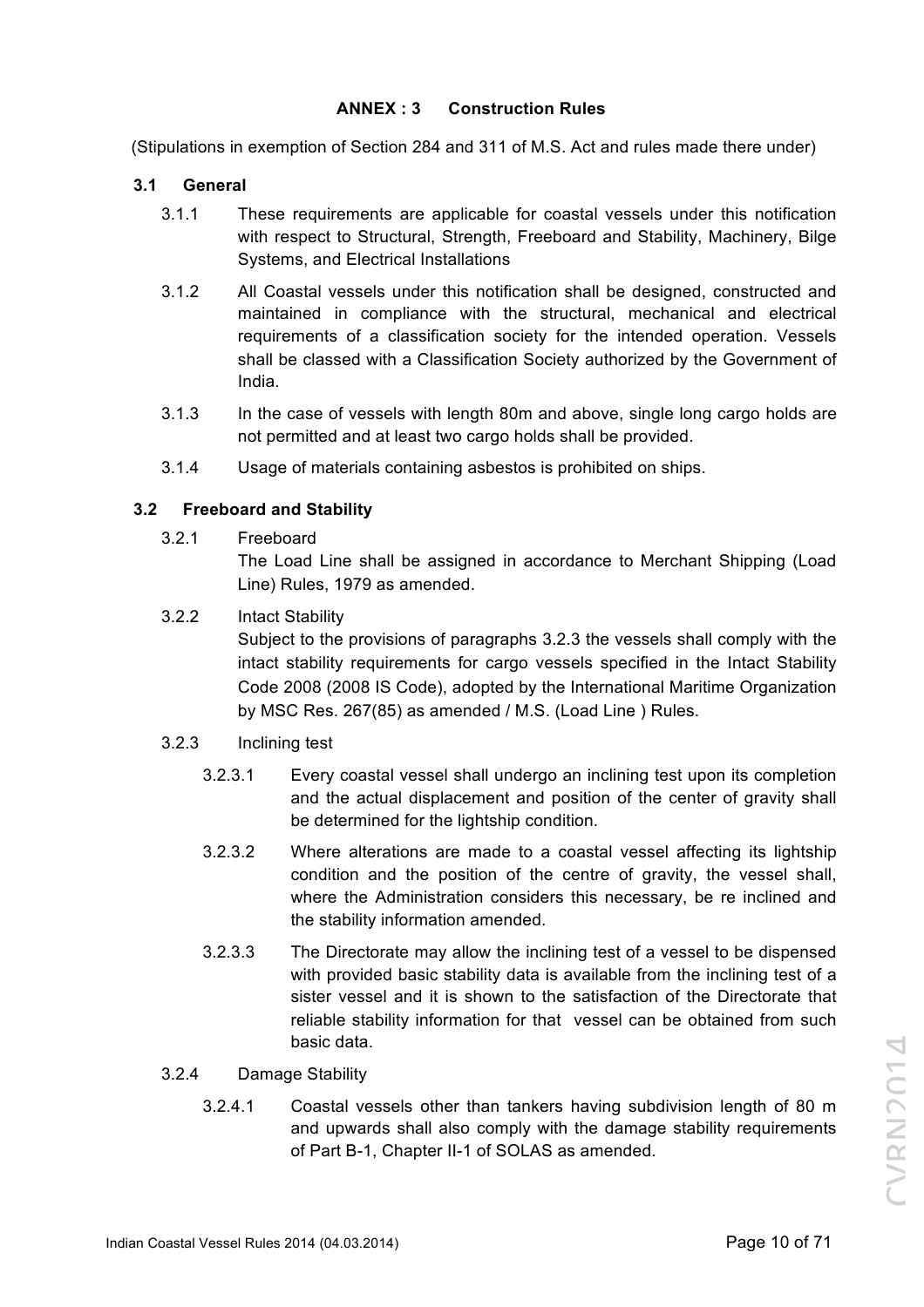## ANNEX : 3 Construction Rules

(Stipulations in exemption of Section 284 and 311 of M.S. Act and rules made there under)

### 3.1 General

3.1.1 These requirements are applicable for coastal vessels under this notification with respect to Structural, Strength, Freeboard and Stability, Machinery, Bilge Systems, and Electrical Installations

3.1.2 All Coastal vessels under this notification shall be designed, constructed and maintained in compliance with the structural, mechanical and electrical requirements of a classification society for the intended operation. Vessels shall be classed with a Classification Society authorized by the Government of India.

3.1.3 In the case of vessels with length 80m and above, single long cargo holds are not permitted and at least two cargo holds shall be provided.

3.1.4 Usage of materials containing asbestos is prohibited on ships.

### 3.2 Freeboard and Stability

3.2.1 Freeboard
The Load Line shall be assigned in accordance to Merchant Shipping (Load Line) Rules, 1979 as amended.

3.2.2 Intact Stability
Subject to the provisions of paragraphs 3.2.3 the vessels shall comply with the intact stability requirements for cargo vessels specified in the Intact Stability Code 2008 (2008 IS Code), adopted by the International Maritime Organization by MSC Res. 267(85) as amended / M.S. (Load Line ) Rules.

3.2.3 Inclining test

3.2.3.1 Every coastal vessel shall undergo an inclining test upon its completion and the actual displacement and position of the center of gravity shall be determined for the lightship condition.

3.2.3.2 Where alterations are made to a coastal vessel affecting its lightship condition and the position of the centre of gravity, the vessel shall, where the Administration considers this necessary, be re inclined and the stability information amended.

3.2.3.3 The Directorate may allow the inclining test of a vessel to be dispensed with provided basic stability data is available from the inclining test of a sister vessel and it is shown to the satisfaction of the Directorate that reliable stability information for that vessel can be obtained from such basic data.

3.2.4 Damage Stability

3.2.4.1 Coastal vessels other than tankers having subdivision length of 80 m and upwards shall also comply with the damage stability requirements of Part B-1, Chapter II-1 of SOLAS as amended.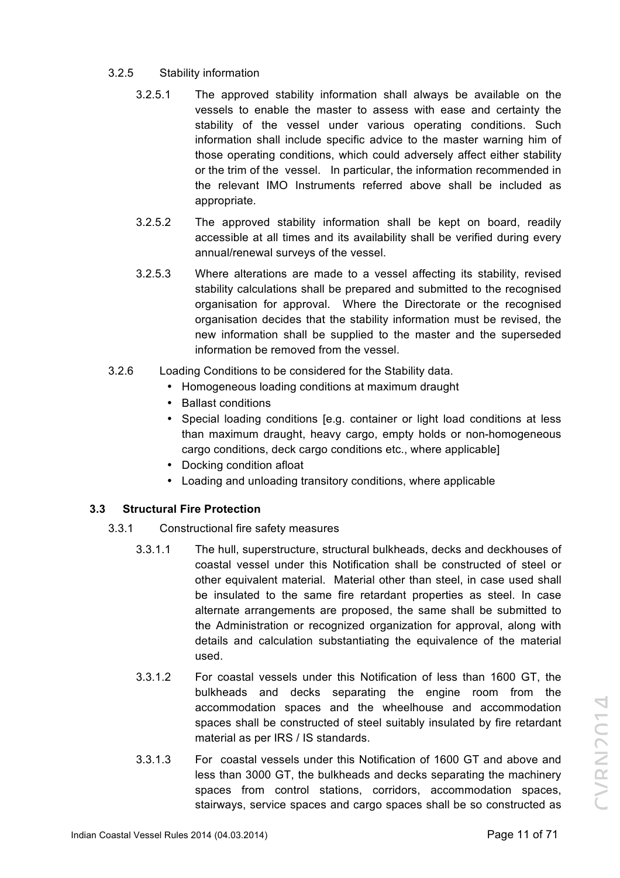3.2.5 Stability information

3.2.5.1 The approved stability information shall always be available on the vessels to enable the master to assess with ease and certainty the stability of the vessel under various operating conditions. Such information shall include specific advice to the master warning him of those operating conditions, which could adversely affect either stability or the trim of the vessel. In particular, the information recommended in the relevant IMO Instruments referred above shall be included as appropriate.

3.2.5.2 The approved stability information shall be kept on board, readily accessible at all times and its availability shall be verified during every annual/renewal surveys of the vessel.

3.2.5.3 Where alterations are made to a vessel affecting its stability, revised stability calculations shall be prepared and submitted to the recognised organisation for approval. Where the Directorate or the recognised organisation decides that the stability information must be revised, the new information shall be supplied to the master and the superseded information be removed from the vessel.

3.2.6 Loading Conditions to be considered for the Stability data.

- Homogeneous loading conditions at maximum draught
- Ballast conditions
- Special loading conditions [e.g. container or light load conditions at less than maximum draught, heavy cargo, empty holds or non-homogeneous cargo conditions, deck cargo conditions etc., where applicable]
- Docking condition afloat
- Loading and unloading transitory conditions, where applicable

### 3.3 Structural Fire Protection

3.3.1 Constructional fire safety measures

3.3.1.1 The hull, superstructure, structural bulkheads, decks and deckhouses of coastal vessel under this Notification shall be constructed of steel or other equivalent material. Material other than steel, in case used shall be insulated to the same fire retardant properties as steel. In case alternate arrangements are proposed, the same shall be submitted to the Administration or recognized organization for approval, along with details and calculation substantiating the equivalence of the material used.

3.3.1.2 For coastal vessels under this Notification of less than 1600 GT, the bulkheads and decks separating the engine room from the accommodation spaces and the wheelhouse and accommodation spaces shall be constructed of steel suitably insulated by fire retardant material as per IRS / IS standards.

3.3.1.3 For coastal vessels under this Notification of 1600 GT and above and less than 3000 GT, the bulkheads and decks separating the machinery spaces from control stations, corridors, accommodation spaces, stairways, service spaces and cargo spaces shall be so constructed as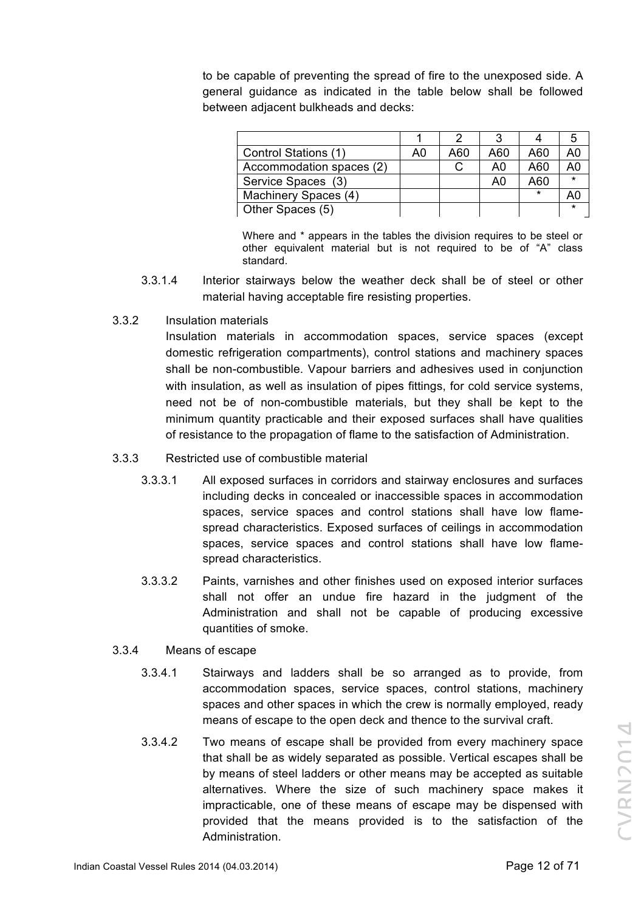to be capable of preventing the spread of fire to the unexposed side. A general guidance as indicated in the table below shall be followed between adjacent bulkheads and decks:

| | 1 | 2 | 3 | 4 | 5 |
|---|---|---|---|---|---|
| Control Stations (1) | A0 | A60 | A60 | A60 | A0 |
| Accommodation spaces (2) | | C | A0 | A60 | A0 |
| Service Spaces (3) | | | A0 | A60 | * |
| Machinery Spaces (4) | | | | * | A0 |
| Other Spaces (5) | | | | | * |

Where and * appears in the tables the division requires to be steel or other equivalent material but is not required to be of "A" class standard.

3.3.1.4 Interior stairways below the weather deck shall be of steel or other material having acceptable fire resisting properties.

3.3.2 Insulation materials

Insulation materials in accommodation spaces, service spaces (except domestic refrigeration compartments), control stations and machinery spaces shall be non-combustible. Vapour barriers and adhesives used in conjunction with insulation, as well as insulation of pipes fittings, for cold service systems, need not be of non-combustible materials, but they shall be kept to the minimum quantity practicable and their exposed surfaces shall have qualities of resistance to the propagation of flame to the satisfaction of Administration.

3.3.3 Restricted use of combustible material

3.3.3.1 All exposed surfaces in corridors and stairway enclosures and surfaces including decks in concealed or inaccessible spaces in accommodation spaces, service spaces and control stations shall have low flame-spread characteristics. Exposed surfaces of ceilings in accommodation spaces, service spaces and control stations shall have low flame-spread characteristics.

3.3.3.2 Paints, varnishes and other finishes used on exposed interior surfaces shall not offer an undue fire hazard in the judgment of the Administration and shall not be capable of producing excessive quantities of smoke.

3.3.4 Means of escape

3.3.4.1 Stairways and ladders shall be so arranged as to provide, from accommodation spaces, service spaces, control stations, machinery spaces and other spaces in which the crew is normally employed, ready means of escape to the open deck and thence to the survival craft.

3.3.4.2 Two means of escape shall be provided from every machinery space that shall be as widely separated as possible. Vertical escapes shall be by means of steel ladders or other means may be accepted as suitable alternatives. Where the size of such machinery space makes it impracticable, one of these means of escape may be dispensed with provided that the means provided is to the satisfaction of the Administration.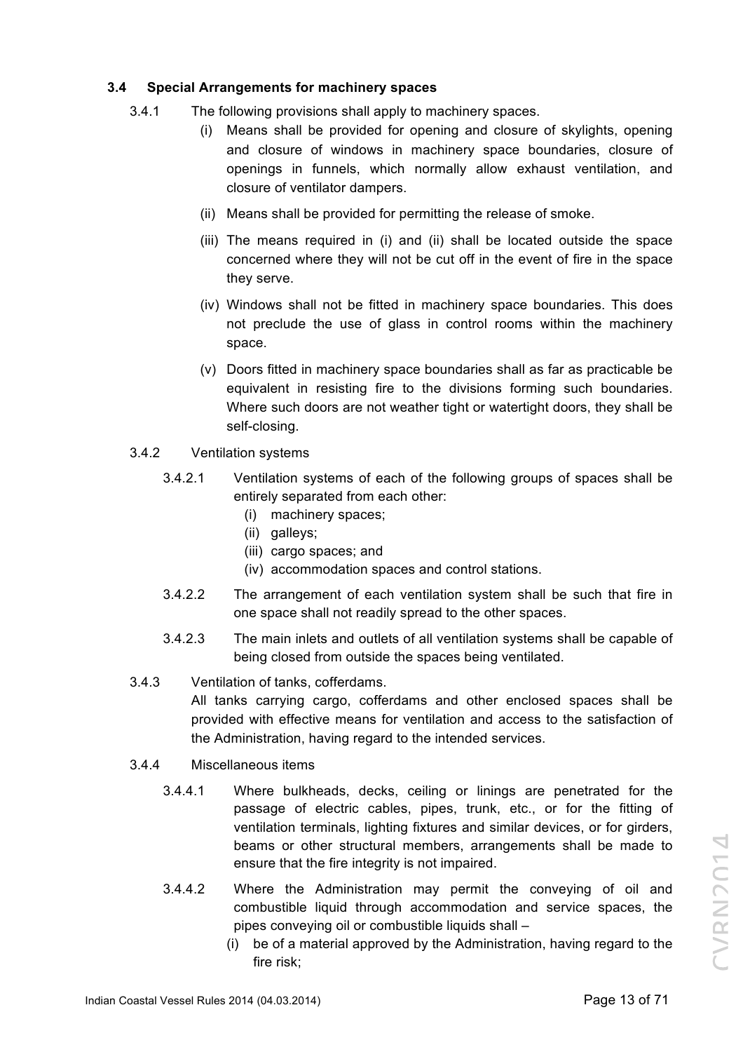### 3.4 Special Arrangements for machinery spaces

3.4.1 The following provisions shall apply to machinery spaces.

(i) Means shall be provided for opening and closure of skylights, opening and closure of windows in machinery space boundaries, closure of openings in funnels, which normally allow exhaust ventilation, and closure of ventilator dampers.

(ii) Means shall be provided for permitting the release of smoke.

(iii) The means required in (i) and (ii) shall be located outside the space concerned where they will not be cut off in the event of fire in the space they serve.

(iv) Windows shall not be fitted in machinery space boundaries. This does not preclude the use of glass in control rooms within the machinery space.

(v) Doors fitted in machinery space boundaries shall as far as practicable be equivalent in resisting fire to the divisions forming such boundaries. Where such doors are not weather tight or watertight doors, they shall be self-closing.

3.4.2 Ventilation systems

3.4.2.1 Ventilation systems of each of the following groups of spaces shall be entirely separated from each other:

(i) machinery spaces;
(ii) galleys;
(iii) cargo spaces; and
(iv) accommodation spaces and control stations.

3.4.2.2 The arrangement of each ventilation system shall be such that fire in one space shall not readily spread to the other spaces.

3.4.2.3 The main inlets and outlets of all ventilation systems shall be capable of being closed from outside the spaces being ventilated.

3.4.3 Ventilation of tanks, cofferdams.

All tanks carrying cargo, cofferdams and other enclosed spaces shall be provided with effective means for ventilation and access to the satisfaction of the Administration, having regard to the intended services.

3.4.4 Miscellaneous items

3.4.4.1 Where bulkheads, decks, ceiling or linings are penetrated for the passage of electric cables, pipes, trunk, etc., or for the fitting of ventilation terminals, lighting fixtures and similar devices, or for girders, beams or other structural members, arrangements shall be made to ensure that the fire integrity is not impaired.

3.4.4.2 Where the Administration may permit the conveying of oil and combustible liquid through accommodation and service spaces, the pipes conveying oil or combustible liquids shall –

(i) be of a material approved by the Administration, having regard to the fire risk;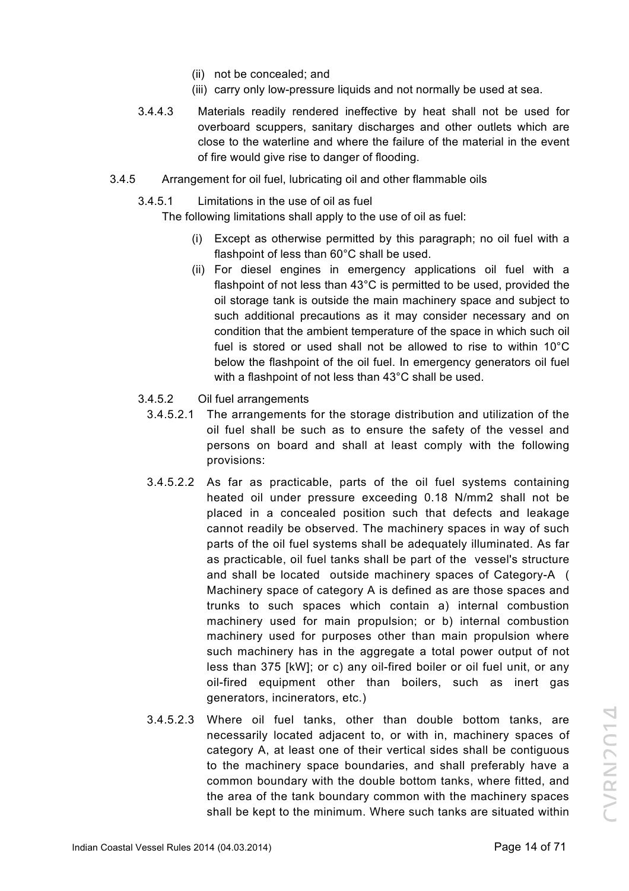(ii) not be concealed; and

(iii) carry only low-pressure liquids and not normally be used at sea.

3.4.4.3 Materials readily rendered ineffective by heat shall not be used for overboard scuppers, sanitary discharges and other outlets which are close to the waterline and where the failure of the material in the event of fire would give rise to danger of flooding.

3.4.5 Arrangement for oil fuel, lubricating oil and other flammable oils

3.4.5.1 Limitations in the use of oil as fuel

The following limitations shall apply to the use of oil as fuel:

(i) Except as otherwise permitted by this paragraph; no oil fuel with a flashpoint of less than 60°C shall be used.

(ii) For diesel engines in emergency applications oil fuel with a flashpoint of not less than 43°C is permitted to be used, provided the oil storage tank is outside the main machinery space and subject to such additional precautions as it may consider necessary and on condition that the ambient temperature of the space in which such oil fuel is stored or used shall not be allowed to rise to within 10°C below the flashpoint of the oil fuel. In emergency generators oil fuel with a flashpoint of not less than 43°C shall be used.

3.4.5.2 Oil fuel arrangements

3.4.5.2.1 The arrangements for the storage distribution and utilization of the oil fuel shall be such as to ensure the safety of the vessel and persons on board and shall at least comply with the following provisions:

3.4.5.2.2 As far as practicable, parts of the oil fuel systems containing heated oil under pressure exceeding 0.18 N/mm2 shall not be placed in a concealed position such that defects and leakage cannot readily be observed. The machinery spaces in way of such parts of the oil fuel systems shall be adequately illuminated. As far as practicable, oil fuel tanks shall be part of the vessel's structure and shall be located outside machinery spaces of Category-A ( Machinery space of category A is defined as are those spaces and trunks to such spaces which contain a) internal combustion machinery used for main propulsion; or b) internal combustion machinery used for purposes other than main propulsion where such machinery has in the aggregate a total power output of not less than 375 [kW]; or c) any oil-fired boiler or oil fuel unit, or any oil-fired equipment other than boilers, such as inert gas generators, incinerators, etc.)

3.4.5.2.3 Where oil fuel tanks, other than double bottom tanks, are necessarily located adjacent to, or with in, machinery spaces of category A, at least one of their vertical sides shall be contiguous to the machinery space boundaries, and shall preferably have a common boundary with the double bottom tanks, where fitted, and the area of the tank boundary common with the machinery spaces shall be kept to the minimum. Where such tanks are situated within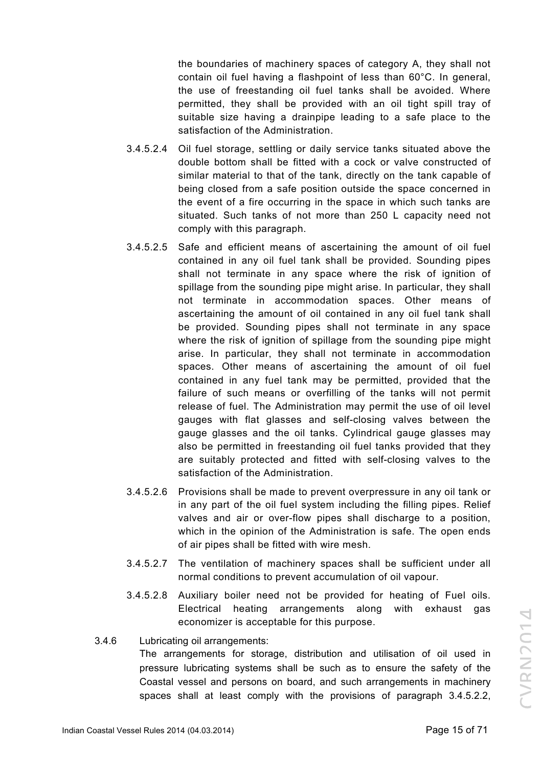the boundaries of machinery spaces of category A, they shall not contain oil fuel having a flashpoint of less than 60°C. In general, the use of freestanding oil fuel tanks shall be avoided. Where permitted, they shall be provided with an oil tight spill tray of suitable size having a drainpipe leading to a safe place to the satisfaction of the Administration.

3.4.5.2.4 Oil fuel storage, settling or daily service tanks situated above the double bottom shall be fitted with a cock or valve constructed of similar material to that of the tank, directly on the tank capable of being closed from a safe position outside the space concerned in the event of a fire occurring in the space in which such tanks are situated. Such tanks of not more than 250 L capacity need not comply with this paragraph.

3.4.5.2.5 Safe and efficient means of ascertaining the amount of oil fuel contained in any oil fuel tank shall be provided. Sounding pipes shall not terminate in any space where the risk of ignition of spillage from the sounding pipe might arise. In particular, they shall not terminate in accommodation spaces. Other means of ascertaining the amount of oil contained in any oil fuel tank shall be provided. Sounding pipes shall not terminate in any space where the risk of ignition of spillage from the sounding pipe might arise. In particular, they shall not terminate in accommodation spaces. Other means of ascertaining the amount of oil fuel contained in any fuel tank may be permitted, provided that the failure of such means or overfilling of the tanks will not permit release of fuel. The Administration may permit the use of oil level gauges with flat glasses and self-closing valves between the gauge glasses and the oil tanks. Cylindrical gauge glasses may also be permitted in freestanding oil fuel tanks provided that they are suitably protected and fitted with self-closing valves to the satisfaction of the Administration.

3.4.5.2.6 Provisions shall be made to prevent overpressure in any oil tank or in any part of the oil fuel system including the filling pipes. Relief valves and air or over-flow pipes shall discharge to a position, which in the opinion of the Administration is safe. The open ends of air pipes shall be fitted with wire mesh.

3.4.5.2.7 The ventilation of machinery spaces shall be sufficient under all normal conditions to prevent accumulation of oil vapour.

3.4.5.2.8 Auxiliary boiler need not be provided for heating of Fuel oils. Electrical heating arrangements along with exhaust gas economizer is acceptable for this purpose.

3.4.6 Lubricating oil arrangements:

The arrangements for storage, distribution and utilisation of oil used in pressure lubricating systems shall be such as to ensure the safety of the Coastal vessel and persons on board, and such arrangements in machinery spaces shall at least comply with the provisions of paragraph 3.4.5.2.2,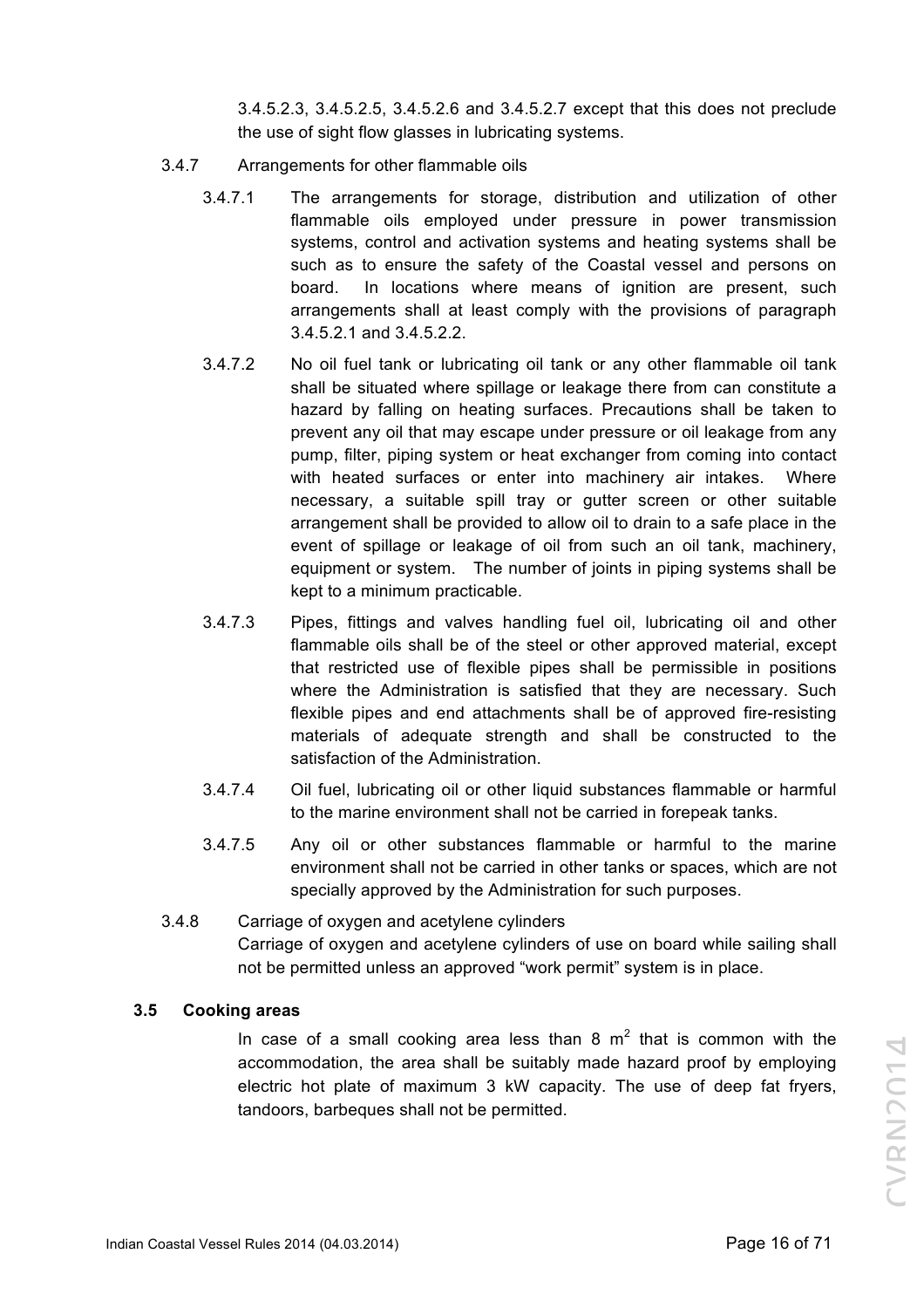3.4.5.2.3, 3.4.5.2.5, 3.4.5.2.6 and 3.4.5.2.7 except that this does not preclude the use of sight flow glasses in lubricating systems.

3.4.7 Arrangements for other flammable oils

3.4.7.1 The arrangements for storage, distribution and utilization of other flammable oils employed under pressure in power transmission systems, control and activation systems and heating systems shall be such as to ensure the safety of the Coastal vessel and persons on board. In locations where means of ignition are present, such arrangements shall at least comply with the provisions of paragraph 3.4.5.2.1 and 3.4.5.2.2.

3.4.7.2 No oil fuel tank or lubricating oil tank or any other flammable oil tank shall be situated where spillage or leakage there from can constitute a hazard by falling on heating surfaces. Precautions shall be taken to prevent any oil that may escape under pressure or oil leakage from any pump, filter, piping system or heat exchanger from coming into contact with heated surfaces or enter into machinery air intakes. Where necessary, a suitable spill tray or gutter screen or other suitable arrangement shall be provided to allow oil to drain to a safe place in the event of spillage or leakage of oil from such an oil tank, machinery, equipment or system. The number of joints in piping systems shall be kept to a minimum practicable.

3.4.7.3 Pipes, fittings and valves handling fuel oil, lubricating oil and other flammable oils shall be of the steel or other approved material, except that restricted use of flexible pipes shall be permissible in positions where the Administration is satisfied that they are necessary. Such flexible pipes and end attachments shall be of approved fire-resisting materials of adequate strength and shall be constructed to the satisfaction of the Administration.

3.4.7.4 Oil fuel, lubricating oil or other liquid substances flammable or harmful to the marine environment shall not be carried in forepeak tanks.

3.4.7.5 Any oil or other substances flammable or harmful to the marine environment shall not be carried in other tanks or spaces, which are not specially approved by the Administration for such purposes.

3.4.8 Carriage of oxygen and acetylene cylinders

Carriage of oxygen and acetylene cylinders of use on board while sailing shall not be permitted unless an approved "work permit" system is in place.

**3.5 Cooking areas**

In case of a small cooking area less than 8 $m^2$ that is common with the accommodation, the area shall be suitably made hazard proof by employing electric hot plate of maximum 3 kW capacity. The use of deep fat fryers, tandoors, barbeques shall not be permitted.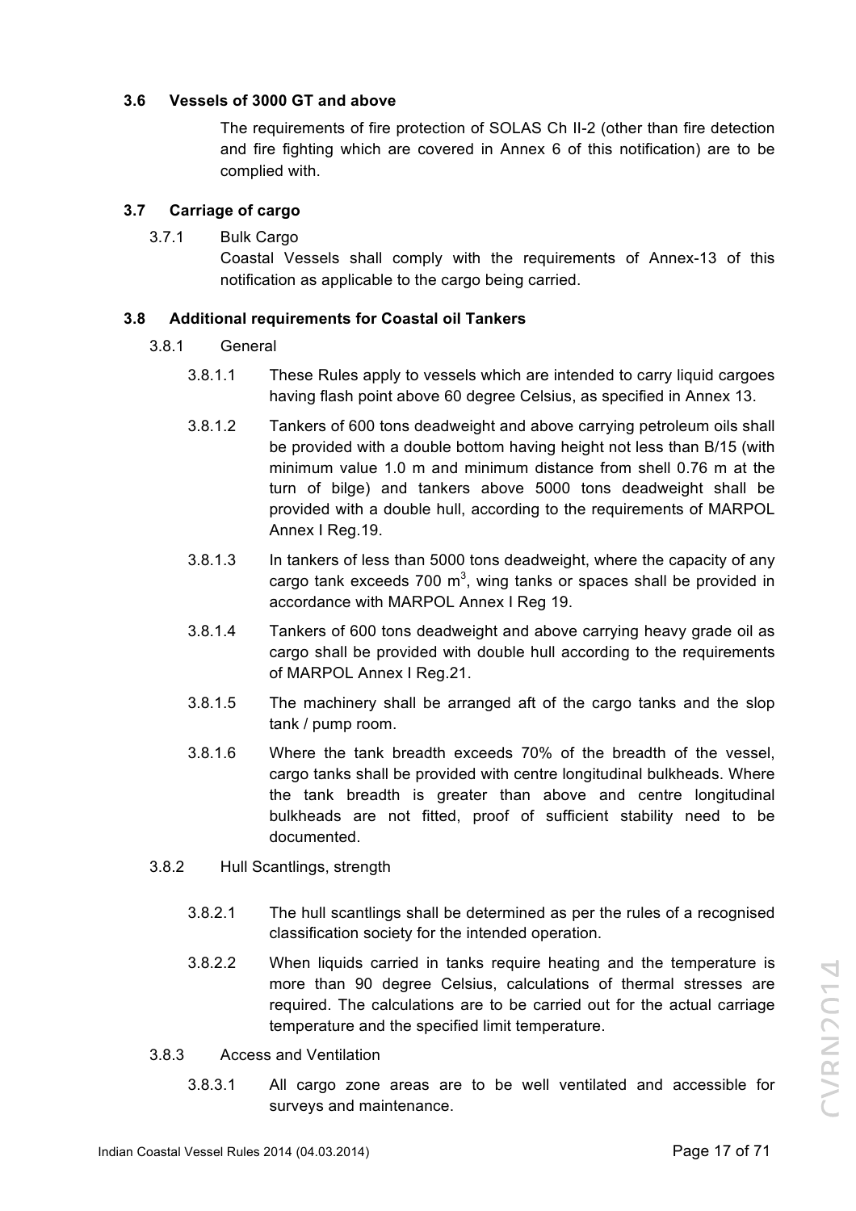### 3.6 Vessels of 3000 GT and above

The requirements of fire protection of SOLAS Ch II-2 (other than fire detection and fire fighting which are covered in Annex 6 of this notification) are to be complied with.

### 3.7 Carriage of cargo

3.7.1 Bulk Cargo

Coastal Vessels shall comply with the requirements of Annex-13 of this notification as applicable to the cargo being carried.

### 3.8 Additional requirements for Coastal oil Tankers

3.8.1 General

3.8.1.1 These Rules apply to vessels which are intended to carry liquid cargoes having flash point above 60 degree Celsius, as specified in Annex 13.

3.8.1.2 Tankers of 600 tons deadweight and above carrying petroleum oils shall be provided with a double bottom having height not less than B/15 (with minimum value 1.0 m and minimum distance from shell 0.76 m at the turn of bilge) and tankers above 5000 tons deadweight shall be provided with a double hull, according to the requirements of MARPOL Annex I Reg.19.

3.8.1.3 In tankers of less than 5000 tons deadweight, where the capacity of any cargo tank exceeds 700 $m^3$, wing tanks or spaces shall be provided in accordance with MARPOL Annex I Reg 19.

3.8.1.4 Tankers of 600 tons deadweight and above carrying heavy grade oil as cargo shall be provided with double hull according to the requirements of MARPOL Annex I Reg.21.

3.8.1.5 The machinery shall be arranged aft of the cargo tanks and the slop tank / pump room.

3.8.1.6 Where the tank breadth exceeds 70% of the breadth of the vessel, cargo tanks shall be provided with centre longitudinal bulkheads. Where the tank breadth is greater than above and centre longitudinal bulkheads are not fitted, proof of sufficient stability need to be documented.

3.8.2 Hull Scantlings, strength

3.8.2.1 The hull scantlings shall be determined as per the rules of a recognised classification society for the intended operation.

3.8.2.2 When liquids carried in tanks require heating and the temperature is more than 90 degree Celsius, calculations of thermal stresses are required. The calculations are to be carried out for the actual carriage temperature and the specified limit temperature.

3.8.3 Access and Ventilation

3.8.3.1 All cargo zone areas are to be well ventilated and accessible for surveys and maintenance.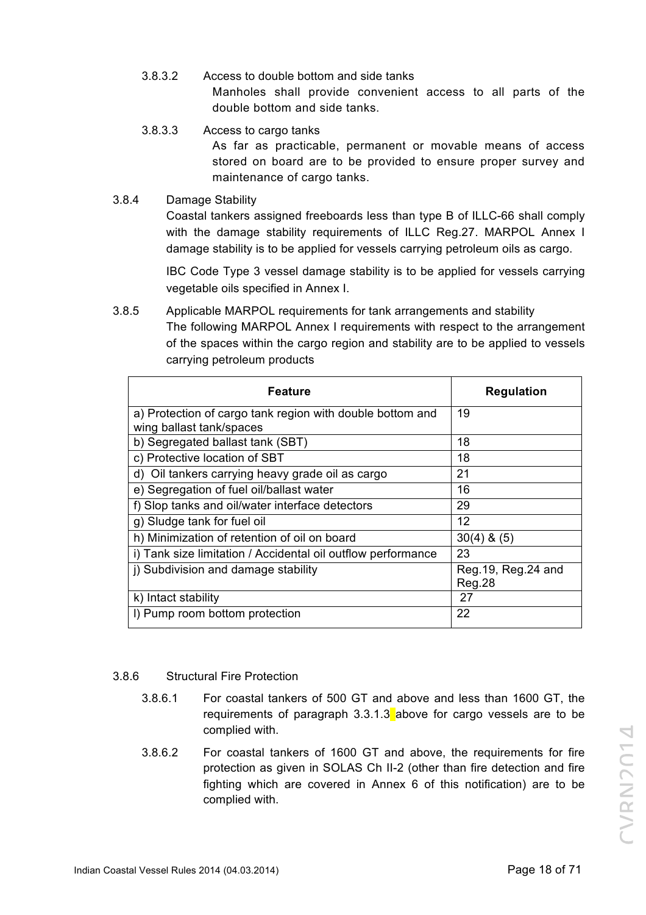3.8.3.2 Access to double bottom and side tanks

Manholes shall provide convenient access to all parts of the double bottom and side tanks.

3.8.3.3 Access to cargo tanks

As far as practicable, permanent or movable means of access stored on board are to be provided to ensure proper survey and maintenance of cargo tanks.

3.8.4 Damage Stability

Coastal tankers assigned freeboards less than type B of ILLC-66 shall comply with the damage stability requirements of ILLC Reg.27. MARPOL Annex I damage stability is to be applied for vessels carrying petroleum oils as cargo.

IBC Code Type 3 vessel damage stability is to be applied for vessels carrying vegetable oils specified in Annex I.

3.8.5 Applicable MARPOL requirements for tank arrangements and stability

The following MARPOL Annex I requirements with respect to the arrangement of the spaces within the cargo region and stability are to be applied to vessels carrying petroleum products

| Feature | Regulation |
|---|---|
| a) Protection of cargo tank region with double bottom and wing ballast tank/spaces | 19 |
| b) Segregated ballast tank (SBT) | 18 |
| c) Protective location of SBT | 18 |
| d) Oil tankers carrying heavy grade oil as cargo | 21 |
| e) Segregation of fuel oil/ballast water | 16 |
| f) Slop tanks and oil/water interface detectors | 29 |
| g) Sludge tank for fuel oil | 12 |
| h) Minimization of retention of oil on board | 30(4) & (5) |
| i) Tank size limitation / Accidental oil outflow performance | 23 |
| j) Subdivision and damage stability | Reg.19, Reg.24 and Reg.28 |
| k) Intact stability | 27 |
| l) Pump room bottom protection | 22 |

3.8.6 Structural Fire Protection

3.8.6.1 For coastal tankers of 500 GT and above and less than 1600 GT, the requirements of paragraph 3.3.1.3 above for cargo vessels are to be complied with.

3.8.6.2 For coastal tankers of 1600 GT and above, the requirements for fire protection as given in SOLAS Ch II-2 (other than fire detection and fire fighting which are covered in Annex 6 of this notification) are to be complied with.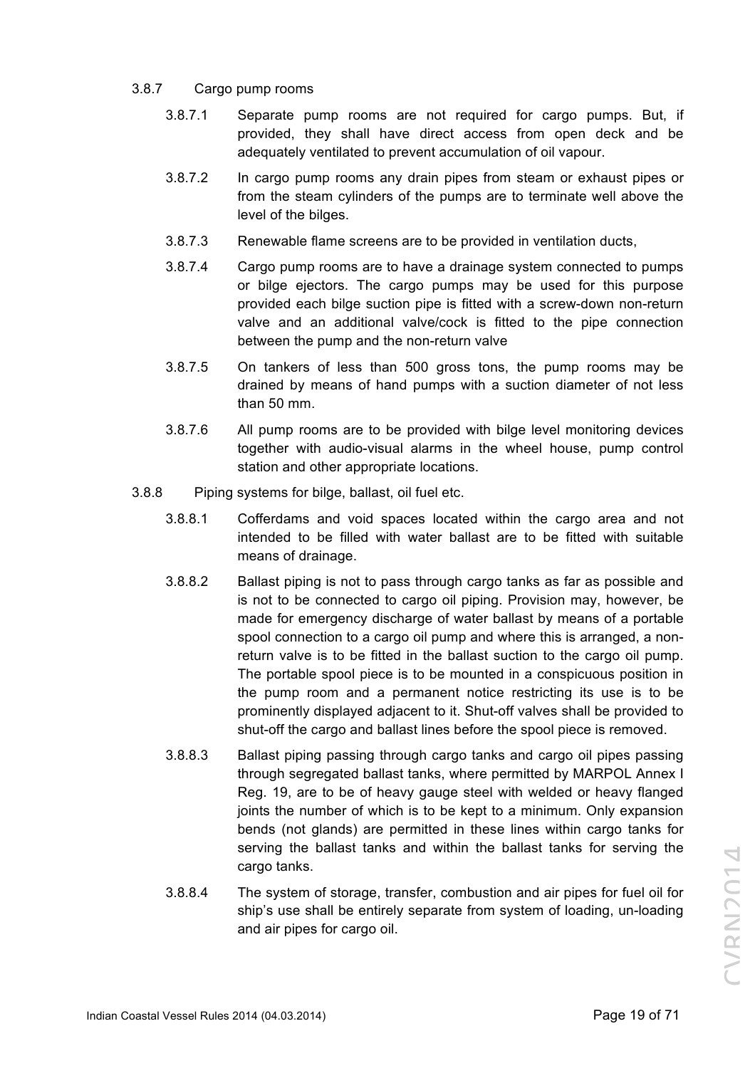### 3.8.7 Cargo pump rooms

3.8.7.1 Separate pump rooms are not required for cargo pumps. But, if provided, they shall have direct access from open deck and be adequately ventilated to prevent accumulation of oil vapour.

3.8.7.2 In cargo pump rooms any drain pipes from steam or exhaust pipes or from the steam cylinders of the pumps are to terminate well above the level of the bilges.

3.8.7.3 Renewable flame screens are to be provided in ventilation ducts,

3.8.7.4 Cargo pump rooms are to have a drainage system connected to pumps or bilge ejectors. The cargo pumps may be used for this purpose provided each bilge suction pipe is fitted with a screw-down non-return valve and an additional valve/cock is fitted to the pipe connection between the pump and the non-return valve

3.8.7.5 On tankers of less than 500 gross tons, the pump rooms may be drained by means of hand pumps with a suction diameter of not less than 50 mm.

3.8.7.6 All pump rooms are to be provided with bilge level monitoring devices together with audio-visual alarms in the wheel house, pump control station and other appropriate locations.

### 3.8.8 Piping systems for bilge, ballast, oil fuel etc.

3.8.8.1 Cofferdams and void spaces located within the cargo area and not intended to be filled with water ballast are to be fitted with suitable means of drainage.

3.8.8.2 Ballast piping is not to pass through cargo tanks as far as possible and is not to be connected to cargo oil piping. Provision may, however, be made for emergency discharge of water ballast by means of a portable spool connection to a cargo oil pump and where this is arranged, a non-return valve is to be fitted in the ballast suction to the cargo oil pump. The portable spool piece is to be mounted in a conspicuous position in the pump room and a permanent notice restricting its use is to be prominently displayed adjacent to it. Shut-off valves shall be provided to shut-off the cargo and ballast lines before the spool piece is removed.

3.8.8.3 Ballast piping passing through cargo tanks and cargo oil pipes passing through segregated ballast tanks, where permitted by MARPOL Annex I Reg. 19, are to be of heavy gauge steel with welded or heavy flanged joints the number of which is to be kept to a minimum. Only expansion bends (not glands) are permitted in these lines within cargo tanks for serving the ballast tanks and within the ballast tanks for serving the cargo tanks.

3.8.8.4 The system of storage, transfer, combustion and air pipes for fuel oil for ship's use shall be entirely separate from system of loading, un-loading and air pipes for cargo oil.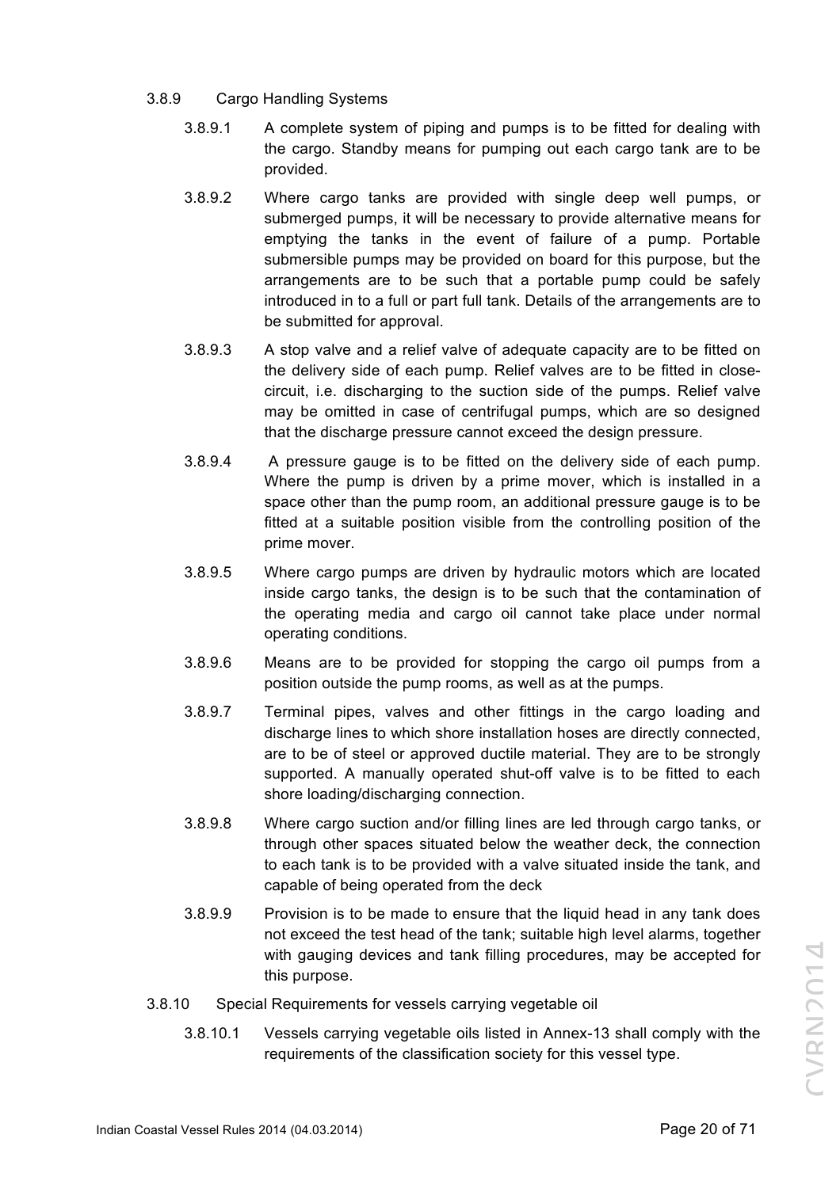### 3.8.9 Cargo Handling Systems

3.8.9.1 A complete system of piping and pumps is to be fitted for dealing with the cargo. Standby means for pumping out each cargo tank are to be provided.

3.8.9.2 Where cargo tanks are provided with single deep well pumps, or submerged pumps, it will be necessary to provide alternative means for emptying the tanks in the event of failure of a pump. Portable submersible pumps may be provided on board for this purpose, but the arrangements are to be such that a portable pump could be safely introduced in to a full or part full tank. Details of the arrangements are to be submitted for approval.

3.8.9.3 A stop valve and a relief valve of adequate capacity are to be fitted on the delivery side of each pump. Relief valves are to be fitted in close-circuit, i.e. discharging to the suction side of the pumps. Relief valve may be omitted in case of centrifugal pumps, which are so designed that the discharge pressure cannot exceed the design pressure.

3.8.9.4 A pressure gauge is to be fitted on the delivery side of each pump. Where the pump is driven by a prime mover, which is installed in a space other than the pump room, an additional pressure gauge is to be fitted at a suitable position visible from the controlling position of the prime mover.

3.8.9.5 Where cargo pumps are driven by hydraulic motors which are located inside cargo tanks, the design is to be such that the contamination of the operating media and cargo oil cannot take place under normal operating conditions.

3.8.9.6 Means are to be provided for stopping the cargo oil pumps from a position outside the pump rooms, as well as at the pumps.

3.8.9.7 Terminal pipes, valves and other fittings in the cargo loading and discharge lines to which shore installation hoses are directly connected, are to be of steel or approved ductile material. They are to be strongly supported. A manually operated shut-off valve is to be fitted to each shore loading/discharging connection.

3.8.9.8 Where cargo suction and/or filling lines are led through cargo tanks, or through other spaces situated below the weather deck, the connection to each tank is to be provided with a valve situated inside the tank, and capable of being operated from the deck

3.8.9.9 Provision is to be made to ensure that the liquid head in any tank does not exceed the test head of the tank; suitable high level alarms, together with gauging devices and tank filling procedures, may be accepted for this purpose.

### 3.8.10 Special Requirements for vessels carrying vegetable oil

3.8.10.1 Vessels carrying vegetable oils listed in Annex-13 shall comply with the requirements of the classification society for this vessel type.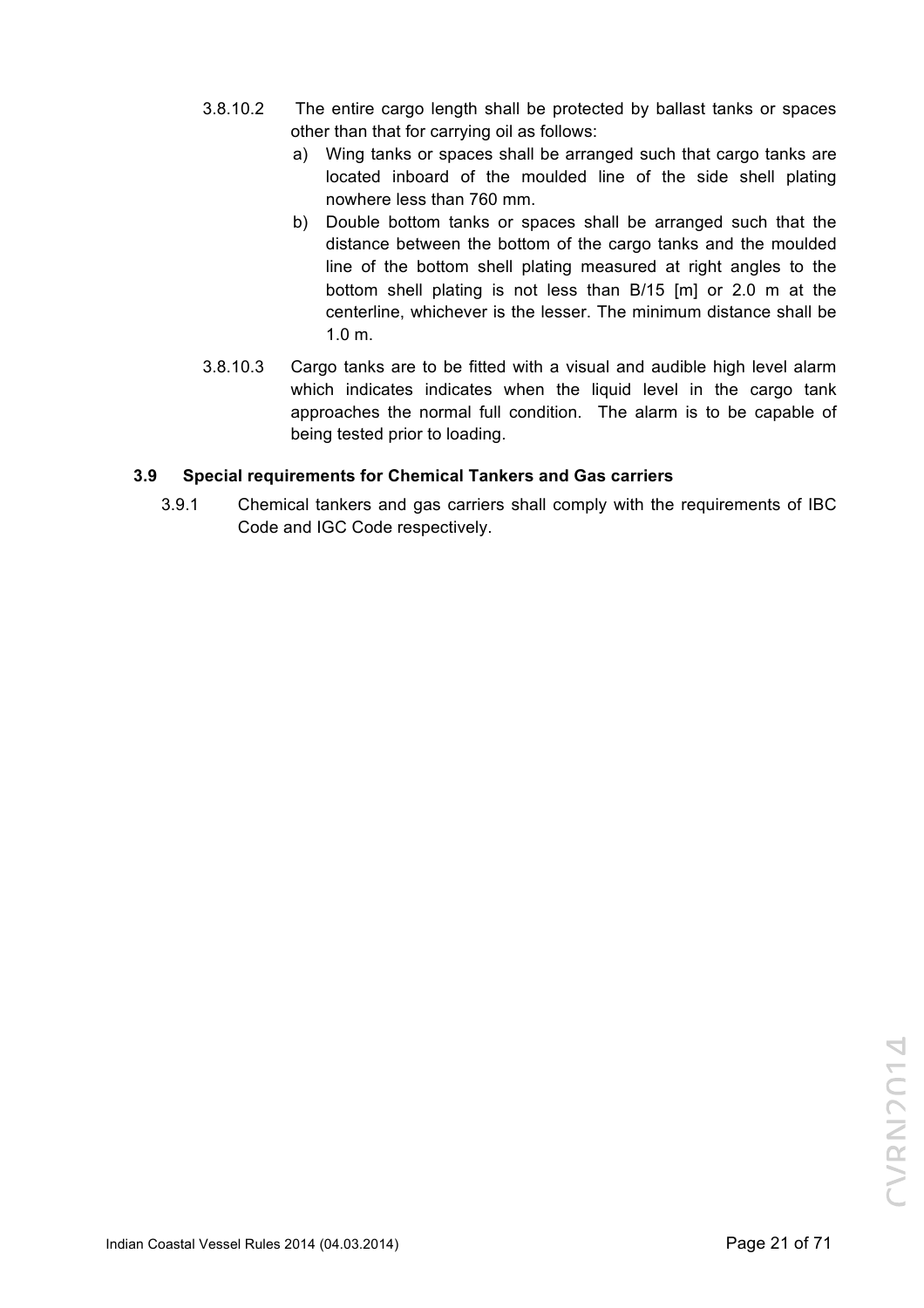3.8.10.2 The entire cargo length shall be protected by ballast tanks or spaces other than that for carrying oil as follows:

a) Wing tanks or spaces shall be arranged such that cargo tanks are located inboard of the moulded line of the side shell plating nowhere less than 760 mm.

b) Double bottom tanks or spaces shall be arranged such that the distance between the bottom of the cargo tanks and the moulded line of the bottom shell plating measured at right angles to the bottom shell plating is not less than B/15 [m] or 2.0 m at the centerline, whichever is the lesser. The minimum distance shall be 1.0 m.

3.8.10.3 Cargo tanks are to be fitted with a visual and audible high level alarm which indicates indicates when the liquid level in the cargo tank approaches the normal full condition. The alarm is to be capable of being tested prior to loading.

### 3.9 Special requirements for Chemical Tankers and Gas carriers

3.9.1 Chemical tankers and gas carriers shall comply with the requirements of IBC Code and IGC Code respectively.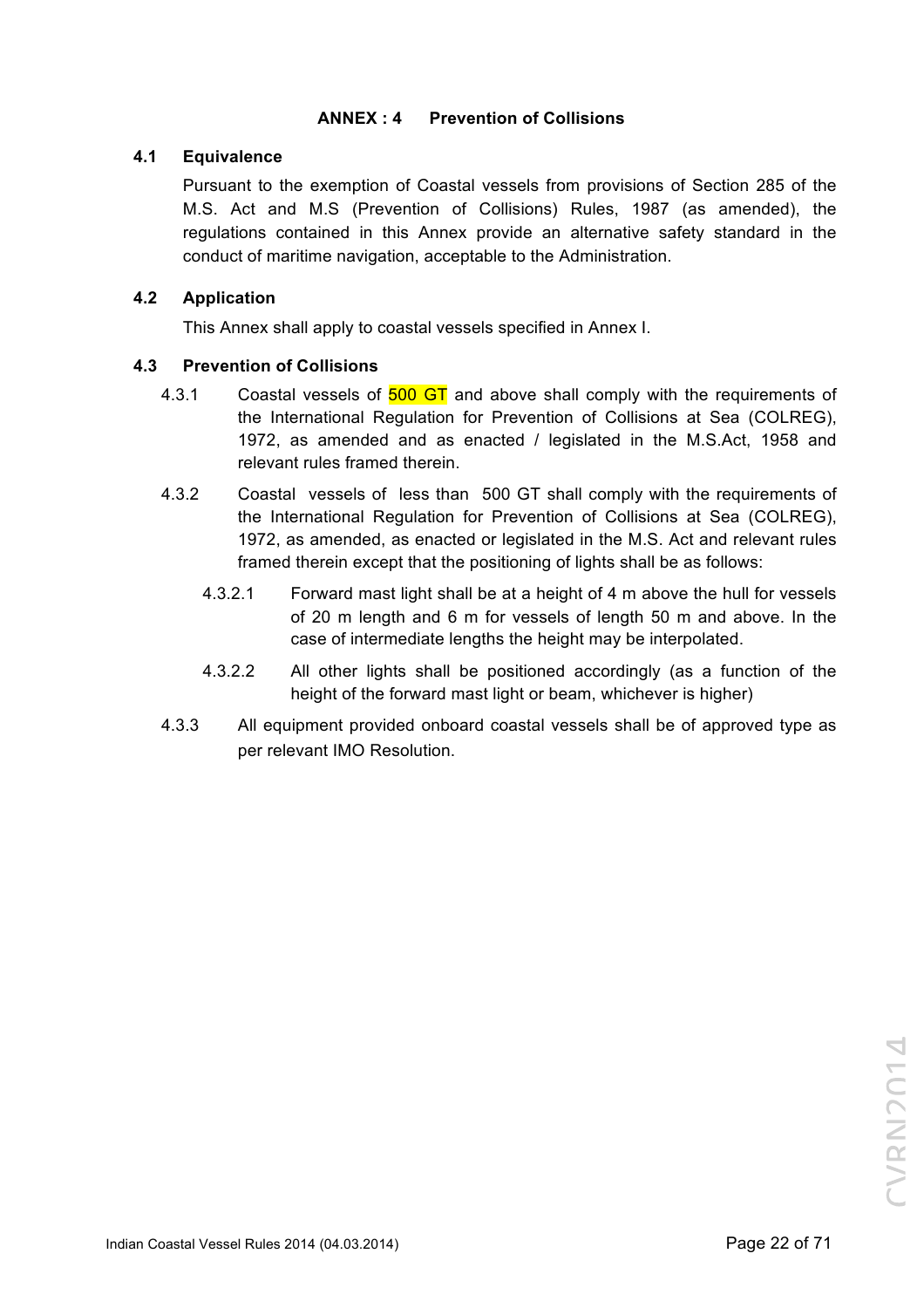## ANNEX : 4 Prevention of Collisions

### 4.1 Equivalence

Pursuant to the exemption of Coastal vessels from provisions of Section 285 of the M.S. Act and M.S (Prevention of Collisions) Rules, 1987 (as amended), the regulations contained in this Annex provide an alternative safety standard in the conduct of maritime navigation, acceptable to the Administration.

### 4.2 Application

This Annex shall apply to coastal vessels specified in Annex I.

### 4.3 Prevention of Collisions

4.3.1 Coastal vessels of 500 GT and above shall comply with the requirements of the International Regulation for Prevention of Collisions at Sea (COLREG), 1972, as amended and as enacted / legislated in the M.S.Act, 1958 and relevant rules framed therein.

4.3.2 Coastal vessels of less than 500 GT shall comply with the requirements of the International Regulation for Prevention of Collisions at Sea (COLREG), 1972, as amended, as enacted or legislated in the M.S. Act and relevant rules framed therein except that the positioning of lights shall be as follows:

4.3.2.1 Forward mast light shall be at a height of 4 m above the hull for vessels of 20 m length and 6 m for vessels of length 50 m and above. In the case of intermediate lengths the height may be interpolated.

4.3.2.2 All other lights shall be positioned accordingly (as a function of the height of the forward mast light or beam, whichever is higher)

4.3.3 All equipment provided onboard coastal vessels shall be of approved type as per relevant IMO Resolution.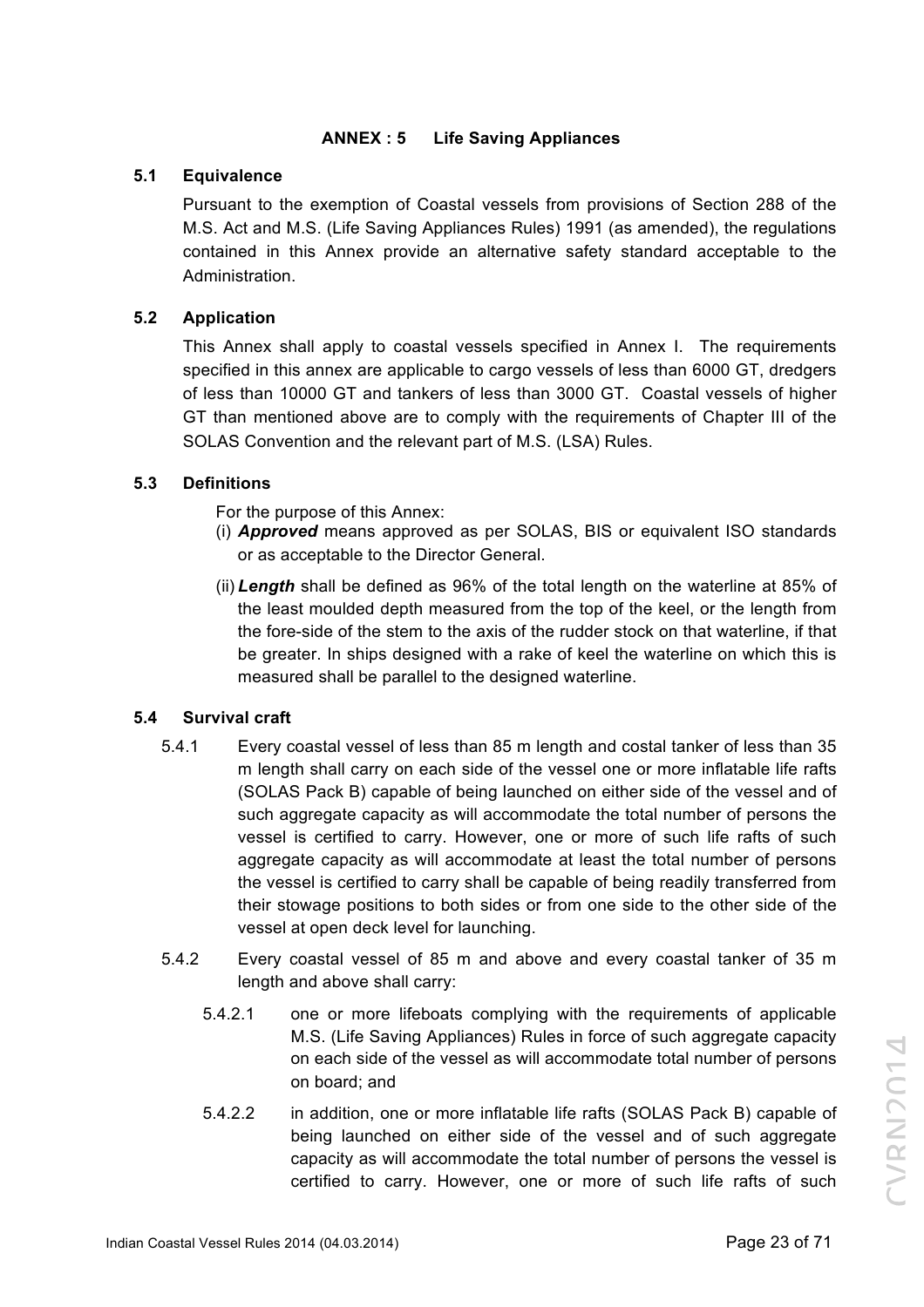## ANNEX : 5 Life Saving Appliances

### 5.1 Equivalence

Pursuant to the exemption of Coastal vessels from provisions of Section 288 of the M.S. Act and M.S. (Life Saving Appliances Rules) 1991 (as amended), the regulations contained in this Annex provide an alternative safety standard acceptable to the Administration.

### 5.2 Application

This Annex shall apply to coastal vessels specified in Annex I. The requirements specified in this annex are applicable to cargo vessels of less than 6000 GT, dredgers of less than 10000 GT and tankers of less than 3000 GT. Coastal vessels of higher GT than mentioned above are to comply with the requirements of Chapter III of the SOLAS Convention and the relevant part of M.S. (LSA) Rules.

### 5.3 Definitions

For the purpose of this Annex:

(i) ***Approved*** means approved as per SOLAS, BIS or equivalent ISO standards or as acceptable to the Director General.

(ii) ***Length*** shall be defined as 96% of the total length on the waterline at 85% of the least moulded depth measured from the top of the keel, or the length from the fore-side of the stem to the axis of the rudder stock on that waterline, if that be greater. In ships designed with a rake of keel the waterline on which this is measured shall be parallel to the designed waterline.

### 5.4 Survival craft

5.4.1 Every coastal vessel of less than 85 m length and costal tanker of less than 35 m length shall carry on each side of the vessel one or more inflatable life rafts (SOLAS Pack B) capable of being launched on either side of the vessel and of such aggregate capacity as will accommodate the total number of persons the vessel is certified to carry. However, one or more of such life rafts of such aggregate capacity as will accommodate at least the total number of persons the vessel is certified to carry shall be capable of being readily transferred from their stowage positions to both sides or from one side to the other side of the vessel at open deck level for launching.

5.4.2 Every coastal vessel of 85 m and above and every coastal tanker of 35 m length and above shall carry:

5.4.2.1 one or more lifeboats complying with the requirements of applicable M.S. (Life Saving Appliances) Rules in force of such aggregate capacity on each side of the vessel as will accommodate total number of persons on board; and

5.4.2.2 in addition, one or more inflatable life rafts (SOLAS Pack B) capable of being launched on either side of the vessel and of such aggregate capacity as will accommodate the total number of persons the vessel is certified to carry. However, one or more of such life rafts of such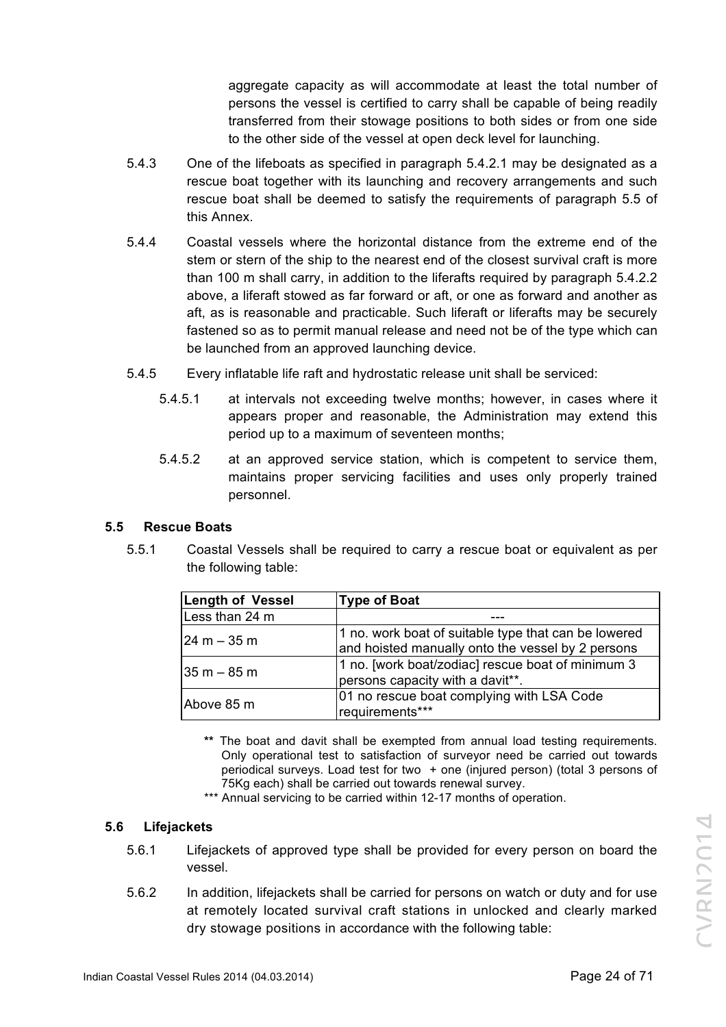aggregate capacity as will accommodate at least the total number of persons the vessel is certified to carry shall be capable of being readily transferred from their stowage positions to both sides or from one side to the other side of the vessel at open deck level for launching.

5.4.3 One of the lifeboats as specified in paragraph 5.4.2.1 may be designated as a rescue boat together with its launching and recovery arrangements and such rescue boat shall be deemed to satisfy the requirements of paragraph 5.5 of this Annex.

5.4.4 Coastal vessels where the horizontal distance from the extreme end of the stem or stern of the ship to the nearest end of the closest survival craft is more than 100 m shall carry, in addition to the liferafts required by paragraph 5.4.2.2 above, a liferaft stowed as far forward or aft, or one as forward and another as aft, as is reasonable and practicable. Such liferaft or liferafts may be securely fastened so as to permit manual release and need not be of the type which can be launched from an approved launching device.

5.4.5 Every inflatable life raft and hydrostatic release unit shall be serviced:

5.4.5.1 at intervals not exceeding twelve months; however, in cases where it appears proper and reasonable, the Administration may extend this period up to a maximum of seventeen months;

5.4.5.2 at an approved service station, which is competent to service them, maintains proper servicing facilities and uses only properly trained personnel.

### 5.5 Rescue Boats

5.5.1 Coastal Vessels shall be required to carry a rescue boat or equivalent as per the following table:

| Length of Vessel | Type of Boat |
|---|---|
| Less than 24 m | --- |
| 24 m – 35 m | 1 no. work boat of suitable type that can be lowered and hoisted manually onto the vessel by 2 persons |
| 35 m – 85 m | 1 no. [work boat/zodiac] rescue boat of minimum 3 persons capacity with a davit**. |
| Above 85 m | 01 no rescue boat complying with LSA Code requirements*** |

** The boat and davit shall be exempted from annual load testing requirements. Only operational test to satisfaction of surveyor need be carried out towards periodical surveys. Load test for two + one (injured person) (total 3 persons of 75Kg each) shall be carried out towards renewal survey.

*** Annual servicing to be carried within 12-17 months of operation.

### 5.6 Lifejackets

5.6.1 Lifejackets of approved type shall be provided for every person on board the vessel.

5.6.2 In addition, lifejackets shall be carried for persons on watch or duty and for use at remotely located survival craft stations in unlocked and clearly marked dry stowage positions in accordance with the following table: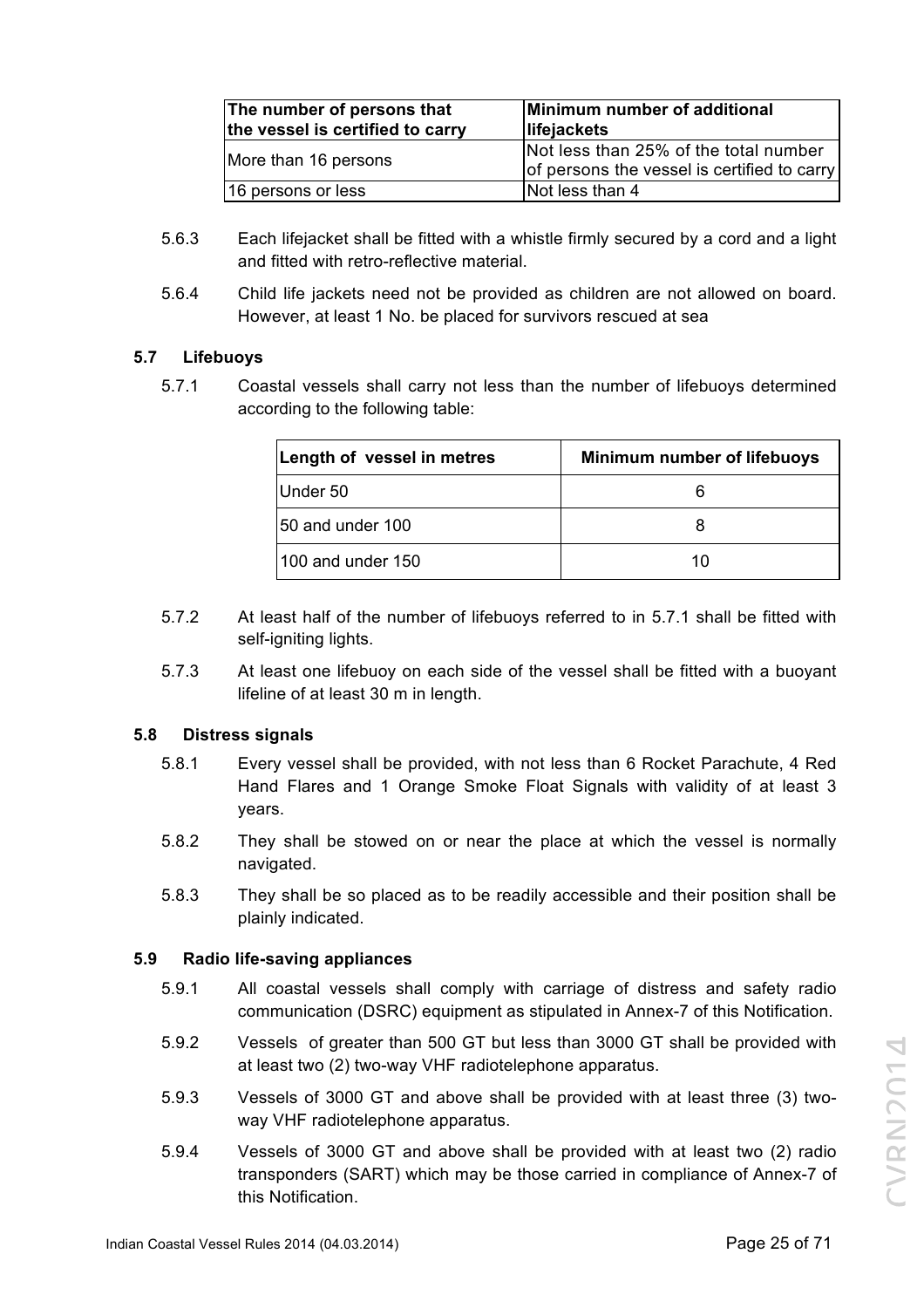| The number of persons that the vessel is certified to carry | Minimum number of additional lifejackets |
|---|---|
| More than 16 persons | Not less than 25% of the total number of persons the vessel is certified to carry |
| 16 persons or less | Not less than 4 |

5.6.3 Each lifejacket shall be fitted with a whistle firmly secured by a cord and a light and fitted with retro-reflective material.

5.6.4 Child life jackets need not be provided as children are not allowed on board. However, at least 1 No. be placed for survivors rescued at sea

### 5.7 Lifebuoys

5.7.1 Coastal vessels shall carry not less than the number of lifebuoys determined according to the following table:

| Length of vessel in metres | Minimum number of lifebuoys |
|---|---|
| Under 50 | 6 |
| 50 and under 100 | 8 |
| 100 and under 150 | 10 |

5.7.2 At least half of the number of lifebuoys referred to in 5.7.1 shall be fitted with self-igniting lights.

5.7.3 At least one lifebuoy on each side of the vessel shall be fitted with a buoyant lifeline of at least 30 m in length.

### 5.8 Distress signals

5.8.1 Every vessel shall be provided, with not less than 6 Rocket Parachute, 4 Red Hand Flares and 1 Orange Smoke Float Signals with validity of at least 3 years.

5.8.2 They shall be stowed on or near the place at which the vessel is normally navigated.

5.8.3 They shall be so placed as to be readily accessible and their position shall be plainly indicated.

### 5.9 Radio life-saving appliances

5.9.1 All coastal vessels shall comply with carriage of distress and safety radio communication (DSRC) equipment as stipulated in Annex-7 of this Notification.

5.9.2 Vessels of greater than 500 GT but less than 3000 GT shall be provided with at least two (2) two-way VHF radiotelephone apparatus.

5.9.3 Vessels of 3000 GT and above shall be provided with at least three (3) two-way VHF radiotelephone apparatus.

5.9.4 Vessels of 3000 GT and above shall be provided with at least two (2) radio transponders (SART) which may be those carried in compliance of Annex-7 of this Notification.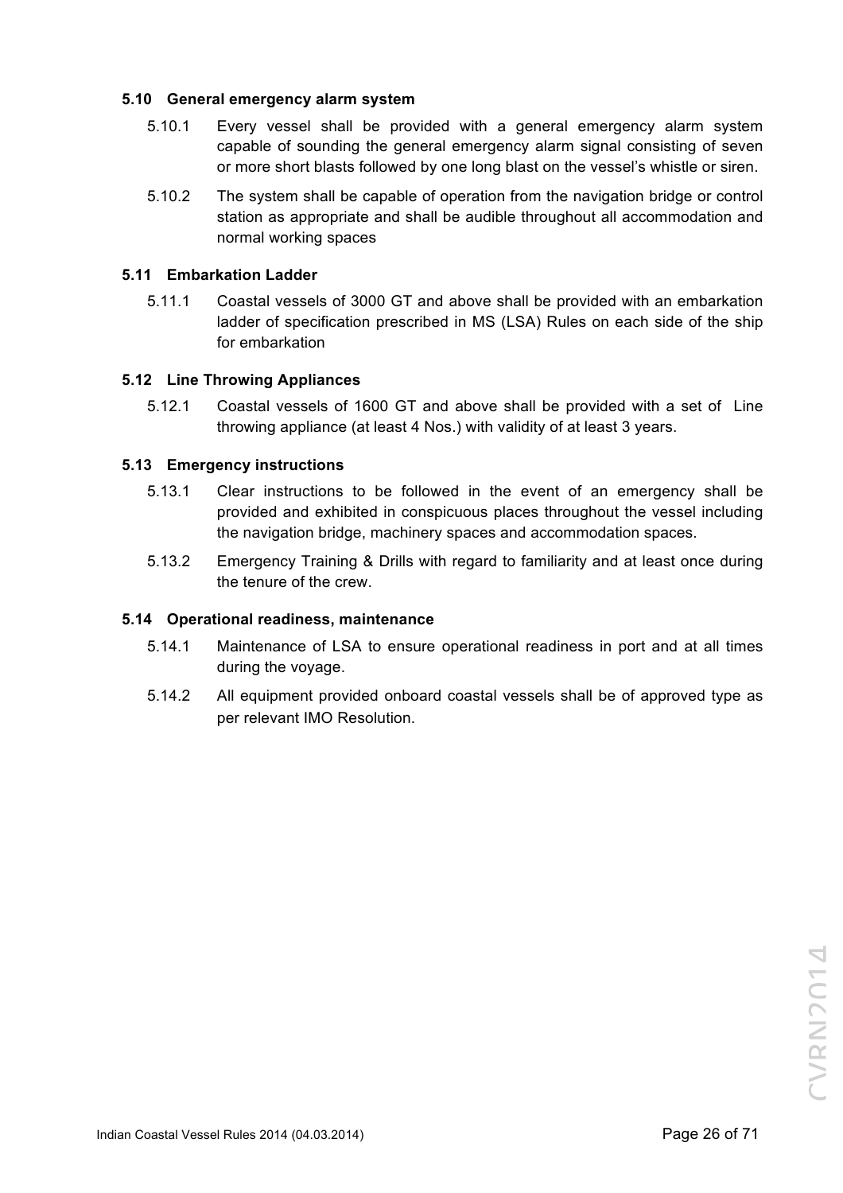### 5.10 General emergency alarm system

5.10.1 Every vessel shall be provided with a general emergency alarm system capable of sounding the general emergency alarm signal consisting of seven or more short blasts followed by one long blast on the vessel's whistle or siren.

5.10.2 The system shall be capable of operation from the navigation bridge or control station as appropriate and shall be audible throughout all accommodation and normal working spaces

### 5.11 Embarkation Ladder

5.11.1 Coastal vessels of 3000 GT and above shall be provided with an embarkation ladder of specification prescribed in MS (LSA) Rules on each side of the ship for embarkation

### 5.12 Line Throwing Appliances

5.12.1 Coastal vessels of 1600 GT and above shall be provided with a set of Line throwing appliance (at least 4 Nos.) with validity of at least 3 years.

### 5.13 Emergency instructions

5.13.1 Clear instructions to be followed in the event of an emergency shall be provided and exhibited in conspicuous places throughout the vessel including the navigation bridge, machinery spaces and accommodation spaces.

5.13.2 Emergency Training & Drills with regard to familiarity and at least once during the tenure of the crew.

### 5.14 Operational readiness, maintenance

5.14.1 Maintenance of LSA to ensure operational readiness in port and at all times during the voyage.

5.14.2 All equipment provided onboard coastal vessels shall be of approved type as per relevant IMO Resolution.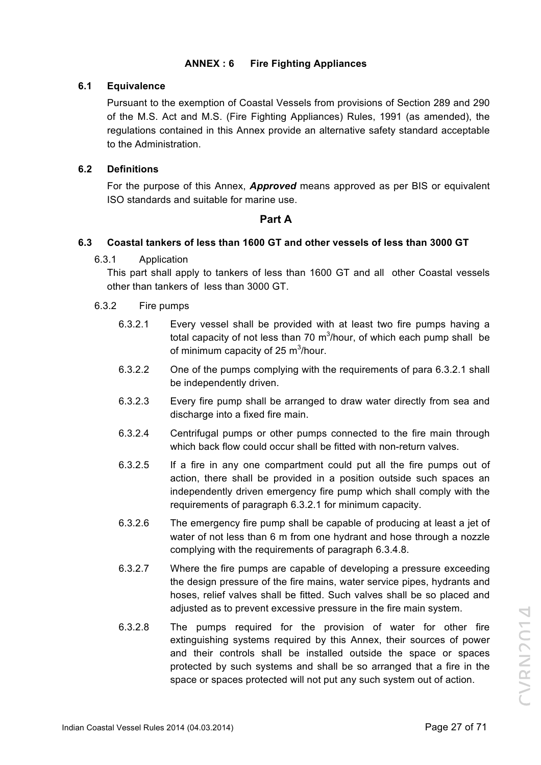# ANNEX : 6 Fire Fighting Appliances

## 6.1 Equivalence

Pursuant to the exemption of Coastal Vessels from provisions of Section 289 and 290 of the M.S. Act and M.S. (Fire Fighting Appliances) Rules, 1991 (as amended), the regulations contained in this Annex provide an alternative safety standard acceptable to the Administration.

## 6.2 Definitions

For the purpose of this Annex, ***Approved*** means approved as per BIS or equivalent ISO standards and suitable for marine use.

## Part A

## 6.3 Coastal tankers of less than 1600 GT and other vessels of less than 3000 GT

### 6.3.1 Application

This part shall apply to tankers of less than 1600 GT and all other Coastal vessels other than tankers of less than 3000 GT.

### 6.3.2 Fire pumps

6.3.2.1 Every vessel shall be provided with at least two fire pumps having a total capacity of not less than 70 $m^3$/hour, of which each pump shall be of minimum capacity of 25 $m^3$/hour.

6.3.2.2 One of the pumps complying with the requirements of para 6.3.2.1 shall be independently driven.

6.3.2.3 Every fire pump shall be arranged to draw water directly from sea and discharge into a fixed fire main.

6.3.2.4 Centrifugal pumps or other pumps connected to the fire main through which back flow could occur shall be fitted with non-return valves.

6.3.2.5 If a fire in any one compartment could put all the fire pumps out of action, there shall be provided in a position outside such spaces an independently driven emergency fire pump which shall comply with the requirements of paragraph 6.3.2.1 for minimum capacity.

6.3.2.6 The emergency fire pump shall be capable of producing at least a jet of water of not less than 6 m from one hydrant and hose through a nozzle complying with the requirements of paragraph 6.3.4.8.

6.3.2.7 Where the fire pumps are capable of developing a pressure exceeding the design pressure of the fire mains, water service pipes, hydrants and hoses, relief valves shall be fitted. Such valves shall be so placed and adjusted as to prevent excessive pressure in the fire main system.

6.3.2.8 The pumps required for the provision of water for other fire extinguishing systems required by this Annex, their sources of power and their controls shall be installed outside the space or spaces protected by such systems and shall be so arranged that a fire in the space or spaces protected will not put any such system out of action.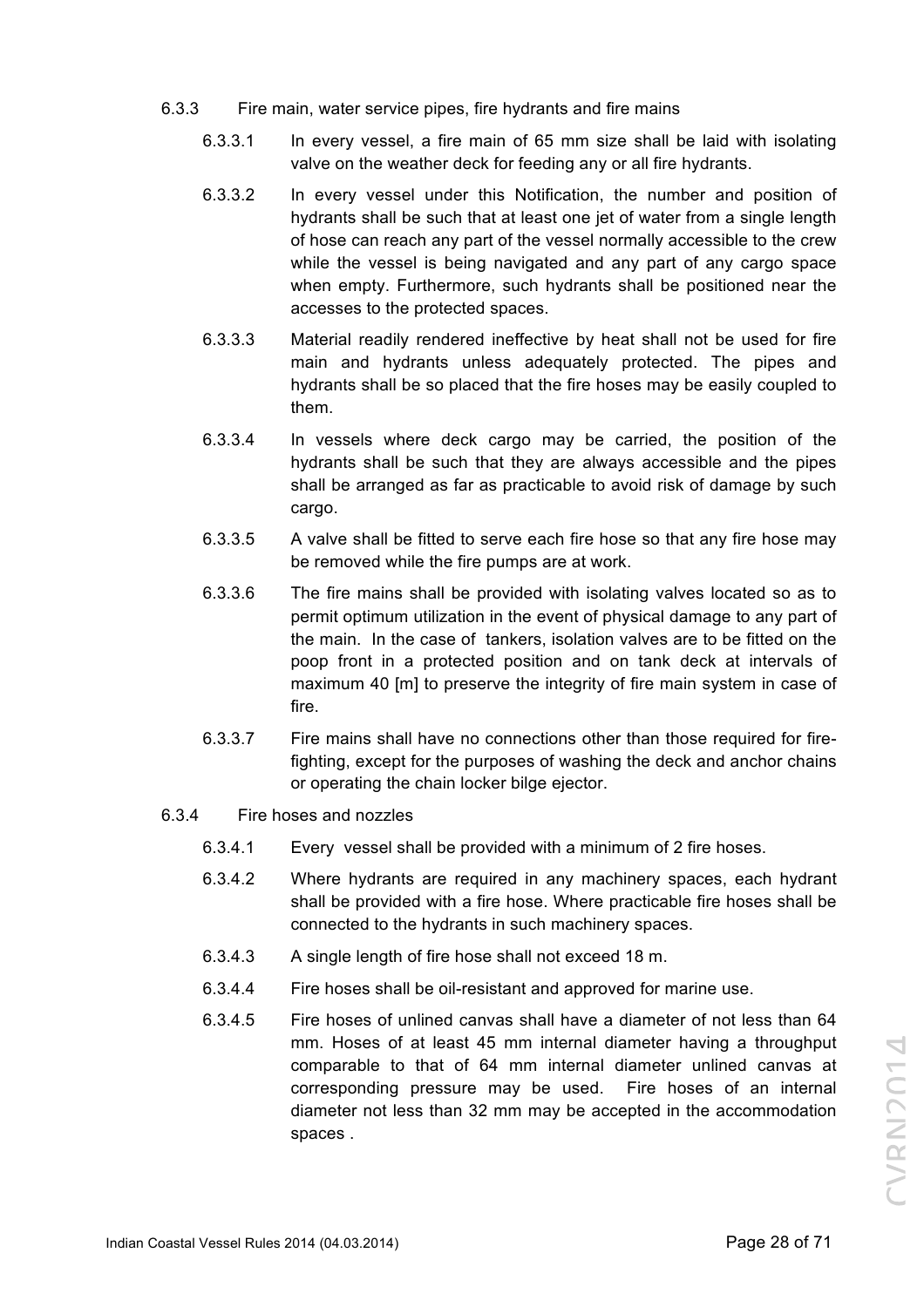### 6.3.3 Fire main, water service pipes, fire hydrants and fire mains

6.3.3.1 In every vessel, a fire main of 65 mm size shall be laid with isolating valve on the weather deck for feeding any or all fire hydrants.

6.3.3.2 In every vessel under this Notification, the number and position of hydrants shall be such that at least one jet of water from a single length of hose can reach any part of the vessel normally accessible to the crew while the vessel is being navigated and any part of any cargo space when empty. Furthermore, such hydrants shall be positioned near the accesses to the protected spaces.

6.3.3.3 Material readily rendered ineffective by heat shall not be used for fire main and hydrants unless adequately protected. The pipes and hydrants shall be so placed that the fire hoses may be easily coupled to them.

6.3.3.4 In vessels where deck cargo may be carried, the position of the hydrants shall be such that they are always accessible and the pipes shall be arranged as far as practicable to avoid risk of damage by such cargo.

6.3.3.5 A valve shall be fitted to serve each fire hose so that any fire hose may be removed while the fire pumps are at work.

6.3.3.6 The fire mains shall be provided with isolating valves located so as to permit optimum utilization in the event of physical damage to any part of the main. In the case of tankers, isolation valves are to be fitted on the poop front in a protected position and on tank deck at intervals of maximum 40 [m] to preserve the integrity of fire main system in case of fire.

6.3.3.7 Fire mains shall have no connections other than those required for fire-fighting, except for the purposes of washing the deck and anchor chains or operating the chain locker bilge ejector.

### 6.3.4 Fire hoses and nozzles

6.3.4.1 Every vessel shall be provided with a minimum of 2 fire hoses.

6.3.4.2 Where hydrants are required in any machinery spaces, each hydrant shall be provided with a fire hose. Where practicable fire hoses shall be connected to the hydrants in such machinery spaces.

6.3.4.3 A single length of fire hose shall not exceed 18 m.

6.3.4.4 Fire hoses shall be oil-resistant and approved for marine use.

6.3.4.5 Fire hoses of unlined canvas shall have a diameter of not less than 64 mm. Hoses of at least 45 mm internal diameter having a throughput comparable to that of 64 mm internal diameter unlined canvas at corresponding pressure may be used. Fire hoses of an internal diameter not less than 32 mm may be accepted in the accommodation spaces .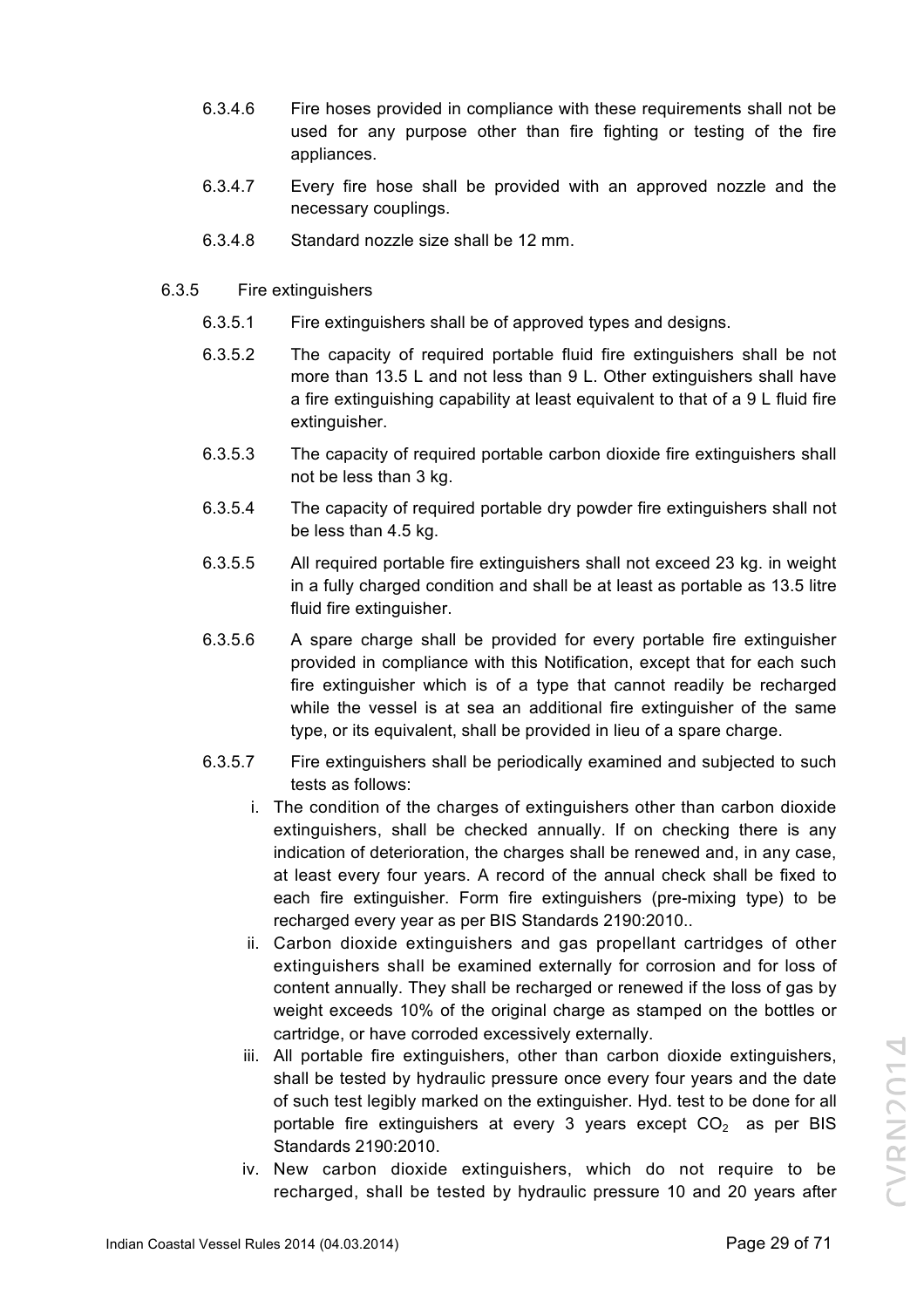6.3.4.6 Fire hoses provided in compliance with these requirements shall not be used for any purpose other than fire fighting or testing of the fire appliances.

6.3.4.7 Every fire hose shall be provided with an approved nozzle and the necessary couplings.

6.3.4.8 Standard nozzle size shall be 12 mm.

6.3.5 Fire extinguishers

6.3.5.1 Fire extinguishers shall be of approved types and designs.

6.3.5.2 The capacity of required portable fluid fire extinguishers shall be not more than 13.5 L and not less than 9 L. Other extinguishers shall have a fire extinguishing capability at least equivalent to that of a 9 L fluid fire extinguisher.

6.3.5.3 The capacity of required portable carbon dioxide fire extinguishers shall not be less than 3 kg.

6.3.5.4 The capacity of required portable dry powder fire extinguishers shall not be less than 4.5 kg.

6.3.5.5 All required portable fire extinguishers shall not exceed 23 kg. in weight in a fully charged condition and shall be at least as portable as 13.5 litre fluid fire extinguisher.

6.3.5.6 A spare charge shall be provided for every portable fire extinguisher provided in compliance with this Notification, except that for each such fire extinguisher which is of a type that cannot readily be recharged while the vessel is at sea an additional fire extinguisher of the same type, or its equivalent, shall be provided in lieu of a spare charge.

6.3.5.7 Fire extinguishers shall be periodically examined and subjected to such tests as follows:

i. The condition of the charges of extinguishers other than carbon dioxide extinguishers, shall be checked annually. If on checking there is any indication of deterioration, the charges shall be renewed and, in any case, at least every four years. A record of the annual check shall be fixed to each fire extinguisher. Form fire extinguishers (pre-mixing type) to be recharged every year as per BIS Standards 2190:2010..

ii. Carbon dioxide extinguishers and gas propellant cartridges of other extinguishers shall be examined externally for corrosion and for loss of content annually. They shall be recharged or renewed if the loss of gas by weight exceeds 10% of the original charge as stamped on the bottles or cartridge, or have corroded excessively externally.

iii. All portable fire extinguishers, other than carbon dioxide extinguishers, shall be tested by hydraulic pressure once every four years and the date of such test legibly marked on the extinguisher. Hyd. test to be done for all portable fire extinguishers at every 3 years except $CO_2$ as per BIS Standards 2190:2010.

iv. New carbon dioxide extinguishers, which do not require to be recharged, shall be tested by hydraulic pressure 10 and 20 years after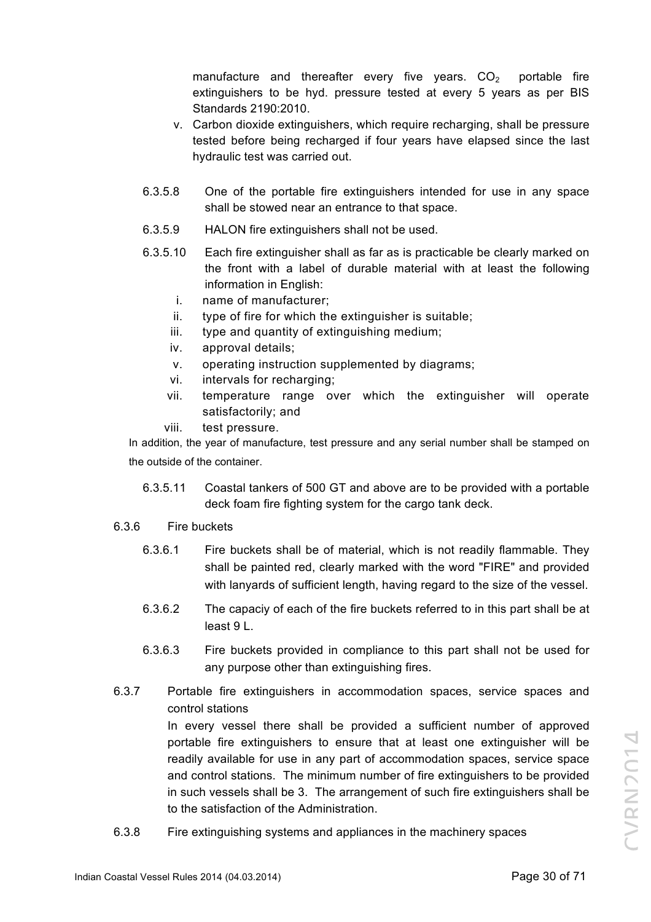manufacture and thereafter every five years. $CO_2$ portable fire extinguishers to be hyd. pressure tested at every 5 years as per BIS Standards 2190:2010.

v. Carbon dioxide extinguishers, which require recharging, shall be pressure tested before being recharged if four years have elapsed since the last hydraulic test was carried out.

6.3.5.8 One of the portable fire extinguishers intended for use in any space shall be stowed near an entrance to that space.

6.3.5.9 HALON fire extinguishers shall not be used.

6.3.5.10 Each fire extinguisher shall as far as is practicable be clearly marked on the front with a label of durable material with at least the following information in English:

i. name of manufacturer;
ii. type of fire for which the extinguisher is suitable;
iii. type and quantity of extinguishing medium;
iv. approval details;
v. operating instruction supplemented by diagrams;
vi. intervals for recharging;
vii. temperature range over which the extinguisher will operate satisfactorily; and
viii. test pressure.

In addition, the year of manufacture, test pressure and any serial number shall be stamped on the outside of the container.

6.3.5.11 Coastal tankers of 500 GT and above are to be provided with a portable deck foam fire fighting system for the cargo tank deck.

6.3.6 Fire buckets

6.3.6.1 Fire buckets shall be of material, which is not readily flammable. They shall be painted red, clearly marked with the word "FIRE" and provided with lanyards of sufficient length, having regard to the size of the vessel.

6.3.6.2 The capaciy of each of the fire buckets referred to in this part shall be at least 9 L.

6.3.6.3 Fire buckets provided in compliance to this part shall not be used for any purpose other than extinguishing fires.

6.3.7 Portable fire extinguishers in accommodation spaces, service spaces and control stations

In every vessel there shall be provided a sufficient number of approved portable fire extinguishers to ensure that at least one extinguisher will be readily available for use in any part of accommodation spaces, service space and control stations. The minimum number of fire extinguishers to be provided in such vessels shall be 3. The arrangement of such fire extinguishers shall be to the satisfaction of the Administration.

6.3.8 Fire extinguishing systems and appliances in the machinery spaces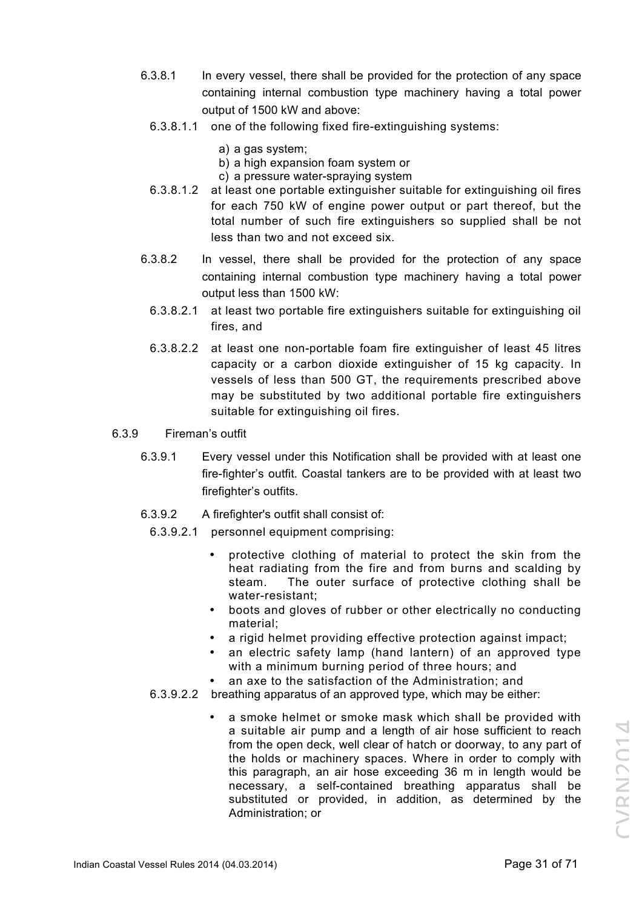6.3.8.1 In every vessel, there shall be provided for the protection of any space containing internal combustion type machinery having a total power output of 1500 kW and above:

6.3.8.1.1 one of the following fixed fire-extinguishing systems:

a) a gas system;
b) a high expansion foam system or
c) a pressure water-spraying system

6.3.8.1.2 at least one portable extinguisher suitable for extinguishing oil fires for each 750 kW of engine power output or part thereof, but the total number of such fire extinguishers so supplied shall be not less than two and not exceed six.

6.3.8.2 In vessel, there shall be provided for the protection of any space containing internal combustion type machinery having a total power output less than 1500 kW:

6.3.8.2.1 at least two portable fire extinguishers suitable for extinguishing oil fires, and

6.3.8.2.2 at least one non-portable foam fire extinguisher of least 45 litres capacity or a carbon dioxide extinguisher of 15 kg capacity. In vessels of less than 500 GT, the requirements prescribed above may be substituted by two additional portable fire extinguishers suitable for extinguishing oil fires.

6.3.9 Fireman's outfit

6.3.9.1 Every vessel under this Notification shall be provided with at least one fire-fighter's outfit. Coastal tankers are to be provided with at least two firefighter's outfits.

6.3.9.2 A firefighter's outfit shall consist of:

6.3.9.2.1 personnel equipment comprising:

- protective clothing of material to protect the skin from the heat radiating from the fire and from burns and scalding by steam. The outer surface of protective clothing shall be water-resistant;
- boots and gloves of rubber or other electrically no conducting material;
- a rigid helmet providing effective protection against impact;
- an electric safety lamp (hand lantern) of an approved type with a minimum burning period of three hours; and
- an axe to the satisfaction of the Administration; and

6.3.9.2.2 breathing apparatus of an approved type, which may be either:

- a smoke helmet or smoke mask which shall be provided with a suitable air pump and a length of air hose sufficient to reach from the open deck, well clear of hatch or doorway, to any part of the holds or machinery spaces. Where in order to comply with this paragraph, an air hose exceeding 36 m in length would be necessary, a self-contained breathing apparatus shall be substituted or provided, in addition, as determined by the Administration; or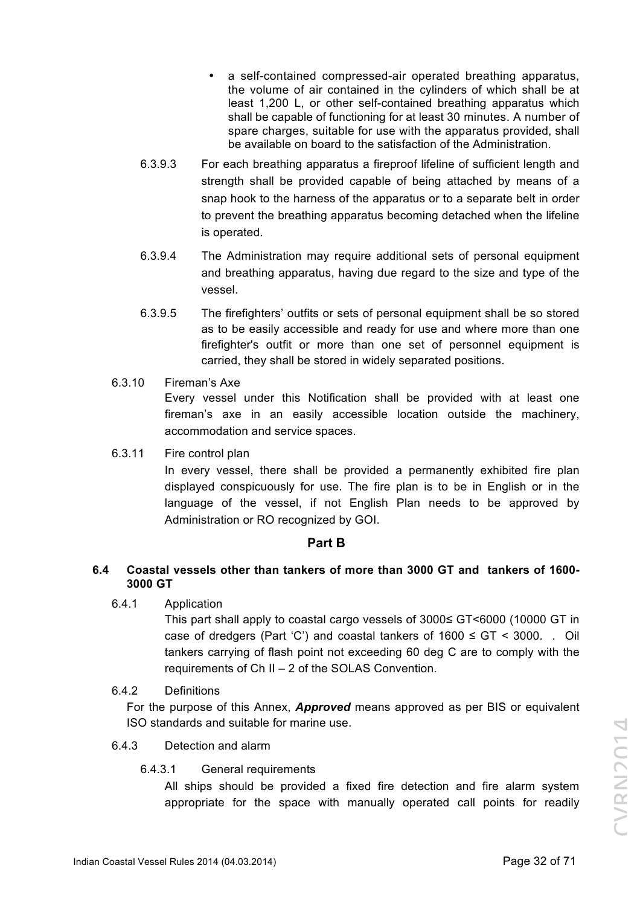- a self-contained compressed-air operated breathing apparatus, the volume of air contained in the cylinders of which shall be at least 1,200 L, or other self-contained breathing apparatus which shall be capable of functioning for at least 30 minutes. A number of spare charges, suitable for use with the apparatus provided, shall be available on board to the satisfaction of the Administration.

6.3.9.3 For each breathing apparatus a fireproof lifeline of sufficient length and strength shall be provided capable of being attached by means of a snap hook to the harness of the apparatus or to a separate belt in order to prevent the breathing apparatus becoming detached when the lifeline is operated.

6.3.9.4 The Administration may require additional sets of personal equipment and breathing apparatus, having due regard to the size and type of the vessel.

6.3.9.5 The firefighters' outfits or sets of personal equipment shall be so stored as to be easily accessible and ready for use and where more than one firefighter's outfit or more than one set of personnel equipment is carried, they shall be stored in widely separated positions.

6.3.10 Fireman's Axe

Every vessel under this Notification shall be provided with at least one fireman's axe in an easily accessible location outside the machinery, accommodation and service spaces.

6.3.11 Fire control plan

In every vessel, there shall be provided a permanently exhibited fire plan displayed conspicuously for use. The fire plan is to be in English or in the language of the vessel, if not English Plan needs to be approved by Administration or RO recognized by GOI.

## Part B

### 6.4 Coastal vessels other than tankers of more than 3000 GT and tankers of 1600-3000 GT

6.4.1 Application

This part shall apply to coastal cargo vessels of 3000≤ GT<6000 (10000 GT in case of dredgers (Part 'C') and coastal tankers of 1600 ≤ GT < 3000. . Oil tankers carrying of flash point not exceeding 60 deg C are to comply with the requirements of Ch II – 2 of the SOLAS Convention.

6.4.2 Definitions

For the purpose of this Annex, ***Approved*** means approved as per BIS or equivalent ISO standards and suitable for marine use.

6.4.3 Detection and alarm

6.4.3.1 General requirements

All ships should be provided a fixed fire detection and fire alarm system appropriate for the space with manually operated call points for readily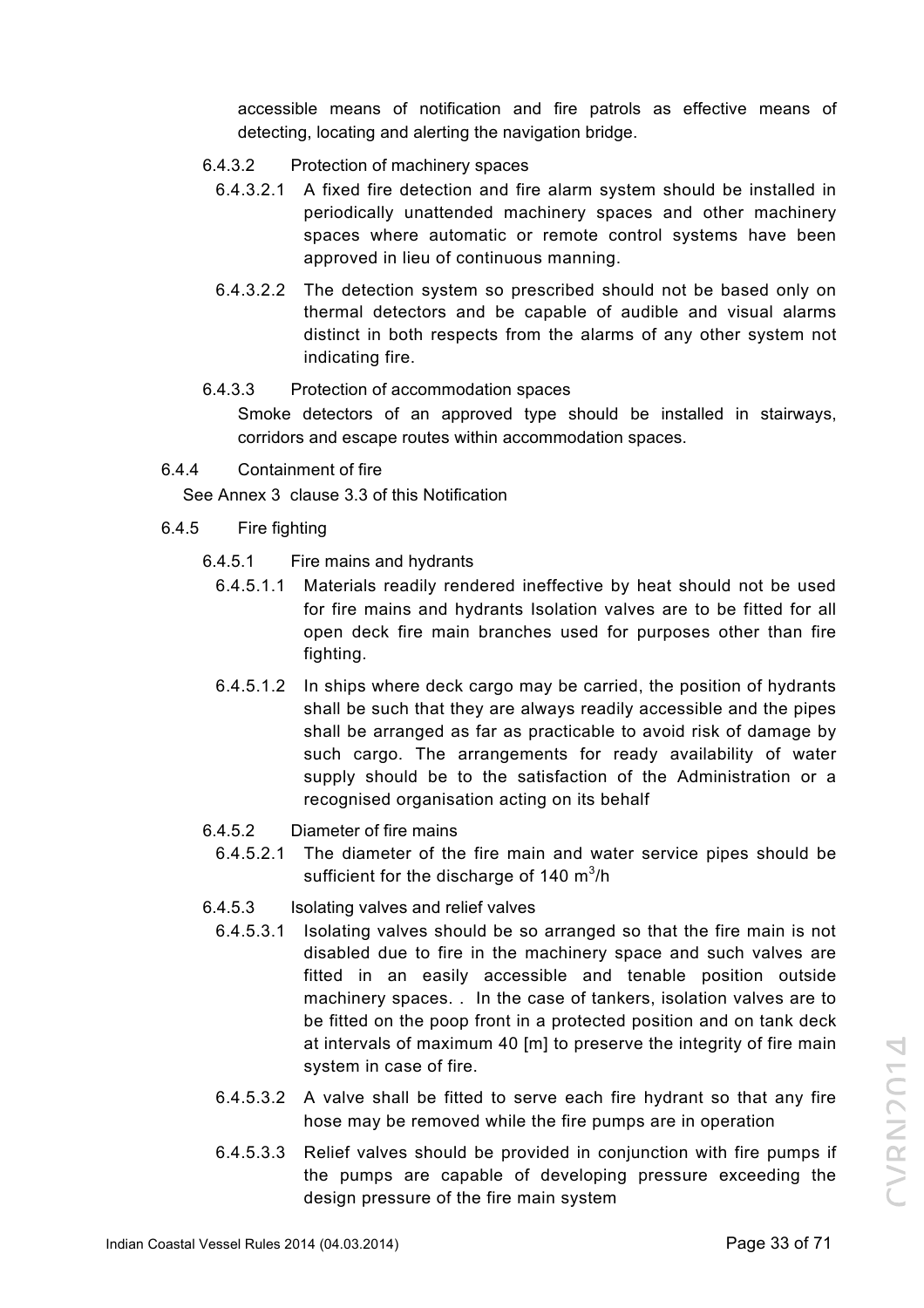accessible means of notification and fire patrols as effective means of detecting, locating and alerting the navigation bridge.

6.4.3.2 Protection of machinery spaces

6.4.3.2.1 A fixed fire detection and fire alarm system should be installed in periodically unattended machinery spaces and other machinery spaces where automatic or remote control systems have been approved in lieu of continuous manning.

6.4.3.2.2 The detection system so prescribed should not be based only on thermal detectors and be capable of audible and visual alarms distinct in both respects from the alarms of any other system not indicating fire.

6.4.3.3 Protection of accommodation spaces

Smoke detectors of an approved type should be installed in stairways, corridors and escape routes within accommodation spaces.

6.4.4 Containment of fire

See Annex 3 clause 3.3 of this Notification

6.4.5 Fire fighting

6.4.5.1 Fire mains and hydrants

6.4.5.1.1 Materials readily rendered ineffective by heat should not be used for fire mains and hydrants Isolation valves are to be fitted for all open deck fire main branches used for purposes other than fire fighting.

6.4.5.1.2 In ships where deck cargo may be carried, the position of hydrants shall be such that they are always readily accessible and the pipes shall be arranged as far as practicable to avoid risk of damage by such cargo. The arrangements for ready availability of water supply should be to the satisfaction of the Administration or a recognised organisation acting on its behalf

6.4.5.2 Diameter of fire mains

6.4.5.2.1 The diameter of the fire main and water service pipes should be sufficient for the discharge of 140 $m^3$/h

6.4.5.3 Isolating valves and relief valves

6.4.5.3.1 Isolating valves should be so arranged so that the fire main is not disabled due to fire in the machinery space and such valves are fitted in an easily accessible and tenable position outside machinery spaces. . In the case of tankers, isolation valves are to be fitted on the poop front in a protected position and on tank deck at intervals of maximum 40 [m] to preserve the integrity of fire main system in case of fire.

6.4.5.3.2 A valve shall be fitted to serve each fire hydrant so that any fire hose may be removed while the fire pumps are in operation

6.4.5.3.3 Relief valves should be provided in conjunction with fire pumps if the pumps are capable of developing pressure exceeding the design pressure of the fire main system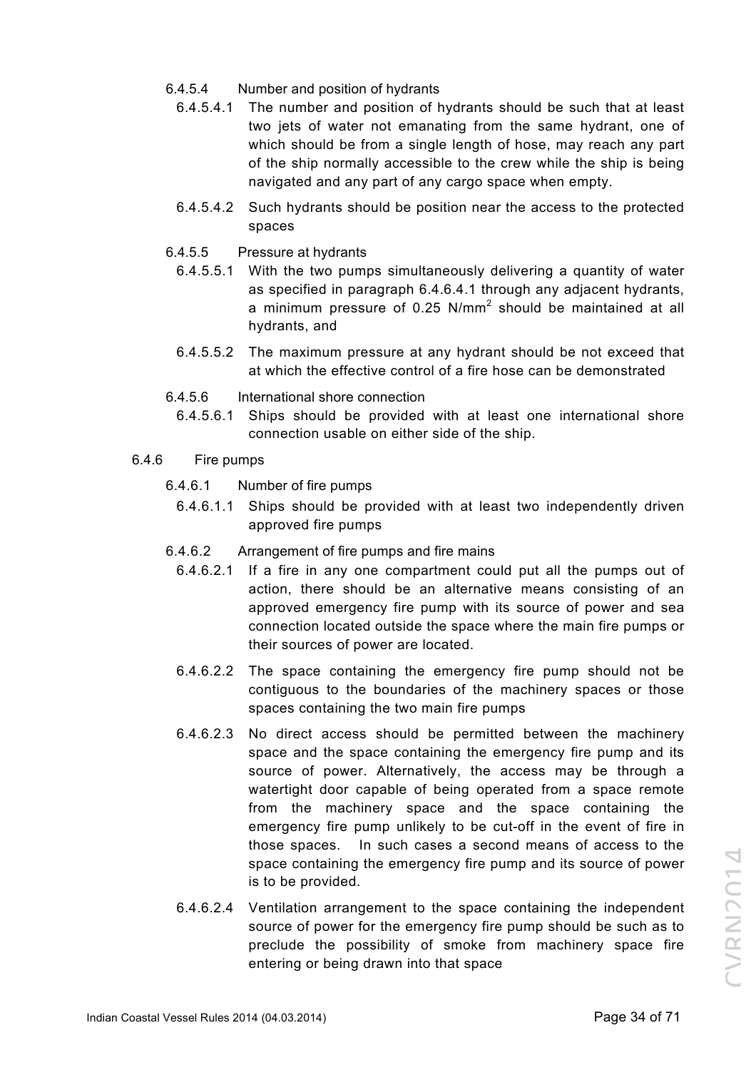6.4.5.4 Number and position of hydrants

6.4.5.4.1 The number and position of hydrants should be such that at least two jets of water not emanating from the same hydrant, one of which should be from a single length of hose, may reach any part of the ship normally accessible to the crew while the ship is being navigated and any part of any cargo space when empty.

6.4.5.4.2 Such hydrants should be position near the access to the protected spaces

6.4.5.5 Pressure at hydrants

6.4.5.5.1 With the two pumps simultaneously delivering a quantity of water as specified in paragraph 6.4.6.4.1 through any adjacent hydrants, a minimum pressure of 0.25 $N/mm^2$ should be maintained at all hydrants, and

6.4.5.5.2 The maximum pressure at any hydrant should be not exceed that at which the effective control of a fire hose can be demonstrated

6.4.5.6 International shore connection

6.4.5.6.1 Ships should be provided with at least one international shore connection usable on either side of the ship.

6.4.6 Fire pumps

6.4.6.1 Number of fire pumps

6.4.6.1.1 Ships should be provided with at least two independently driven approved fire pumps

6.4.6.2 Arrangement of fire pumps and fire mains

6.4.6.2.1 If a fire in any one compartment could put all the pumps out of action, there should be an alternative means consisting of an approved emergency fire pump with its source of power and sea connection located outside the space where the main fire pumps or their sources of power are located.

6.4.6.2.2 The space containing the emergency fire pump should not be contiguous to the boundaries of the machinery spaces or those spaces containing the two main fire pumps

6.4.6.2.3 No direct access should be permitted between the machinery space and the space containing the emergency fire pump and its source of power. Alternatively, the access may be through a watertight door capable of being operated from a space remote from the machinery space and the space containing the emergency fire pump unlikely to be cut-off in the event of fire in those spaces. In such cases a second means of access to the space containing the emergency fire pump and its source of power is to be provided.

6.4.6.2.4 Ventilation arrangement to the space containing the independent source of power for the emergency fire pump should be such as to preclude the possibility of smoke from machinery space fire entering or being drawn into that space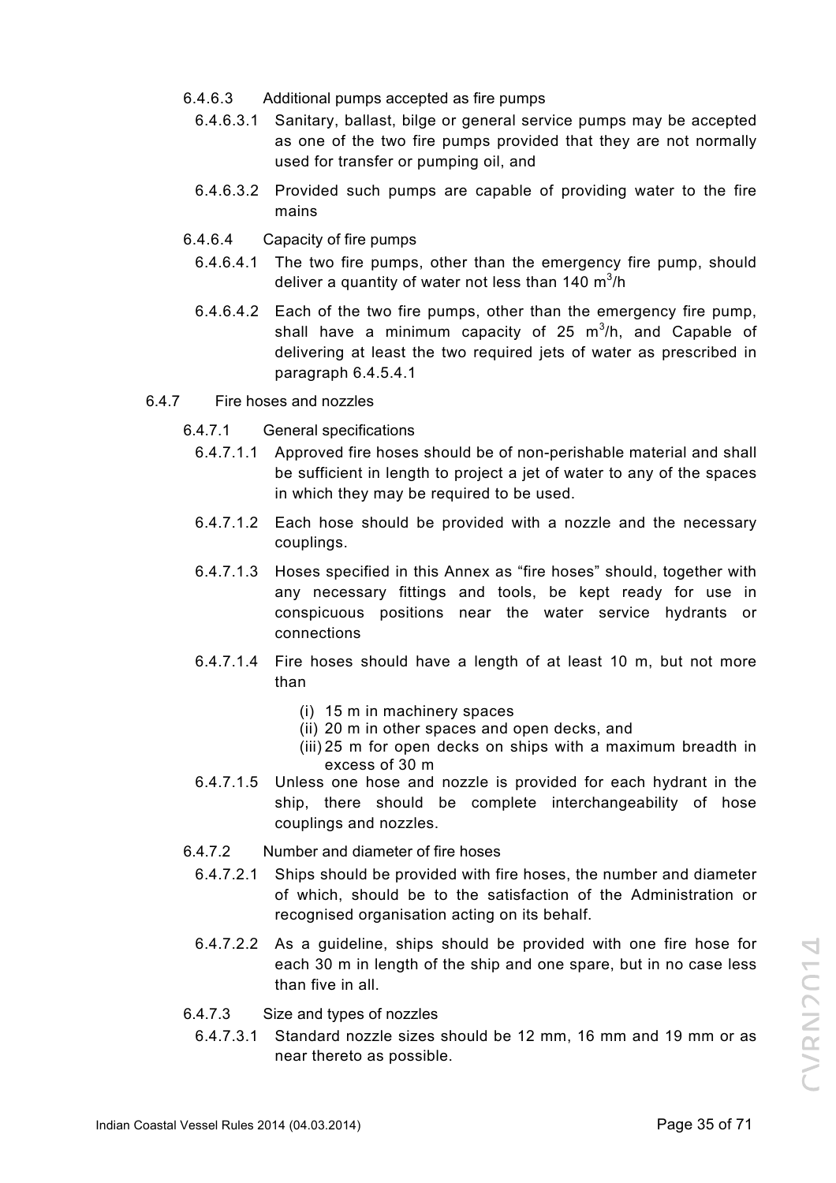6.4.6.3 Additional pumps accepted as fire pumps

6.4.6.3.1 Sanitary, ballast, bilge or general service pumps may be accepted as one of the two fire pumps provided that they are not normally used for transfer or pumping oil, and

6.4.6.3.2 Provided such pumps are capable of providing water to the fire mains

6.4.6.4 Capacity of fire pumps

6.4.6.4.1 The two fire pumps, other than the emergency fire pump, should deliver a quantity of water not less than 140 $m^3$/h

6.4.6.4.2 Each of the two fire pumps, other than the emergency fire pump, shall have a minimum capacity of 25 $m^3$/h, and Capable of delivering at least the two required jets of water as prescribed in paragraph 6.4.5.4.1

6.4.7 Fire hoses and nozzles

6.4.7.1 General specifications

6.4.7.1.1 Approved fire hoses should be of non-perishable material and shall be sufficient in length to project a jet of water to any of the spaces in which they may be required to be used.

6.4.7.1.2 Each hose should be provided with a nozzle and the necessary couplings.

6.4.7.1.3 Hoses specified in this Annex as "fire hoses" should, together with any necessary fittings and tools, be kept ready for use in conspicuous positions near the water service hydrants or connections

6.4.7.1.4 Fire hoses should have a length of at least 10 m, but not more than

(i) 15 m in machinery spaces
(ii) 20 m in other spaces and open decks, and
(iii) 25 m for open decks on ships with a maximum breadth in excess of 30 m

6.4.7.1.5 Unless one hose and nozzle is provided for each hydrant in the ship, there should be complete interchangeability of hose couplings and nozzles.

6.4.7.2 Number and diameter of fire hoses

6.4.7.2.1 Ships should be provided with fire hoses, the number and diameter of which, should be to the satisfaction of the Administration or recognised organisation acting on its behalf.

6.4.7.2.2 As a guideline, ships should be provided with one fire hose for each 30 m in length of the ship and one spare, but in no case less than five in all.

6.4.7.3 Size and types of nozzles

6.4.7.3.1 Standard nozzle sizes should be 12 mm, 16 mm and 19 mm or as near thereto as possible.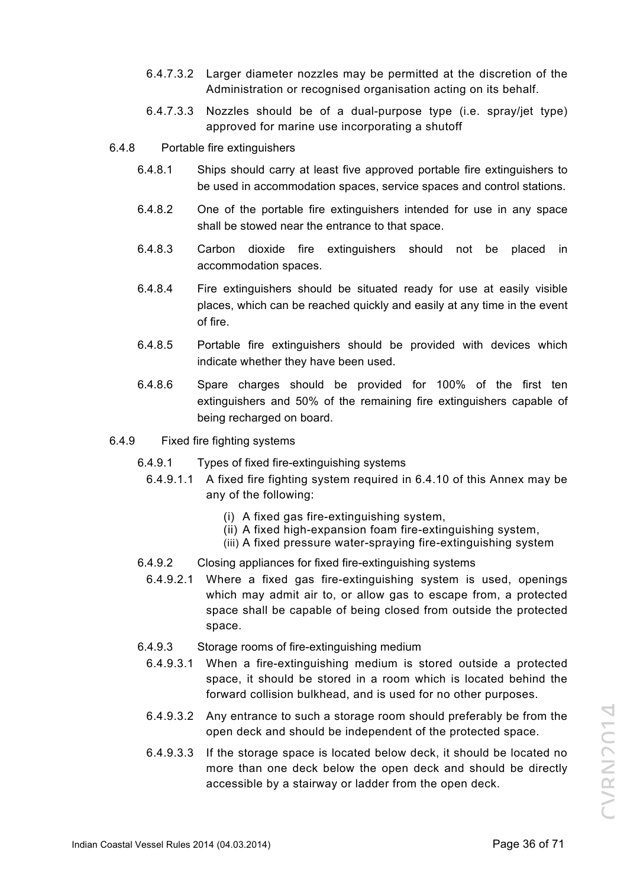6.4.7.3.2 Larger diameter nozzles may be permitted at the discretion of the Administration or recognised organisation acting on its behalf.

6.4.7.3.3 Nozzles should be of a dual-purpose type (i.e. spray/jet type) approved for marine use incorporating a shutoff

6.4.8 Portable fire extinguishers

6.4.8.1 Ships should carry at least five approved portable fire extinguishers to be used in accommodation spaces, service spaces and control stations.

6.4.8.2 One of the portable fire extinguishers intended for use in any space shall be stowed near the entrance to that space.

6.4.8.3 Carbon dioxide fire extinguishers should not be placed in accommodation spaces.

6.4.8.4 Fire extinguishers should be situated ready for use at easily visible places, which can be reached quickly and easily at any time in the event of fire.

6.4.8.5 Portable fire extinguishers should be provided with devices which indicate whether they have been used.

6.4.8.6 Spare charges should be provided for 100% of the first ten extinguishers and 50% of the remaining fire extinguishers capable of being recharged on board.

6.4.9 Fixed fire fighting systems

6.4.9.1 Types of fixed fire-extinguishing systems

6.4.9.1.1 A fixed fire fighting system required in 6.4.10 of this Annex may be any of the following:

(i) A fixed gas fire-extinguishing system,
(ii) A fixed high-expansion foam fire-extinguishing system,
(iii) A fixed pressure water-spraying fire-extinguishing system

6.4.9.2 Closing appliances for fixed fire-extinguishing systems

6.4.9.2.1 Where a fixed gas fire-extinguishing system is used, openings which may admit air to, or allow gas to escape from, a protected space shall be capable of being closed from outside the protected space.

6.4.9.3 Storage rooms of fire-extinguishing medium

6.4.9.3.1 When a fire-extinguishing medium is stored outside a protected space, it should be stored in a room which is located behind the forward collision bulkhead, and is used for no other purposes.

6.4.9.3.2 Any entrance to such a storage room should preferably be from the open deck and should be independent of the protected space.

6.4.9.3.3 If the storage space is located below deck, it should be located no more than one deck below the open deck and should be directly accessible by a stairway or ladder from the open deck.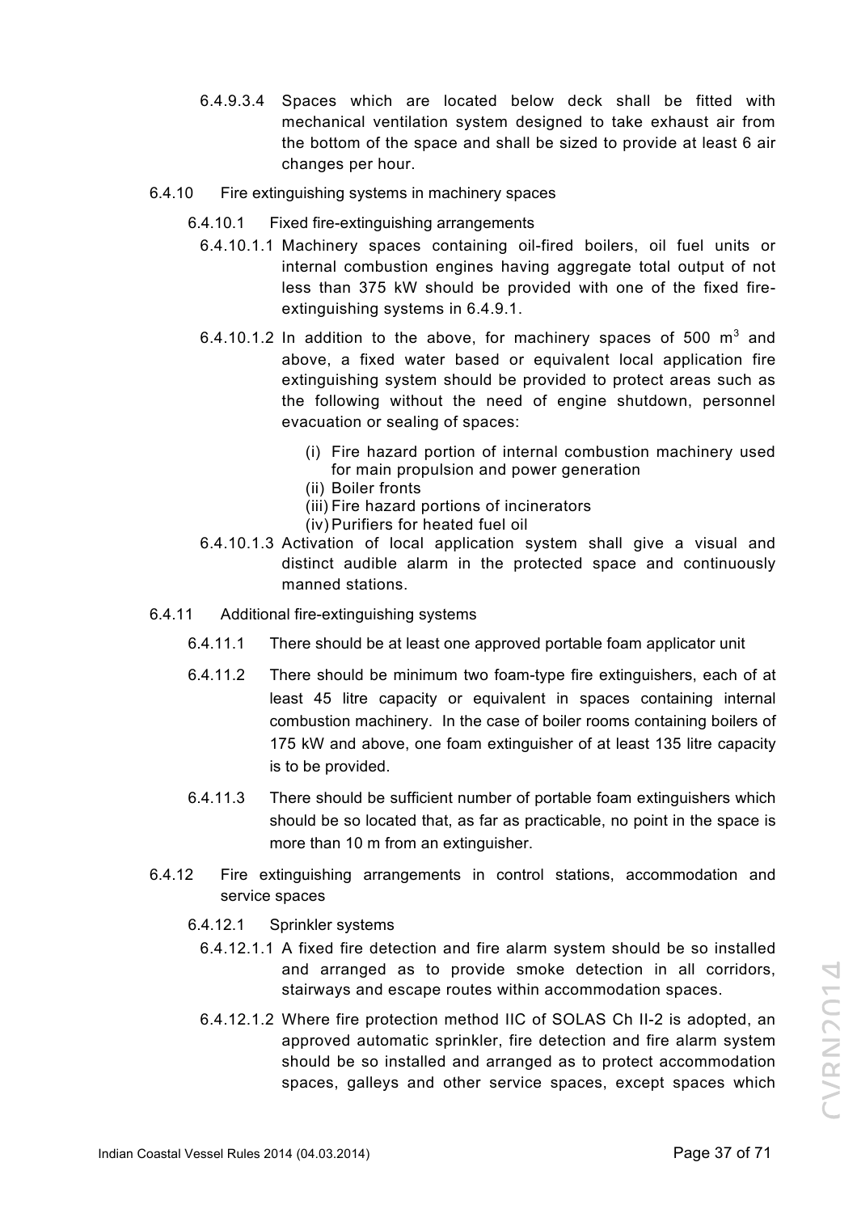6.4.9.3.4 Spaces which are located below deck shall be fitted with mechanical ventilation system designed to take exhaust air from the bottom of the space and shall be sized to provide at least 6 air changes per hour.

6.4.10 Fire extinguishing systems in machinery spaces

6.4.10.1 Fixed fire-extinguishing arrangements

6.4.10.1.1 Machinery spaces containing oil-fired boilers, oil fuel units or internal combustion engines having aggregate total output of not less than 375 kW should be provided with one of the fixed fire-extinguishing systems in 6.4.9.1.

6.4.10.1.2 In addition to the above, for machinery spaces of 500 $m^3$ and above, a fixed water based or equivalent local application fire extinguishing system should be provided to protect areas such as the following without the need of engine shutdown, personnel evacuation or sealing of spaces:

(i) Fire hazard portion of internal combustion machinery used for main propulsion and power generation
(ii) Boiler fronts
(iii) Fire hazard portions of incinerators
(iv) Purifiers for heated fuel oil

6.4.10.1.3 Activation of local application system shall give a visual and distinct audible alarm in the protected space and continuously manned stations.

6.4.11 Additional fire-extinguishing systems

6.4.11.1 There should be at least one approved portable foam applicator unit

6.4.11.2 There should be minimum two foam-type fire extinguishers, each of at least 45 litre capacity or equivalent in spaces containing internal combustion machinery. In the case of boiler rooms containing boilers of 175 kW and above, one foam extinguisher of at least 135 litre capacity is to be provided.

6.4.11.3 There should be sufficient number of portable foam extinguishers which should be so located that, as far as practicable, no point in the space is more than 10 m from an extinguisher.

6.4.12 Fire extinguishing arrangements in control stations, accommodation and service spaces

6.4.12.1 Sprinkler systems

6.4.12.1.1 A fixed fire detection and fire alarm system should be so installed and arranged as to provide smoke detection in all corridors, stairways and escape routes within accommodation spaces.

6.4.12.1.2 Where fire protection method IIC of SOLAS Ch II-2 is adopted, an approved automatic sprinkler, fire detection and fire alarm system should be so installed and arranged as to protect accommodation spaces, galleys and other service spaces, except spaces which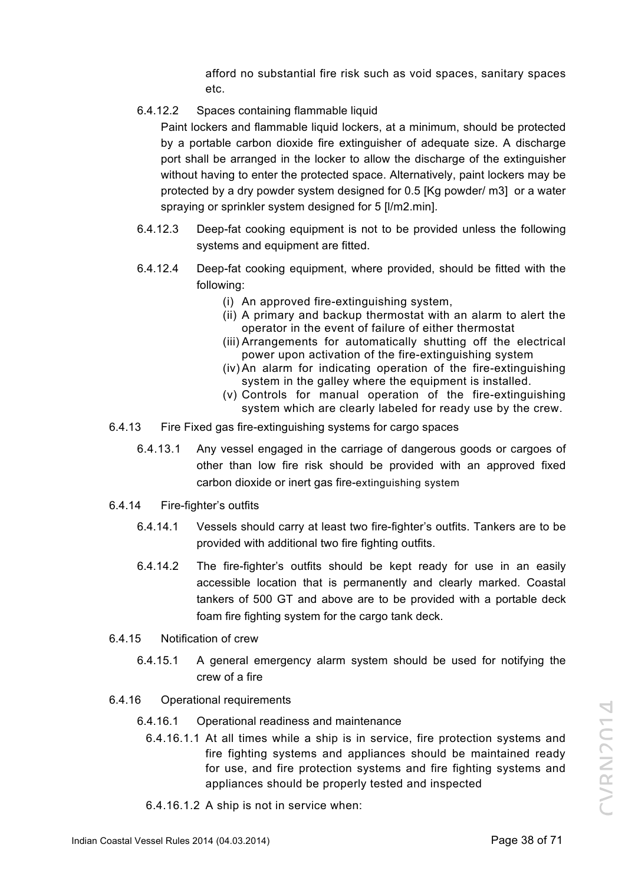afford no substantial fire risk such as void spaces, sanitary spaces etc.

6.4.12.2 Spaces containing flammable liquid

Paint lockers and flammable liquid lockers, at a minimum, should be protected by a portable carbon dioxide fire extinguisher of adequate size. A discharge port shall be arranged in the locker to allow the discharge of the extinguisher without having to enter the protected space. Alternatively, paint lockers may be protected by a dry powder system designed for 0.5 [Kg powder/ m3] or a water spraying or sprinkler system designed for 5 [l/m2.min].

6.4.12.3 Deep-fat cooking equipment is not to be provided unless the following systems and equipment are fitted.

6.4.12.4 Deep-fat cooking equipment, where provided, should be fitted with the following:

(i) An approved fire-extinguishing system,
(ii) A primary and backup thermostat with an alarm to alert the operator in the event of failure of either thermostat
(iii) Arrangements for automatically shutting off the electrical power upon activation of the fire-extinguishing system
(iv) An alarm for indicating operation of the fire-extinguishing system in the galley where the equipment is installed.
(v) Controls for manual operation of the fire-extinguishing system which are clearly labeled for ready use by the crew.

6.4.13 Fire Fixed gas fire-extinguishing systems for cargo spaces

6.4.13.1 Any vessel engaged in the carriage of dangerous goods or cargoes of other than low fire risk should be provided with an approved fixed carbon dioxide or inert gas fire-extinguishing system

6.4.14 Fire-fighter's outfits

6.4.14.1 Vessels should carry at least two fire-fighter's outfits. Tankers are to be provided with additional two fire fighting outfits.

6.4.14.2 The fire-fighter's outfits should be kept ready for use in an easily accessible location that is permanently and clearly marked. Coastal tankers of 500 GT and above are to be provided with a portable deck foam fire fighting system for the cargo tank deck.

6.4.15 Notification of crew

6.4.15.1 A general emergency alarm system should be used for notifying the crew of a fire

6.4.16 Operational requirements

6.4.16.1 Operational readiness and maintenance

6.4.16.1.1 At all times while a ship is in service, fire protection systems and fire fighting systems and appliances should be maintained ready for use, and fire protection systems and fire fighting systems and appliances should be properly tested and inspected

6.4.16.1.2 A ship is not in service when: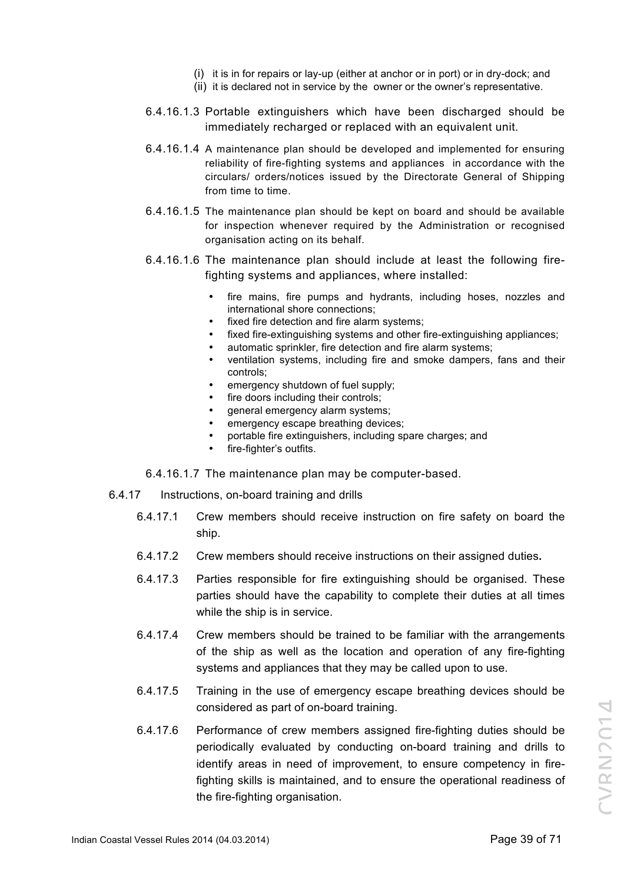(i) it is in for repairs or lay-up (either at anchor or in port) or in dry-dock; and

(ii) it is declared not in service by the owner or the owner's representative.

6.4.16.1.3 Portable extinguishers which have been discharged should be immediately recharged or replaced with an equivalent unit.

6.4.16.1.4 A maintenance plan should be developed and implemented for ensuring reliability of fire-fighting systems and appliances in accordance with the circulars/ orders/notices issued by the Directorate General of Shipping from time to time.

6.4.16.1.5 The maintenance plan should be kept on board and should be available for inspection whenever required by the Administration or recognised organisation acting on its behalf.

6.4.16.1.6 The maintenance plan should include at least the following fire-fighting systems and appliances, where installed:

- fire mains, fire pumps and hydrants, including hoses, nozzles and international shore connections;
- fixed fire detection and fire alarm systems;
- fixed fire-extinguishing systems and other fire-extinguishing appliances;
- automatic sprinkler, fire detection and fire alarm systems;
- ventilation systems, including fire and smoke dampers, fans and their controls;
- emergency shutdown of fuel supply;
- fire doors including their controls;
- general emergency alarm systems;
- emergency escape breathing devices;
- portable fire extinguishers, including spare charges; and
- fire-fighter's outfits.

6.4.16.1.7 The maintenance plan may be computer-based.

6.4.17 Instructions, on-board training and drills

6.4.17.1 Crew members should receive instruction on fire safety on board the ship.

6.4.17.2 Crew members should receive instructions on their assigned duties**.**

6.4.17.3 Parties responsible for fire extinguishing should be organised. These parties should have the capability to complete their duties at all times while the ship is in service.

6.4.17.4 Crew members should be trained to be familiar with the arrangements of the ship as well as the location and operation of any fire-fighting systems and appliances that they may be called upon to use.

6.4.17.5 Training in the use of emergency escape breathing devices should be considered as part of on-board training.

6.4.17.6 Performance of crew members assigned fire-fighting duties should be periodically evaluated by conducting on-board training and drills to identify areas in need of improvement, to ensure competency in fire-fighting skills is maintained, and to ensure the operational readiness of the fire-fighting organisation.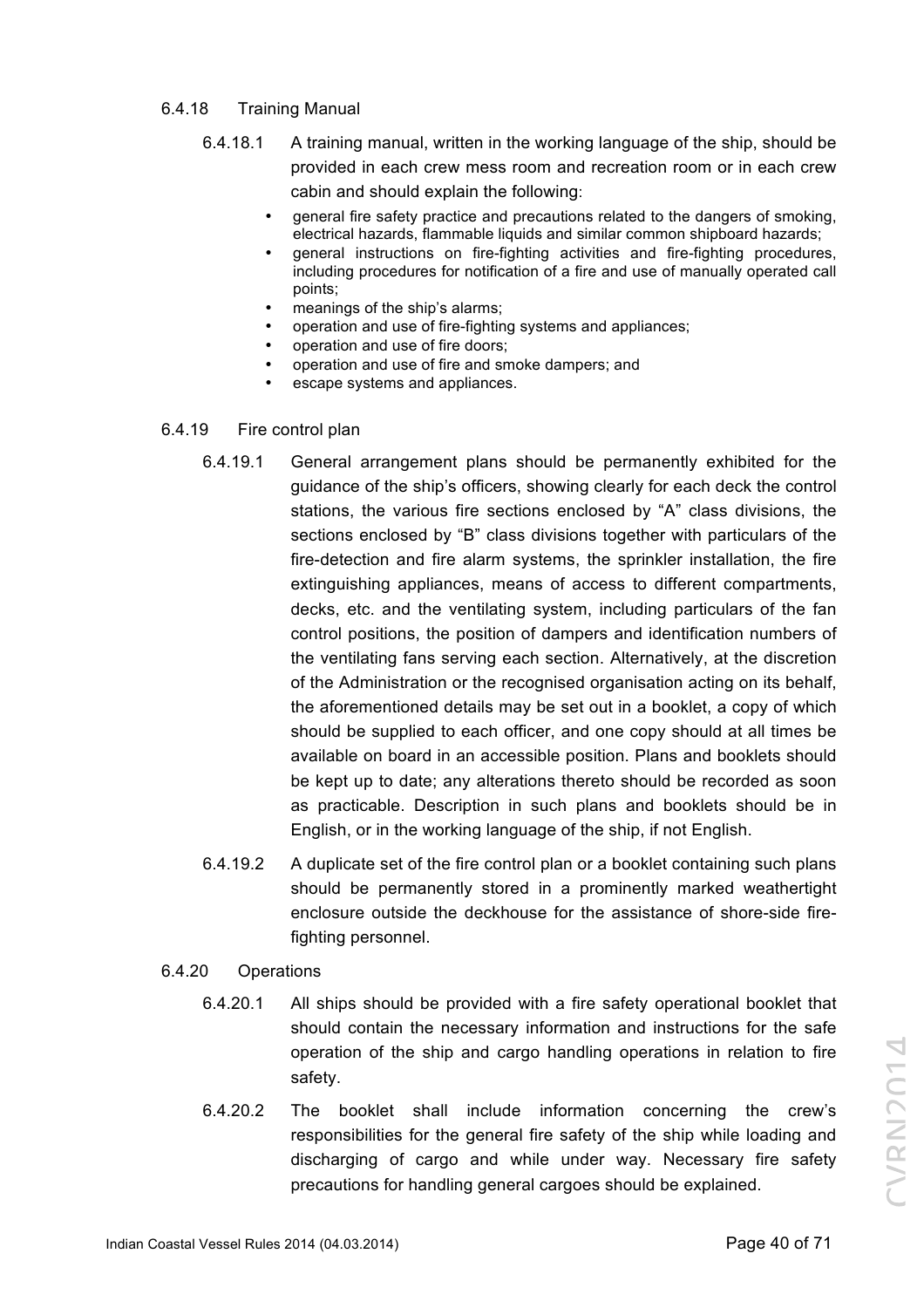6.4.18 Training Manual

6.4.18.1 A training manual, written in the working language of the ship, should be provided in each crew mess room and recreation room or in each crew cabin and should explain the following:

- general fire safety practice and precautions related to the dangers of smoking, electrical hazards, flammable liquids and similar common shipboard hazards;
- general instructions on fire-fighting activities and fire-fighting procedures, including procedures for notification of a fire and use of manually operated call points;
- meanings of the ship's alarms;
- operation and use of fire-fighting systems and appliances;
- operation and use of fire doors;
- operation and use of fire and smoke dampers; and
- escape systems and appliances.

6.4.19 Fire control plan

6.4.19.1 General arrangement plans should be permanently exhibited for the guidance of the ship's officers, showing clearly for each deck the control stations, the various fire sections enclosed by "A" class divisions, the sections enclosed by "B" class divisions together with particulars of the fire-detection and fire alarm systems, the sprinkler installation, the fire extinguishing appliances, means of access to different compartments, decks, etc. and the ventilating system, including particulars of the fan control positions, the position of dampers and identification numbers of the ventilating fans serving each section. Alternatively, at the discretion of the Administration or the recognised organisation acting on its behalf, the aforementioned details may be set out in a booklet, a copy of which should be supplied to each officer, and one copy should at all times be available on board in an accessible position. Plans and booklets should be kept up to date; any alterations thereto should be recorded as soon as practicable. Description in such plans and booklets should be in English, or in the working language of the ship, if not English.

6.4.19.2 A duplicate set of the fire control plan or a booklet containing such plans should be permanently stored in a prominently marked weathertight enclosure outside the deckhouse for the assistance of shore-side fire-fighting personnel.

6.4.20 Operations

6.4.20.1 All ships should be provided with a fire safety operational booklet that should contain the necessary information and instructions for the safe operation of the ship and cargo handling operations in relation to fire safety.

6.4.20.2 The booklet shall include information concerning the crew's responsibilities for the general fire safety of the ship while loading and discharging of cargo and while under way. Necessary fire safety precautions for handling general cargoes should be explained.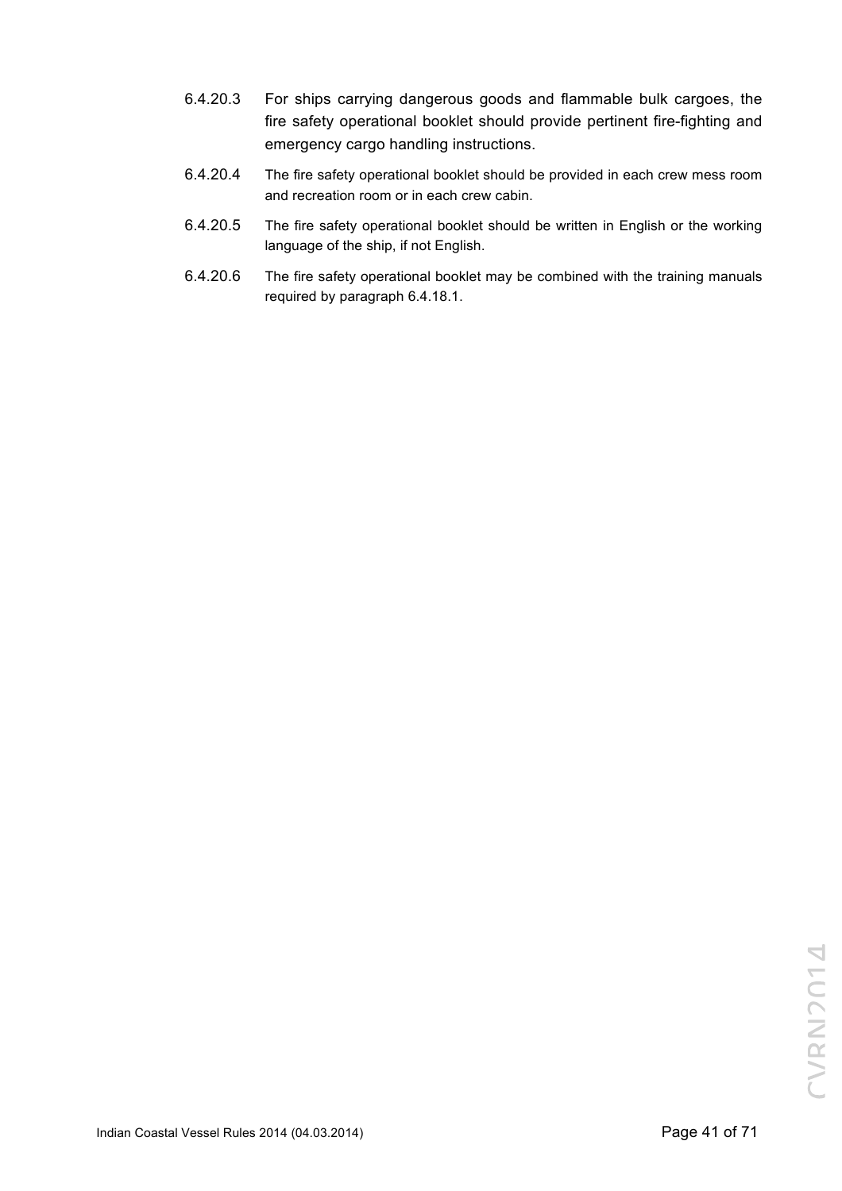6.4.20.3 For ships carrying dangerous goods and flammable bulk cargoes, the fire safety operational booklet should provide pertinent fire-fighting and emergency cargo handling instructions.

6.4.20.4 The fire safety operational booklet should be provided in each crew mess room and recreation room or in each crew cabin.

6.4.20.5 The fire safety operational booklet should be written in English or the working language of the ship, if not English.

6.4.20.6 The fire safety operational booklet may be combined with the training manuals required by paragraph 6.4.18.1.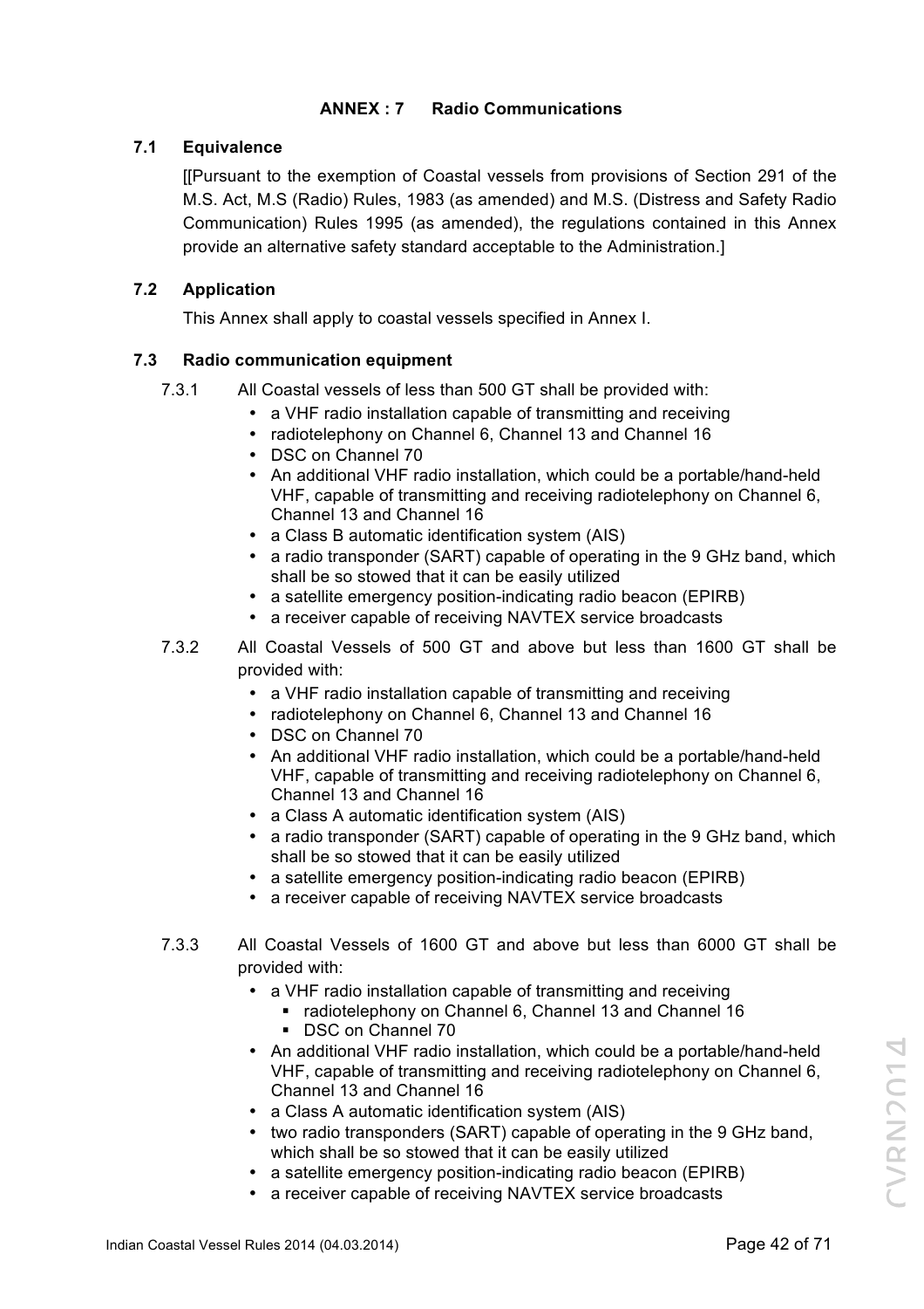## ANNEX : 7 Radio Communications

### 7.1 Equivalence

[[Pursuant to the exemption of Coastal vessels from provisions of Section 291 of the M.S. Act, M.S (Radio) Rules, 1983 (as amended) and M.S. (Distress and Safety Radio Communication) Rules 1995 (as amended), the regulations contained in this Annex provide an alternative safety standard acceptable to the Administration.]

### 7.2 Application

This Annex shall apply to coastal vessels specified in Annex I.

### 7.3 Radio communication equipment

7.3.1 All Coastal vessels of less than 500 GT shall be provided with:

- a VHF radio installation capable of transmitting and receiving
- radiotelephony on Channel 6, Channel 13 and Channel 16
- DSC on Channel 70
- An additional VHF radio installation, which could be a portable/hand-held VHF, capable of transmitting and receiving radiotelephony on Channel 6, Channel 13 and Channel 16
- a Class B automatic identification system (AIS)
- a radio transponder (SART) capable of operating in the 9 GHz band, which shall be so stowed that it can be easily utilized
- a satellite emergency position-indicating radio beacon (EPIRB)
- a receiver capable of receiving NAVTEX service broadcasts

7.3.2 All Coastal Vessels of 500 GT and above but less than 1600 GT shall be provided with:

- a VHF radio installation capable of transmitting and receiving
- radiotelephony on Channel 6, Channel 13 and Channel 16
- DSC on Channel 70
- An additional VHF radio installation, which could be a portable/hand-held VHF, capable of transmitting and receiving radiotelephony on Channel 6, Channel 13 and Channel 16
- a Class A automatic identification system (AIS)
- a radio transponder (SART) capable of operating in the 9 GHz band, which shall be so stowed that it can be easily utilized
- a satellite emergency position-indicating radio beacon (EPIRB)
- a receiver capable of receiving NAVTEX service broadcasts

7.3.3 All Coastal Vessels of 1600 GT and above but less than 6000 GT shall be provided with:

- a VHF radio installation capable of transmitting and receiving
  - radiotelephony on Channel 6, Channel 13 and Channel 16
  - DSC on Channel 70
- An additional VHF radio installation, which could be a portable/hand-held VHF, capable of transmitting and receiving radiotelephony on Channel 6, Channel 13 and Channel 16
- a Class A automatic identification system (AIS)
- two radio transponders (SART) capable of operating in the 9 GHz band, which shall be so stowed that it can be easily utilized
- a satellite emergency position-indicating radio beacon (EPIRB)
- a receiver capable of receiving NAVTEX service broadcasts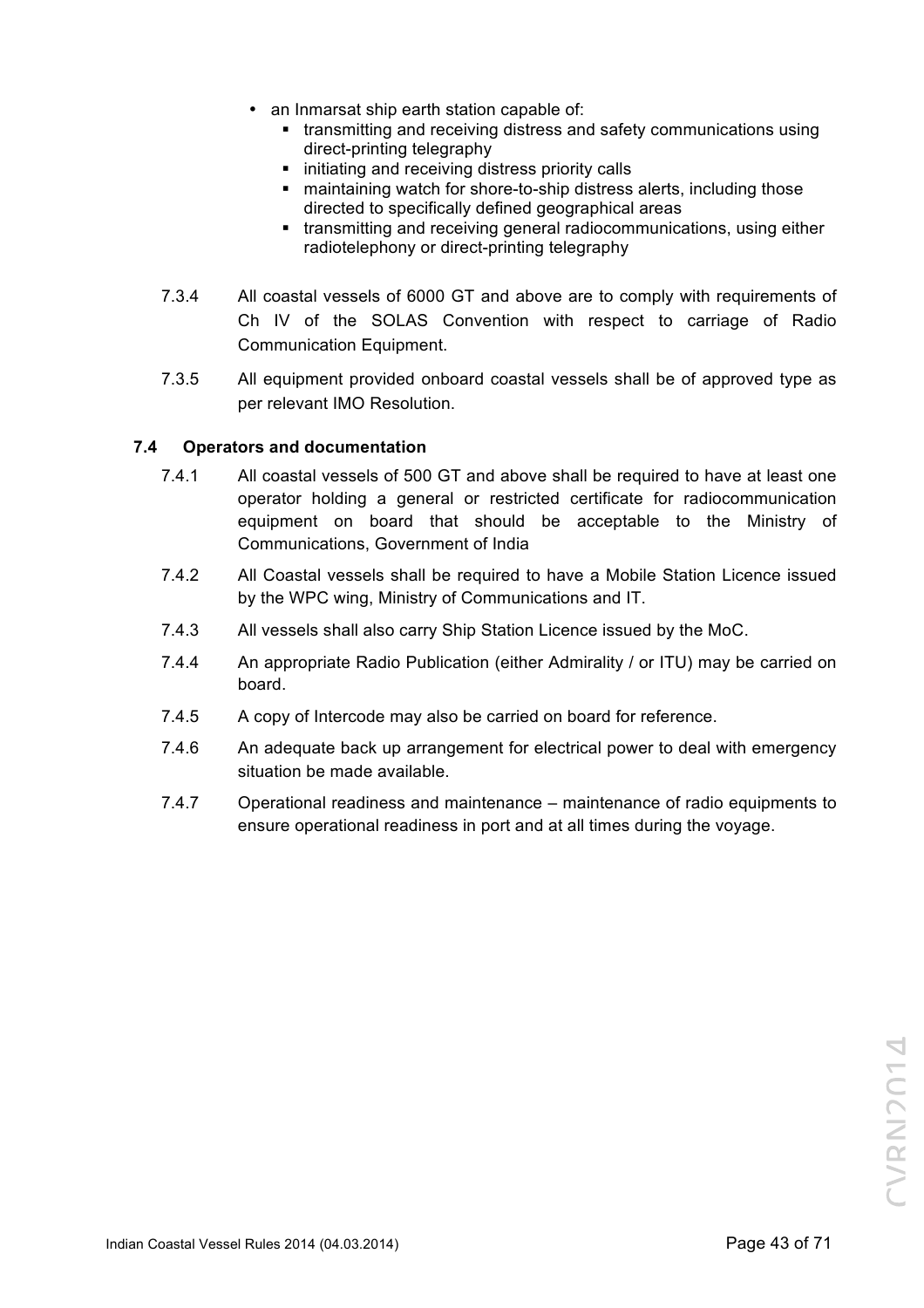- an Inmarsat ship earth station capable of:
  - transmitting and receiving distress and safety communications using direct-printing telegraphy
  - initiating and receiving distress priority calls
  - maintaining watch for shore-to-ship distress alerts, including those directed to specifically defined geographical areas
  - transmitting and receiving general radiocommunications, using either radiotelephony or direct-printing telegraphy

7.3.4 All coastal vessels of 6000 GT and above are to comply with requirements of Ch IV of the SOLAS Convention with respect to carriage of Radio Communication Equipment.

7.3.5 All equipment provided onboard coastal vessels shall be of approved type as per relevant IMO Resolution.

### 7.4 Operators and documentation

7.4.1 All coastal vessels of 500 GT and above shall be required to have at least one operator holding a general or restricted certificate for radiocommunication equipment on board that should be acceptable to the Ministry of Communications, Government of India

7.4.2 All Coastal vessels shall be required to have a Mobile Station Licence issued by the WPC wing, Ministry of Communications and IT.

7.4.3 All vessels shall also carry Ship Station Licence issued by the MoC.

7.4.4 An appropriate Radio Publication (either Admirality / or ITU) may be carried on board.

7.4.5 A copy of Intercode may also be carried on board for reference.

7.4.6 An adequate back up arrangement for electrical power to deal with emergency situation be made available.

7.4.7 Operational readiness and maintenance – maintenance of radio equipments to ensure operational readiness in port and at all times during the voyage.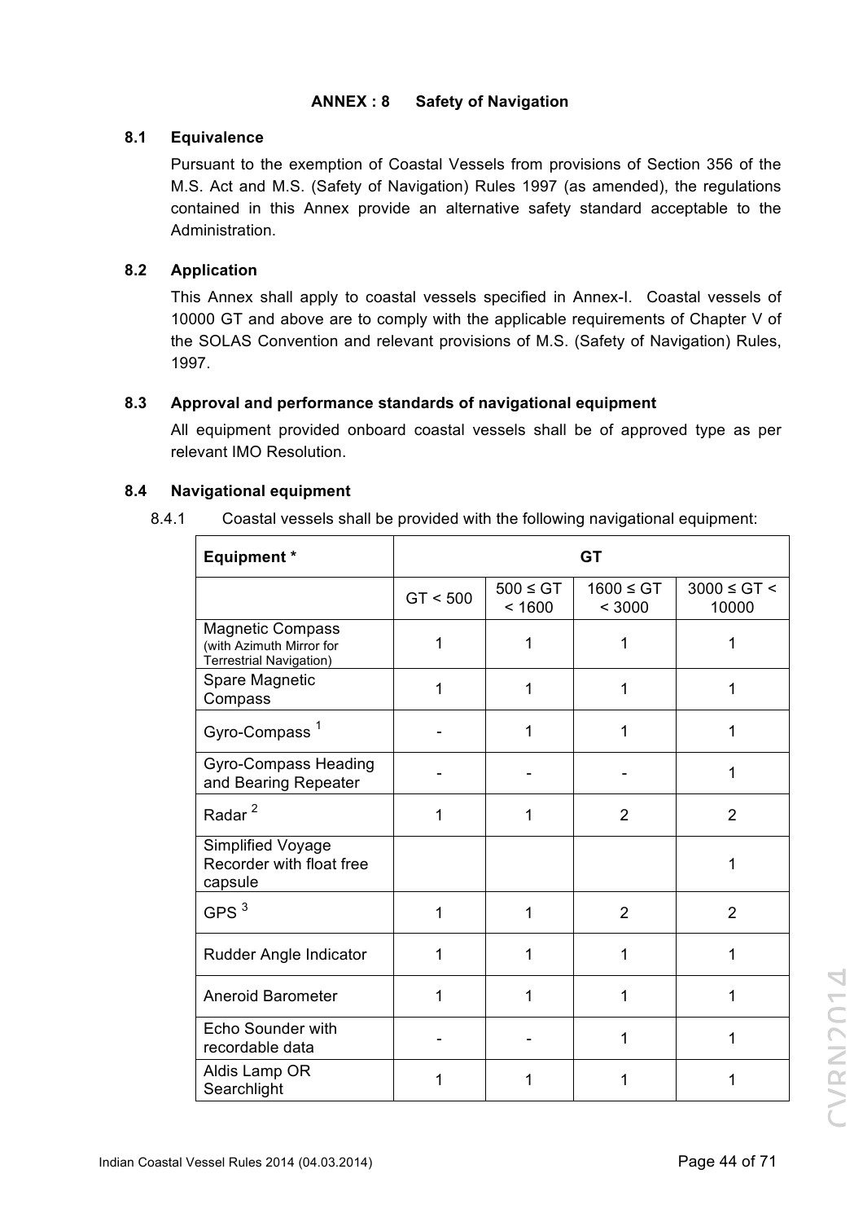## ANNEX : 8 Safety of Navigation

### 8.1 Equivalence

Pursuant to the exemption of Coastal Vessels from provisions of Section 356 of the M.S. Act and M.S. (Safety of Navigation) Rules 1997 (as amended), the regulations contained in this Annex provide an alternative safety standard acceptable to the Administration.

### 8.2 Application

This Annex shall apply to coastal vessels specified in Annex-I. Coastal vessels of 10000 GT and above are to comply with the applicable requirements of Chapter V of the SOLAS Convention and relevant provisions of M.S. (Safety of Navigation) Rules, 1997.

### 8.3 Approval and performance standards of navigational equipment

All equipment provided onboard coastal vessels shall be of approved type as per relevant IMO Resolution.

### 8.4 Navigational equipment

8.4.1 Coastal vessels shall be provided with the following navigational equipment:

| Equipment * | GT | | | |
|---|---|---|---|---|
| | GT < 500 | 500 ≤ GT < 1600 | 1600 ≤ GT < 3000 | 3000 ≤ GT < 10000 |
| Magnetic Compass (with Azimuth Mirror for Terrestrial Navigation) | 1 | 1 | 1 | 1 |
| Spare Magnetic Compass | 1 | 1 | 1 | 1 |
| Gyro-Compass [1] | - | 1 | 1 | 1 |
| Gyro-Compass Heading and Bearing Repeater | - | - | - | 1 |
| Radar [2] | 1 | 1 | 2 | 2 |
| Simplified Voyage Recorder with float free capsule | | | | 1 |
| GPS [3] | 1 | 1 | 2 | 2 |
| Rudder Angle Indicator | 1 | 1 | 1 | 1 |
| Aneroid Barometer | 1 | 1 | 1 | 1 |
| Echo Sounder with recordable data | - | - | 1 | 1 |
| Aldis Lamp OR Searchlight | 1 | 1 | 1 | 1 |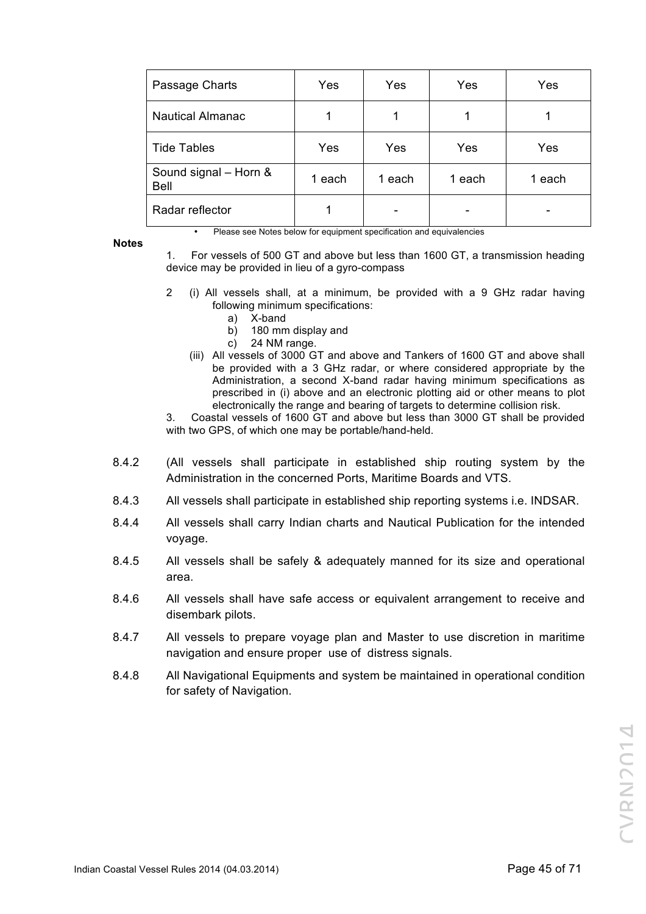| Passage Charts | Yes | Yes | Yes | Yes |
|---|---|---|---|---|
| Nautical Almanac | 1 | 1 | 1 | 1 |
| Tide Tables | Yes | Yes | Yes | Yes |
| Sound signal – Horn & Bell | 1 each | 1 each | 1 each | 1 each |
| Radar reflector | 1 | - | - | - |

- Please see Notes below for equipment specification and equivalencies

**Notes**

1. For vessels of 500 GT and above but less than 1600 GT, a transmission heading device may be provided in lieu of a gyro-compass

2 (i) All vessels shall, at a minimum, be provided with a 9 GHz radar having following minimum specifications:
   a) X-band
   b) 180 mm display and
   c) 24 NM range.

   (iii) All vessels of 3000 GT and above and Tankers of 1600 GT and above shall be provided with a 3 GHz radar, or where considered appropriate by the Administration, a second X-band radar having minimum specifications as prescribed in (i) above and an electronic plotting aid or other means to plot electronically the range and bearing of targets to determine collision risk.

3. Coastal vessels of 1600 GT and above but less than 3000 GT shall be provided with two GPS, of which one may be portable/hand-held.

8.4.2 (All vessels shall participate in established ship routing system by the Administration in the concerned Ports, Maritime Boards and VTS.

8.4.3 All vessels shall participate in established ship reporting systems i.e. INDSAR.

8.4.4 All vessels shall carry Indian charts and Nautical Publication for the intended voyage.

8.4.5 All vessels shall be safely & adequately manned for its size and operational area.

8.4.6 All vessels shall have safe access or equivalent arrangement to receive and disembark pilots.

8.4.7 All vessels to prepare voyage plan and Master to use discretion in maritime navigation and ensure proper use of distress signals.

8.4.8 All Navigational Equipments and system be maintained in operational condition for safety of Navigation.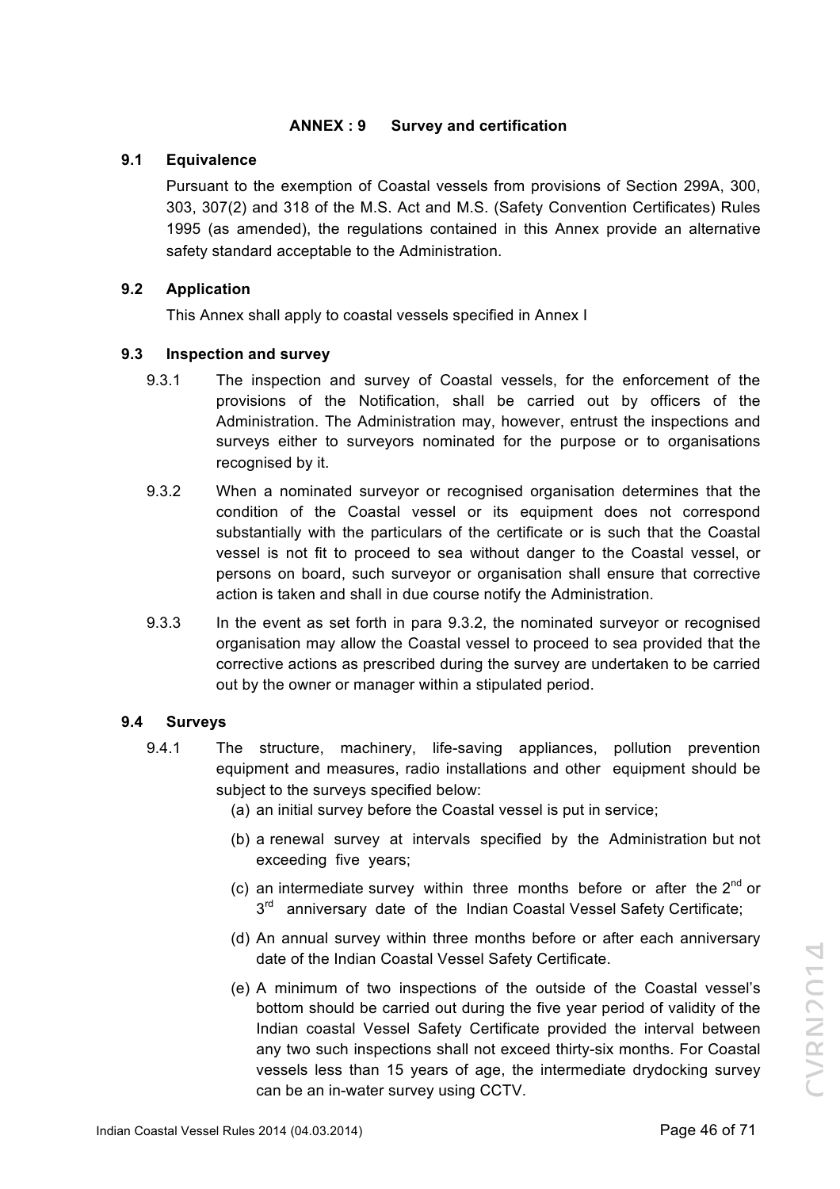## ANNEX : 9 Survey and certification

### 9.1 Equivalence

Pursuant to the exemption of Coastal vessels from provisions of Section 299A, 300, 303, 307(2) and 318 of the M.S. Act and M.S. (Safety Convention Certificates) Rules 1995 (as amended), the regulations contained in this Annex provide an alternative safety standard acceptable to the Administration.

### 9.2 Application

This Annex shall apply to coastal vessels specified in Annex I

### 9.3 Inspection and survey

9.3.1 The inspection and survey of Coastal vessels, for the enforcement of the provisions of the Notification, shall be carried out by officers of the Administration. The Administration may, however, entrust the inspections and surveys either to surveyors nominated for the purpose or to organisations recognised by it.

9.3.2 When a nominated surveyor or recognised organisation determines that the condition of the Coastal vessel or its equipment does not correspond substantially with the particulars of the certificate or is such that the Coastal vessel is not fit to proceed to sea without danger to the Coastal vessel, or persons on board, such surveyor or organisation shall ensure that corrective action is taken and shall in due course notify the Administration.

9.3.3 In the event as set forth in para 9.3.2, the nominated surveyor or recognised organisation may allow the Coastal vessel to proceed to sea provided that the corrective actions as prescribed during the survey are undertaken to be carried out by the owner or manager within a stipulated period.

### 9.4 Surveys

9.4.1 The structure, machinery, life-saving appliances, pollution prevention equipment and measures, radio installations and other equipment should be subject to the surveys specified below:

(a) an initial survey before the Coastal vessel is put in service;

(b) a renewal survey at intervals specified by the Administration but not exceeding five years;

(c) an intermediate survey within three months before or after the 2nd or 3rd anniversary date of the Indian Coastal Vessel Safety Certificate;

(d) An annual survey within three months before or after each anniversary date of the Indian Coastal Vessel Safety Certificate.

(e) A minimum of two inspections of the outside of the Coastal vessel's bottom should be carried out during the five year period of validity of the Indian coastal Vessel Safety Certificate provided the interval between any two such inspections shall not exceed thirty-six months. For Coastal vessels less than 15 years of age, the intermediate drydocking survey can be an in-water survey using CCTV.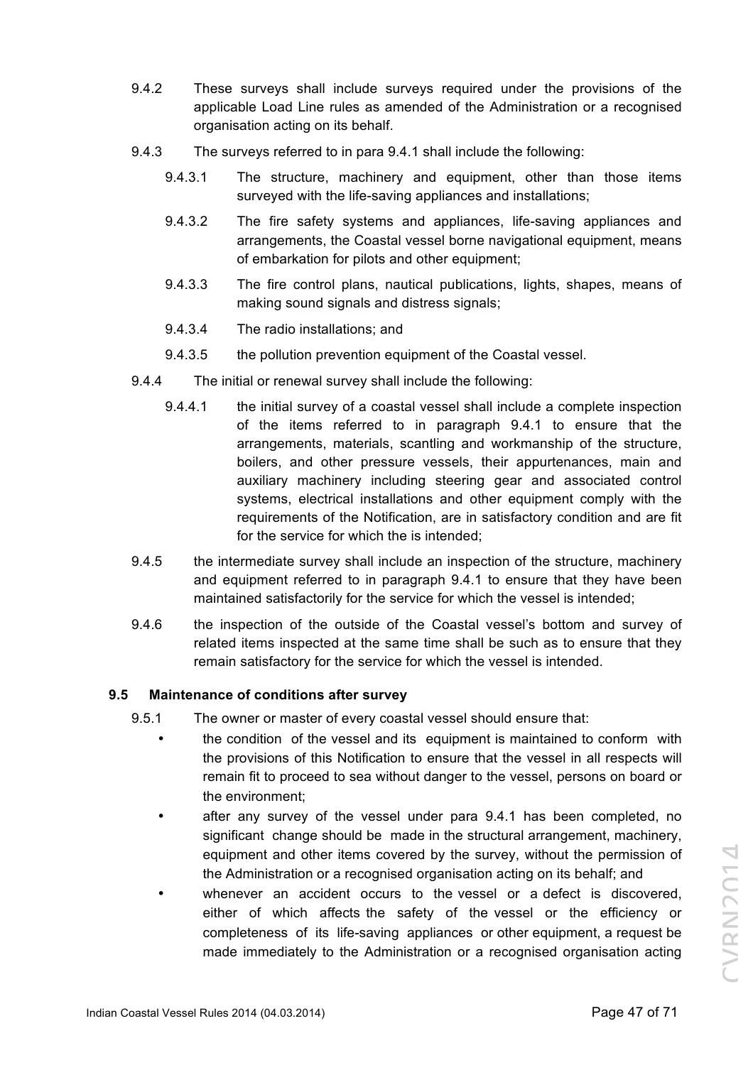9.4.2 These surveys shall include surveys required under the provisions of the applicable Load Line rules as amended of the Administration or a recognised organisation acting on its behalf.

9.4.3 The surveys referred to in para 9.4.1 shall include the following:

9.4.3.1 The structure, machinery and equipment, other than those items surveyed with the life-saving appliances and installations;

9.4.3.2 The fire safety systems and appliances, life-saving appliances and arrangements, the Coastal vessel borne navigational equipment, means of embarkation for pilots and other equipment;

9.4.3.3 The fire control plans, nautical publications, lights, shapes, means of making sound signals and distress signals;

9.4.3.4 The radio installations; and

9.4.3.5 the pollution prevention equipment of the Coastal vessel.

9.4.4 The initial or renewal survey shall include the following:

9.4.4.1 the initial survey of a coastal vessel shall include a complete inspection of the items referred to in paragraph 9.4.1 to ensure that the arrangements, materials, scantling and workmanship of the structure, boilers, and other pressure vessels, their appurtenances, main and auxiliary machinery including steering gear and associated control systems, electrical installations and other equipment comply with the requirements of the Notification, are in satisfactory condition and are fit for the service for which the is intended;

9.4.5 the intermediate survey shall include an inspection of the structure, machinery and equipment referred to in paragraph 9.4.1 to ensure that they have been maintained satisfactorily for the service for which the vessel is intended;

9.4.6 the inspection of the outside of the Coastal vessel's bottom and survey of related items inspected at the same time shall be such as to ensure that they remain satisfactory for the service for which the vessel is intended.

### 9.5 Maintenance of conditions after survey

9.5.1 The owner or master of every coastal vessel should ensure that:

- the condition of the vessel and its equipment is maintained to conform with the provisions of this Notification to ensure that the vessel in all respects will remain fit to proceed to sea without danger to the vessel, persons on board or the environment;
- after any survey of the vessel under para 9.4.1 has been completed, no significant change should be made in the structural arrangement, machinery, equipment and other items covered by the survey, without the permission of the Administration or a recognised organisation acting on its behalf; and
- whenever an accident occurs to the vessel or a defect is discovered, either of which affects the safety of the vessel or the efficiency or completeness of its life-saving appliances or other equipment, a request be made immediately to the Administration or a recognised organisation acting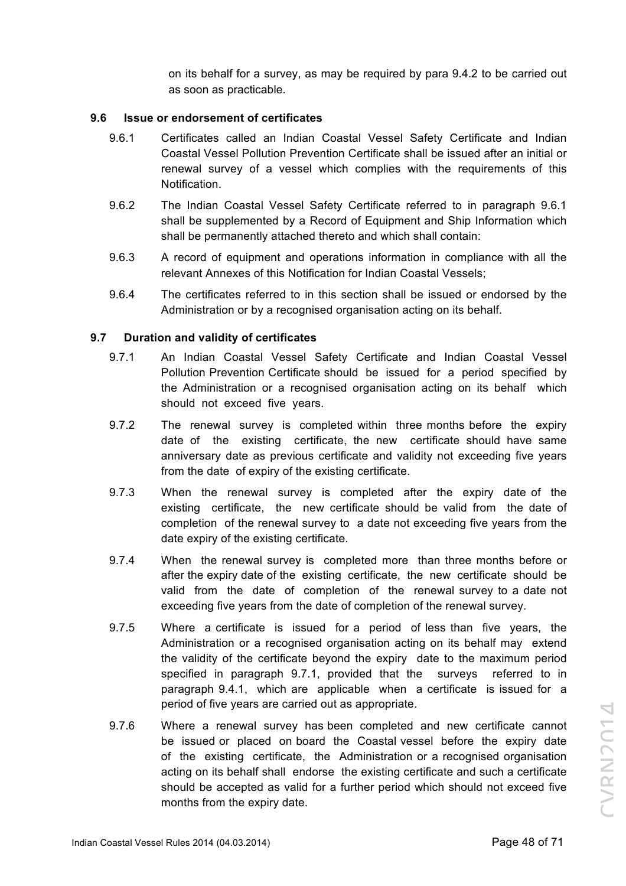on its behalf for a survey, as may be required by para 9.4.2 to be carried out as soon as practicable.

### 9.6 Issue or endorsement of certificates

9.6.1 Certificates called an Indian Coastal Vessel Safety Certificate and Indian Coastal Vessel Pollution Prevention Certificate shall be issued after an initial or renewal survey of a vessel which complies with the requirements of this Notification.

9.6.2 The Indian Coastal Vessel Safety Certificate referred to in paragraph 9.6.1 shall be supplemented by a Record of Equipment and Ship Information which shall be permanently attached thereto and which shall contain:

9.6.3 A record of equipment and operations information in compliance with all the relevant Annexes of this Notification for Indian Coastal Vessels;

9.6.4 The certificates referred to in this section shall be issued or endorsed by the Administration or by a recognised organisation acting on its behalf.

### 9.7 Duration and validity of certificates

9.7.1 An Indian Coastal Vessel Safety Certificate and Indian Coastal Vessel Pollution Prevention Certificate should be issued for a period specified by the Administration or a recognised organisation acting on its behalf which should not exceed five years.

9.7.2 The renewal survey is completed within three months before the expiry date of the existing certificate, the new certificate should have same anniversary date as previous certificate and validity not exceeding five years from the date of expiry of the existing certificate.

9.7.3 When the renewal survey is completed after the expiry date of the existing certificate, the new certificate should be valid from the date of completion of the renewal survey to a date not exceeding five years from the date expiry of the existing certificate.

9.7.4 When the renewal survey is completed more than three months before or after the expiry date of the existing certificate, the new certificate should be valid from the date of completion of the renewal survey to a date not exceeding five years from the date of completion of the renewal survey.

9.7.5 Where a certificate is issued for a period of less than five years, the Administration or a recognised organisation acting on its behalf may extend the validity of the certificate beyond the expiry date to the maximum period specified in paragraph 9.7.1, provided that the surveys referred to in paragraph 9.4.1, which are applicable when a certificate is issued for a period of five years are carried out as appropriate.

9.7.6 Where a renewal survey has been completed and new certificate cannot be issued or placed on board the Coastal vessel before the expiry date of the existing certificate, the Administration or a recognised organisation acting on its behalf shall endorse the existing certificate and such a certificate should be accepted as valid for a further period which should not exceed five months from the expiry date.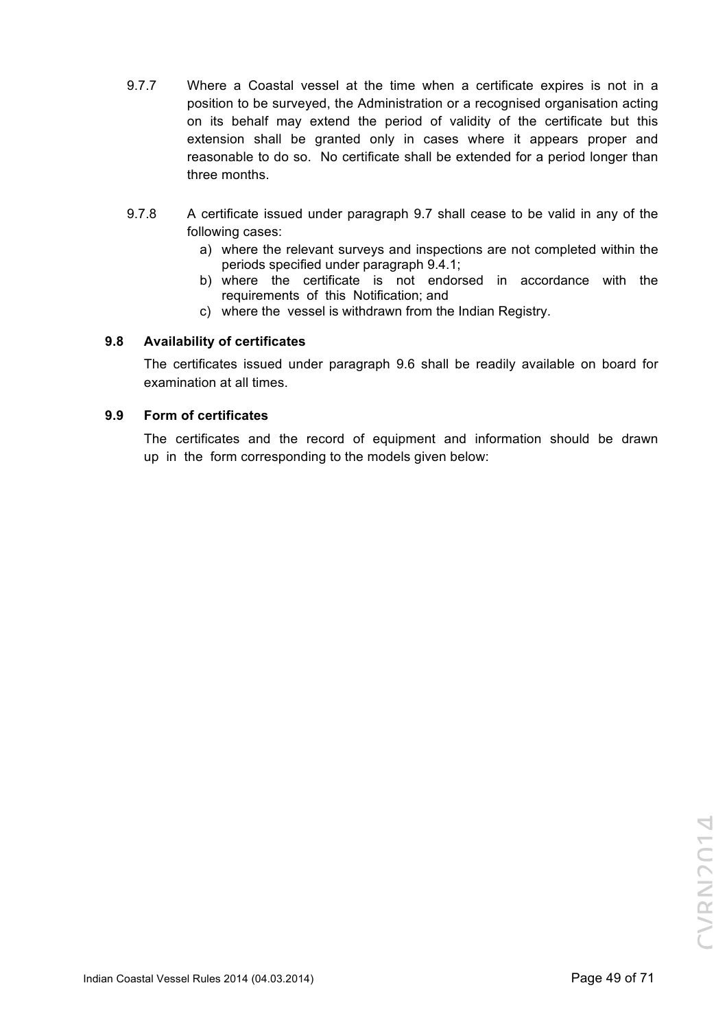9.7.7 Where a Coastal vessel at the time when a certificate expires is not in a position to be surveyed, the Administration or a recognised organisation acting on its behalf may extend the period of validity of the certificate but this extension shall be granted only in cases where it appears proper and reasonable to do so. No certificate shall be extended for a period longer than three months.

9.7.8 A certificate issued under paragraph 9.7 shall cease to be valid in any of the following cases:

a) where the relevant surveys and inspections are not completed within the periods specified under paragraph 9.4.1;
b) where the certificate is not endorsed in accordance with the requirements of this Notification; and
c) where the vessel is withdrawn from the Indian Registry.

### 9.8 Availability of certificates

The certificates issued under paragraph 9.6 shall be readily available on board for examination at all times.

### 9.9 Form of certificates

The certificates and the record of equipment and information should be drawn up in the form corresponding to the models given below: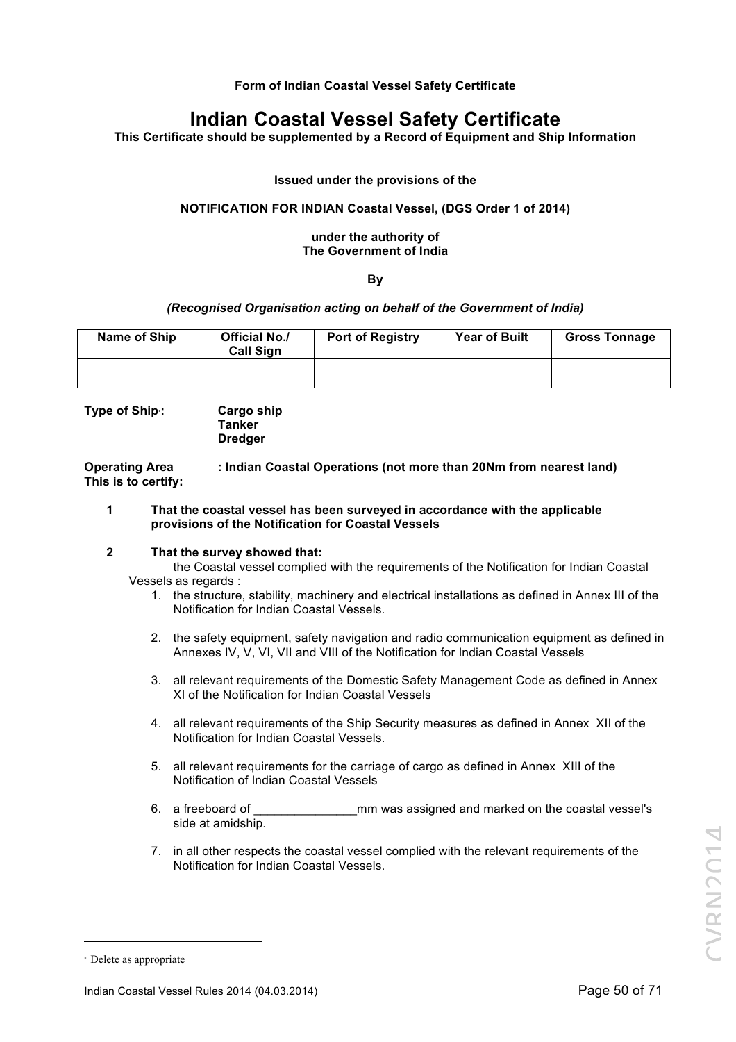**Form of Indian Coastal Vessel Safety Certificate**

# Indian Coastal Vessel Safety Certificate

**This Certificate should be supplemented by a Record of Equipment and Ship Information**

**Issued under the provisions of the**

**NOTIFICATION FOR INDIAN Coastal Vessel, (DGS Order 1 of 2014)**

**under the authority of**
**The Government of India**

**By**

***(Recognised Organisation acting on behalf of the Government of India)***

| Name of Ship | Official No./ Call Sign | Port of Registry | Year of Built | Gross Tonnage |
|---|---|---|---|---|
| | | | | |

**Type of Ship*:** **Cargo ship**
**Tanker**
**Dredger**

**Operating Area** **: Indian Coastal Operations (not more than 20Nm from nearest land)**

**This is to certify:**

**1** **That the coastal vessel has been surveyed in accordance with the applicable provisions of the Notification for Coastal Vessels**

**2** **That the survey showed that:**

the Coastal vessel complied with the requirements of the Notification for Indian Coastal Vessels as regards :

1. the structure, stability, machinery and electrical installations as defined in Annex III of the Notification for Indian Coastal Vessels.

2. the safety equipment, safety navigation and radio communication equipment as defined in Annexes IV, V, VI, VII and VIII of the Notification for Indian Coastal Vessels

3. all relevant requirements of the Domestic Safety Management Code as defined in Annex XI of the Notification for Indian Coastal Vessels

4. all relevant requirements of the Ship Security measures as defined in Annex XII of the Notification for Indian Coastal Vessels.

5. all relevant requirements for the carriage of cargo as defined in Annex XIII of the Notification of Indian Coastal Vessels

6. a freeboard of _______________mm was assigned and marked on the coastal vessel's side at amidship.

7. in all other respects the coastal vessel complied with the relevant requirements of the Notification for Indian Coastal Vessels.

---

* Delete as appropriate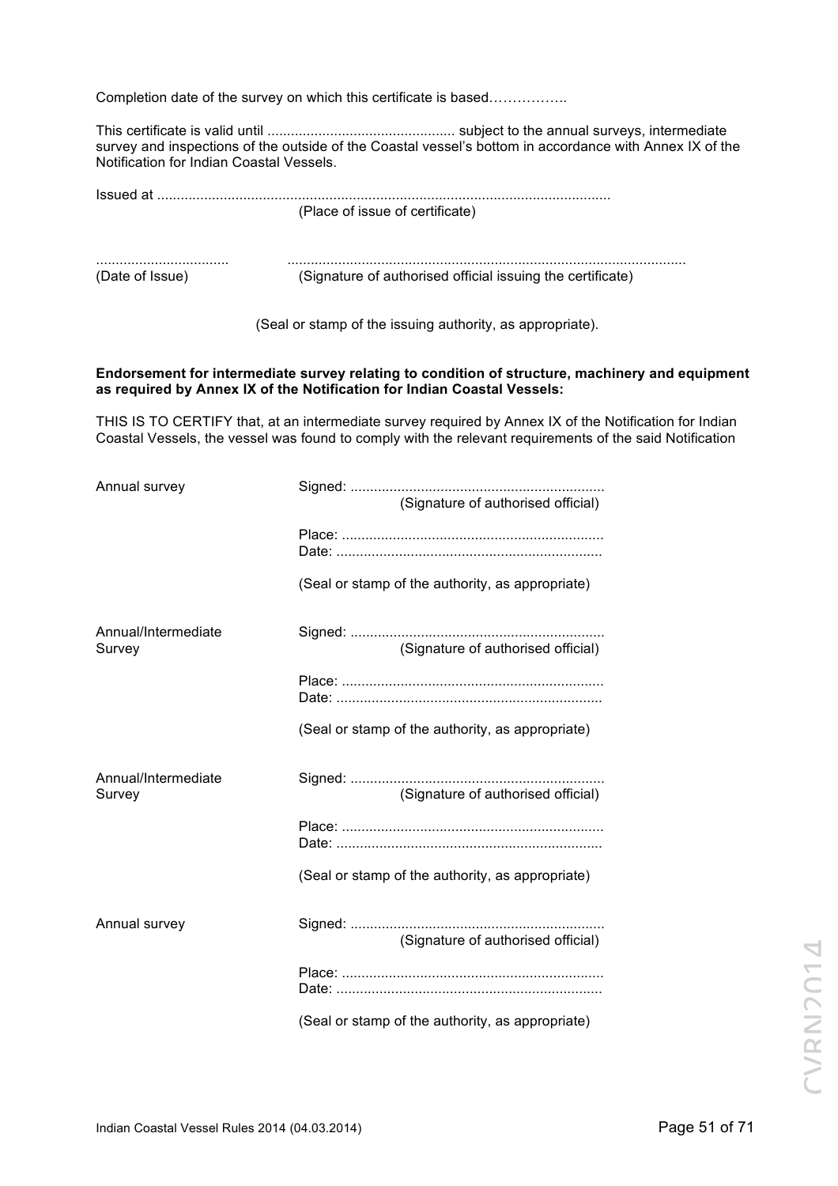Completion date of the survey on which this certificate is based……………..

This certificate is valid until ............................................... subject to the annual surveys, intermediate survey and inspections of the outside of the Coastal vessel's bottom in accordance with Annex IX of the Notification for Indian Coastal Vessels.

Issued at ..................................................................................................................
(Place of issue of certificate)

.................................  .....................................................................................................
(Date of Issue)  (Signature of authorised official issuing the certificate)

(Seal or stamp of the issuing authority, as appropriate).

**Endorsement for intermediate survey relating to condition of structure, machinery and equipment as required by Annex IX of the Notification for Indian Coastal Vessels:**

THIS IS TO CERTIFY that, at an intermediate survey required by Annex IX of the Notification for Indian Coastal Vessels, the vessel was found to comply with the relevant requirements of the said Notification

Annual survey

Signed: ................................................................
(Signature of authorised official)

Place: ..................................................................
Date: ...................................................................

(Seal or stamp of the authority, as appropriate)

Annual/Intermediate Survey

Signed: ................................................................
(Signature of authorised official)

Place: ..................................................................
Date: ...................................................................

(Seal or stamp of the authority, as appropriate)

Annual/Intermediate Survey

Signed: ................................................................
(Signature of authorised official)

Place: ..................................................................
Date: ...................................................................

(Seal or stamp of the authority, as appropriate)

Annual survey

Signed: ................................................................
(Signature of authorised official)

Place: ..................................................................
Date: ...................................................................

(Seal or stamp of the authority, as appropriate)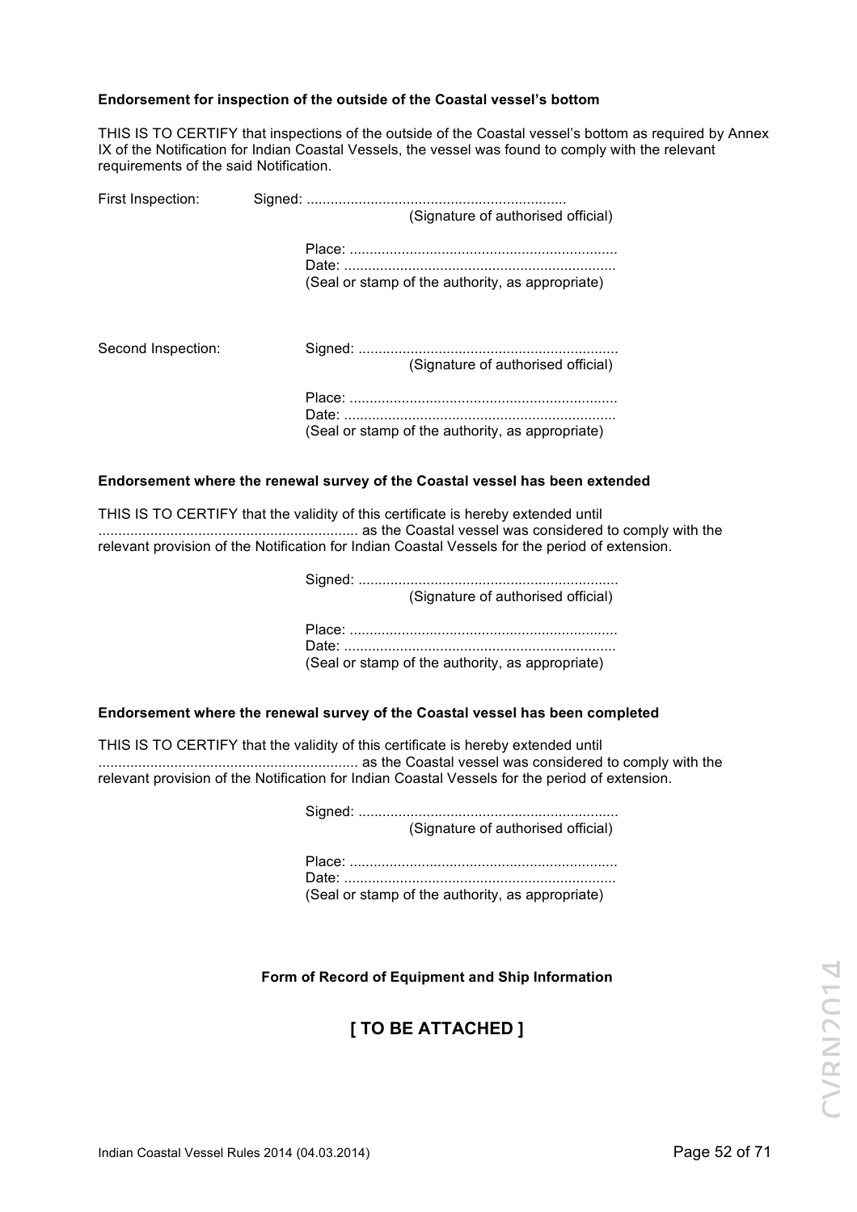**Endorsement for inspection of the outside of the Coastal vessel's bottom**

THIS IS TO CERTIFY that inspections of the outside of the Coastal vessel's bottom as required by Annex IX of the Notification for Indian Coastal Vessels, the vessel was found to comply with the relevant requirements of the said Notification.

First Inspection: Signed: ..................................................................
(Signature of authorised official)

Place: ..................................................................
Date: ..................................................................
(Seal or stamp of the authority, as appropriate)

Second Inspection: Signed: ..................................................................
(Signature of authorised official)

Place: ..................................................................
Date: ..................................................................
(Seal or stamp of the authority, as appropriate)

**Endorsement where the renewal survey of the Coastal vessel has been extended**

THIS IS TO CERTIFY that the validity of this certificate is hereby extended until .................................................................. as the Coastal vessel was considered to comply with the relevant provision of the Notification for Indian Coastal Vessels for the period of extension.

Signed: ..................................................................
(Signature of authorised official)

Place: ..................................................................
Date: ..................................................................
(Seal or stamp of the authority, as appropriate)

**Endorsement where the renewal survey of the Coastal vessel has been completed**

THIS IS TO CERTIFY that the validity of this certificate is hereby extended until .................................................................. as the Coastal vessel was considered to comply with the relevant provision of the Notification for Indian Coastal Vessels for the period of extension.

Signed: ..................................................................
(Signature of authorised official)

Place: ..................................................................
Date: ..................................................................
(Seal or stamp of the authority, as appropriate)

**Form of Record of Equipment and Ship Information**

## [ TO BE ATTACHED ]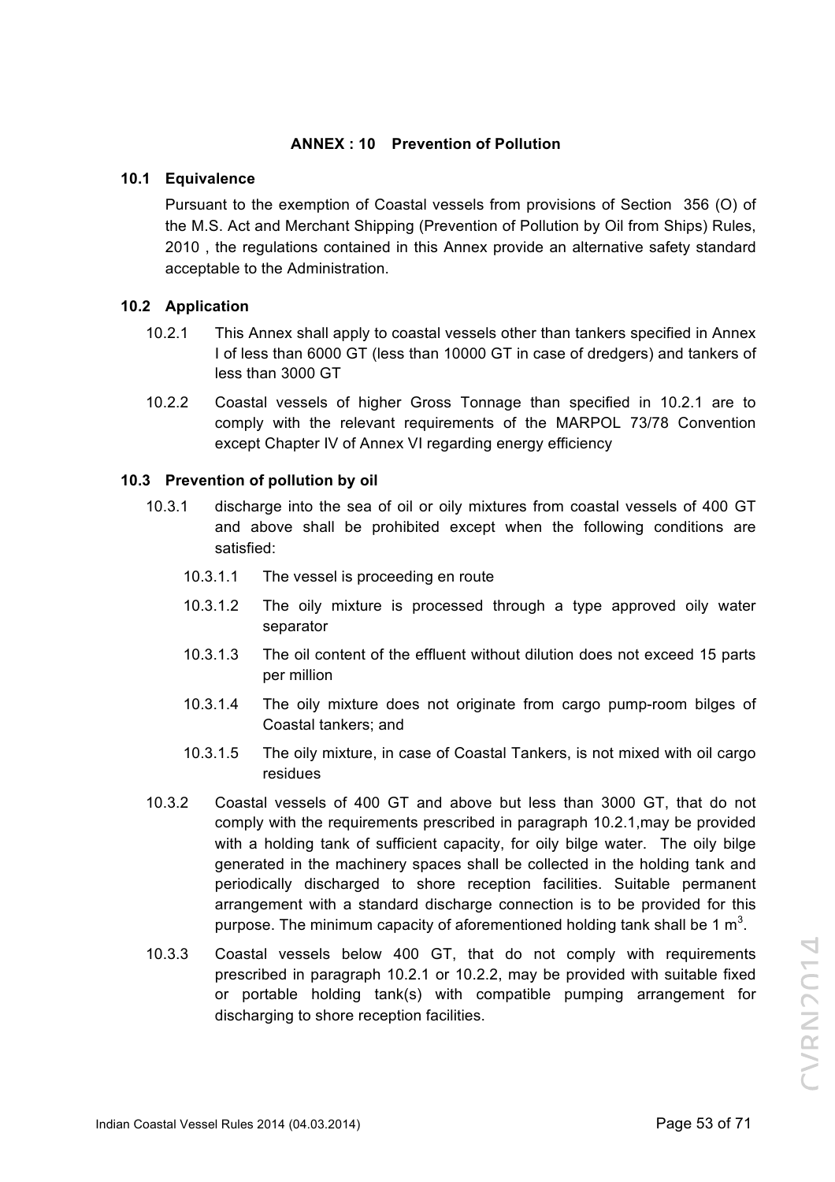## ANNEX : 10 Prevention of Pollution

### 10.1 Equivalence

Pursuant to the exemption of Coastal vessels from provisions of Section 356 (O) of the M.S. Act and Merchant Shipping (Prevention of Pollution by Oil from Ships) Rules, 2010 , the regulations contained in this Annex provide an alternative safety standard acceptable to the Administration.

### 10.2 Application

10.2.1 This Annex shall apply to coastal vessels other than tankers specified in Annex I of less than 6000 GT (less than 10000 GT in case of dredgers) and tankers of less than 3000 GT

10.2.2 Coastal vessels of higher Gross Tonnage than specified in 10.2.1 are to comply with the relevant requirements of the MARPOL 73/78 Convention except Chapter IV of Annex VI regarding energy efficiency

### 10.3 Prevention of pollution by oil

10.3.1 discharge into the sea of oil or oily mixtures from coastal vessels of 400 GT and above shall be prohibited except when the following conditions are satisfied:

10.3.1.1 The vessel is proceeding en route

10.3.1.2 The oily mixture is processed through a type approved oily water separator

10.3.1.3 The oil content of the effluent without dilution does not exceed 15 parts per million

10.3.1.4 The oily mixture does not originate from cargo pump-room bilges of Coastal tankers; and

10.3.1.5 The oily mixture, in case of Coastal Tankers, is not mixed with oil cargo residues

10.3.2 Coastal vessels of 400 GT and above but less than 3000 GT, that do not comply with the requirements prescribed in paragraph 10.2.1,may be provided with a holding tank of sufficient capacity, for oily bilge water. The oily bilge generated in the machinery spaces shall be collected in the holding tank and periodically discharged to shore reception facilities. Suitable permanent arrangement with a standard discharge connection is to be provided for this purpose. The minimum capacity of aforementioned holding tank shall be 1 $m^3$.

10.3.3 Coastal vessels below 400 GT, that do not comply with requirements prescribed in paragraph 10.2.1 or 10.2.2, may be provided with suitable fixed or portable holding tank(s) with compatible pumping arrangement for discharging to shore reception facilities.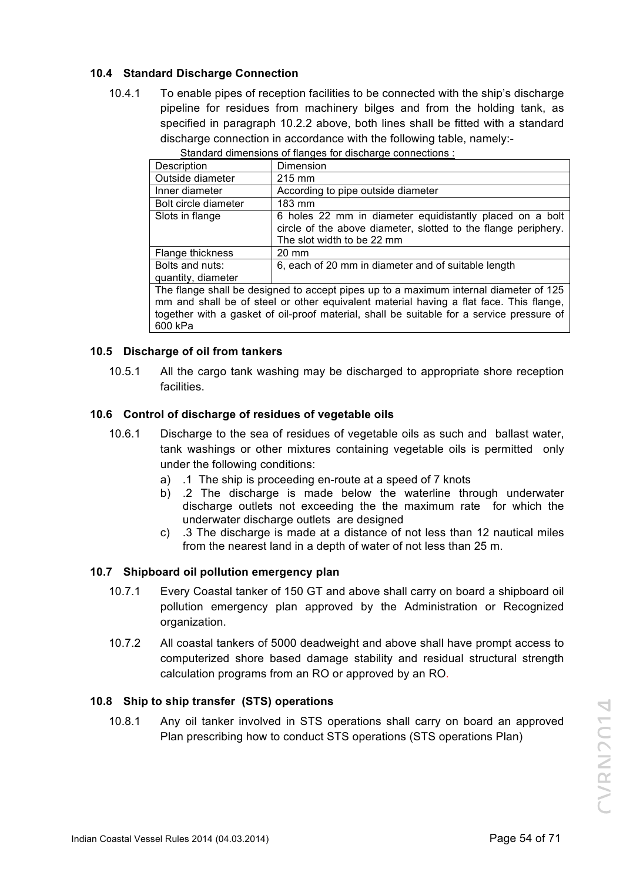### 10.4 Standard Discharge Connection

10.4.1 To enable pipes of reception facilities to be connected with the ship's discharge pipeline for residues from machinery bilges and from the holding tank, as specified in paragraph 10.2.2 above, both lines shall be fitted with a standard discharge connection in accordance with the following table, namely:-

Standard dimensions of flanges for discharge connections :

| Description | Dimension |
|---|---|
| Outside diameter | 215 mm |
| Inner diameter | According to pipe outside diameter |
| Bolt circle diameter | 183 mm |
| Slots in flange | 6 holes 22 mm in diameter equidistantly placed on a bolt circle of the above diameter, slotted to the flange periphery. The slot width to be 22 mm |
| Flange thickness | 20 mm |
| Bolts and nuts: quantity, diameter | 6, each of 20 mm in diameter and of suitable length |
| The flange shall be designed to accept pipes up to a maximum internal diameter of 125 mm and shall be of steel or other equivalent material having a flat face. This flange, together with a gasket of oil-proof material, shall be suitable for a service pressure of 600 kPa | |

### 10.5 Discharge of oil from tankers

10.5.1 All the cargo tank washing may be discharged to appropriate shore reception facilities.

### 10.6 Control of discharge of residues of vegetable oils

10.6.1 Discharge to the sea of residues of vegetable oils as such and ballast water, tank washings or other mixtures containing vegetable oils is permitted only under the following conditions:

a) .1 The ship is proceeding en-route at a speed of 7 knots

b) .2 The discharge is made below the waterline through underwater discharge outlets not exceeding the the maximum rate for which the underwater discharge outlets are designed

c) .3 The discharge is made at a distance of not less than 12 nautical miles from the nearest land in a depth of water of not less than 25 m.

### 10.7 Shipboard oil pollution emergency plan

10.7.1 Every Coastal tanker of 150 GT and above shall carry on board a shipboard oil pollution emergency plan approved by the Administration or Recognized organization.

10.7.2 All coastal tankers of 5000 deadweight and above shall have prompt access to computerized shore based damage stability and residual structural strength calculation programs from an RO or approved by an RO.

### 10.8 Ship to ship transfer (STS) operations

10.8.1 Any oil tanker involved in STS operations shall carry on board an approved Plan prescribing how to conduct STS operations (STS operations Plan)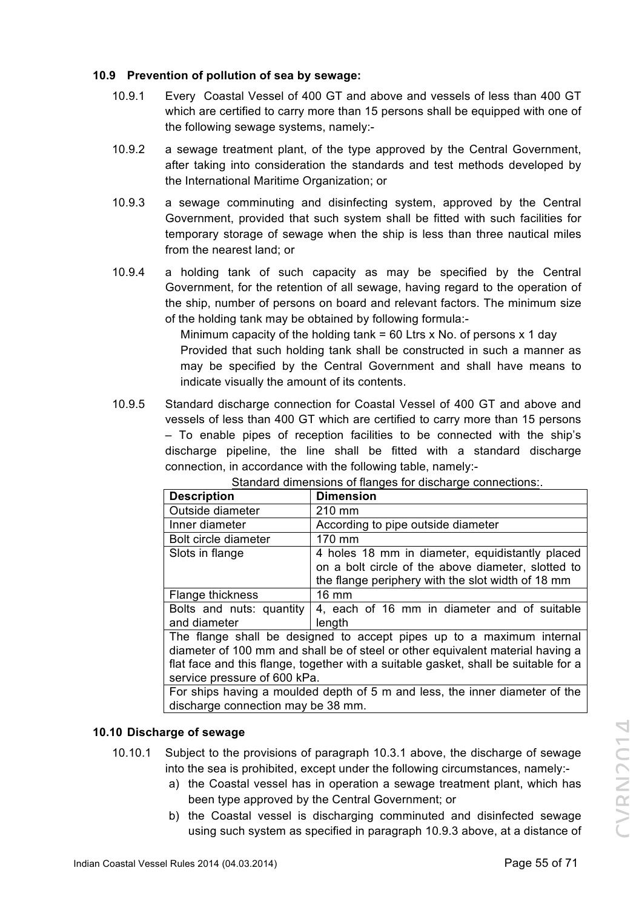### 10.9 Prevention of pollution of sea by sewage:

10.9.1 Every Coastal Vessel of 400 GT and above and vessels of less than 400 GT which are certified to carry more than 15 persons shall be equipped with one of the following sewage systems, namely:-

10.9.2 a sewage treatment plant, of the type approved by the Central Government, after taking into consideration the standards and test methods developed by the International Maritime Organization; or

10.9.3 a sewage comminuting and disinfecting system, approved by the Central Government, provided that such system shall be fitted with such facilities for temporary storage of sewage when the ship is less than three nautical miles from the nearest land; or

10.9.4 a holding tank of such capacity as may be specified by the Central Government, for the retention of all sewage, having regard to the operation of the ship, number of persons on board and relevant factors. The minimum size of the holding tank may be obtained by following formula:-

Minimum capacity of the holding tank = 60 Ltrs x No. of persons x 1 day

Provided that such holding tank shall be constructed in such a manner as may be specified by the Central Government and shall have means to indicate visually the amount of its contents.

10.9.5 Standard discharge connection for Coastal Vessel of 400 GT and above and vessels of less than 400 GT which are certified to carry more than 15 persons – To enable pipes of reception facilities to be connected with the ship's discharge pipeline, the line shall be fitted with a standard discharge connection, in accordance with the following table, namely:-

Standard dimensions of flanges for discharge connections:.

| Description | Dimension |
|---|---|
| Outside diameter | 210 mm |
| Inner diameter | According to pipe outside diameter |
| Bolt circle diameter | 170 mm |
| Slots in flange | 4 holes 18 mm in diameter, equidistantly placed on a bolt circle of the above diameter, slotted to the flange periphery with the slot width of 18 mm |
| Flange thickness | 16 mm |
| Bolts and nuts: quantity and diameter | 4, each of 16 mm in diameter and of suitable length |
| The flange shall be designed to accept pipes up to a maximum internal diameter of 100 mm and shall be of steel or other equivalent material having a flat face and this flange, together with a suitable gasket, shall be suitable for a service pressure of 600 kPa. | |
| For ships having a moulded depth of 5 m and less, the inner diameter of the discharge connection may be 38 mm. | |

### 10.10 Discharge of sewage

10.10.1 Subject to the provisions of paragraph 10.3.1 above, the discharge of sewage into the sea is prohibited, except under the following circumstances, namely:-

a) the Coastal vessel has in operation a sewage treatment plant, which has been type approved by the Central Government; or
b) the Coastal vessel is discharging comminuted and disinfected sewage using such system as specified in paragraph 10.9.3 above, at a distance of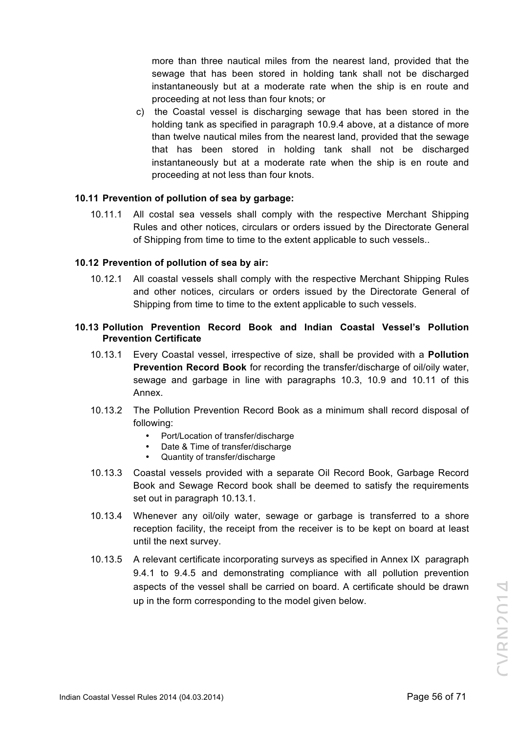more than three nautical miles from the nearest land, provided that the sewage that has been stored in holding tank shall not be discharged instantaneously but at a moderate rate when the ship is en route and proceeding at not less than four knots; or

c) the Coastal vessel is discharging sewage that has been stored in the holding tank as specified in paragraph 10.9.4 above, at a distance of more than twelve nautical miles from the nearest land, provided that the sewage that has been stored in holding tank shall not be discharged instantaneously but at a moderate rate when the ship is en route and proceeding at not less than four knots.

**10.11 Prevention of pollution of sea by garbage:**

10.11.1 All costal sea vessels shall comply with the respective Merchant Shipping Rules and other notices, circulars or orders issued by the Directorate General of Shipping from time to time to the extent applicable to such vessels..

**10.12 Prevention of pollution of sea by air:**

10.12.1 All coastal vessels shall comply with the respective Merchant Shipping Rules and other notices, circulars or orders issued by the Directorate General of Shipping from time to time to the extent applicable to such vessels.

**10.13 Pollution Prevention Record Book and Indian Coastal Vessel's Pollution Prevention Certificate**

10.13.1 Every Coastal vessel, irrespective of size, shall be provided with a **Pollution Prevention Record Book** for recording the transfer/discharge of oil/oily water, sewage and garbage in line with paragraphs 10.3, 10.9 and 10.11 of this Annex.

10.13.2 The Pollution Prevention Record Book as a minimum shall record disposal of following:

- Port/Location of transfer/discharge
- Date & Time of transfer/discharge
- Quantity of transfer/discharge

10.13.3 Coastal vessels provided with a separate Oil Record Book, Garbage Record Book and Sewage Record book shall be deemed to satisfy the requirements set out in paragraph 10.13.1.

10.13.4 Whenever any oil/oily water, sewage or garbage is transferred to a shore reception facility, the receipt from the receiver is to be kept on board at least until the next survey.

10.13.5 A relevant certificate incorporating surveys as specified in Annex IX paragraph 9.4.1 to 9.4.5 and demonstrating compliance with all pollution prevention aspects of the vessel shall be carried on board. A certificate should be drawn up in the form corresponding to the model given below.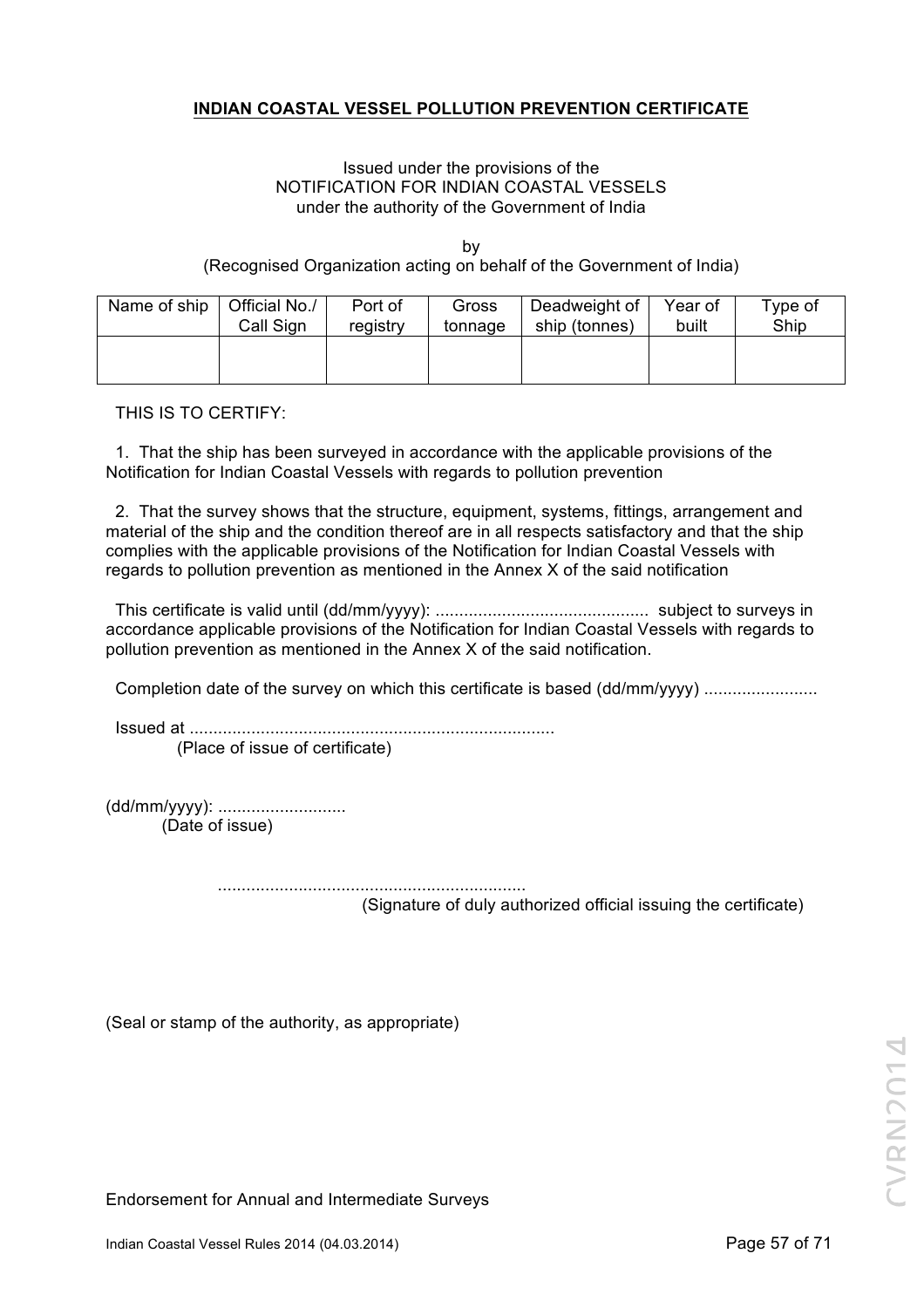**INDIAN COASTAL VESSEL POLLUTION PREVENTION CERTIFICATE**

Issued under the provisions of the
NOTIFICATION FOR INDIAN COASTAL VESSELS
under the authority of the Government of India

by
(Recognised Organization acting on behalf of the Government of India)

| Name of ship | Official No./ Call Sign | Port of registry | Gross tonnage | Deadweight of ship (tonnes) | Year of built | Type of Ship |
|---|---|---|---|---|---|---|
| | | | | | | |

THIS IS TO CERTIFY:

1. That the ship has been surveyed in accordance with the applicable provisions of the Notification for Indian Coastal Vessels with regards to pollution prevention

2. That the survey shows that the structure, equipment, systems, fittings, arrangement and material of the ship and the condition thereof are in all respects satisfactory and that the ship complies with the applicable provisions of the Notification for Indian Coastal Vessels with regards to pollution prevention as mentioned in the Annex X of the said notification

This certificate is valid until (dd/mm/yyyy): ............................................. subject to surveys in accordance applicable provisions of the Notification for Indian Coastal Vessels with regards to pollution prevention as mentioned in the Annex X of the said notification.

Completion date of the survey on which this certificate is based (dd/mm/yyyy) ........................

Issued at .............................................................................
(Place of issue of certificate)

(dd/mm/yyyy): ...........................
(Date of issue)

.................................................................
(Signature of duly authorized official issuing the certificate)

(Seal or stamp of the authority, as appropriate)

Endorsement for Annual and Intermediate Surveys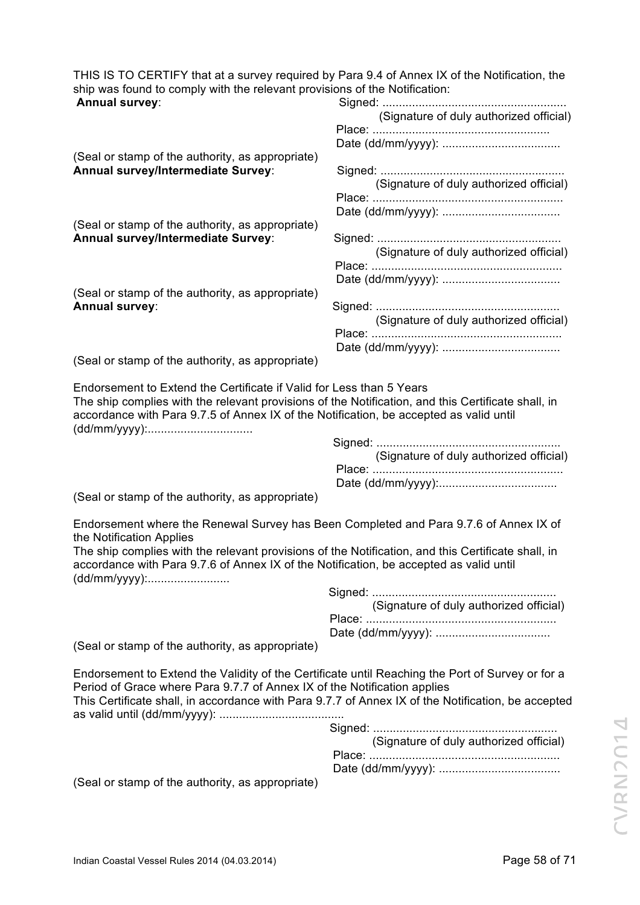THIS IS TO CERTIFY that at a survey required by Para 9.4 of Annex IX of the Notification, the ship was found to comply with the relevant provisions of the Notification:

**Annual survey**:

Signed: ........................................................
(Signature of duly authorized official)
Place: ......................................................
Date (dd/mm/yyyy): ....................................

(Seal or stamp of the authority, as appropriate)

**Annual survey/Intermediate Survey**:

Signed: ........................................................
(Signature of duly authorized official)
Place: ..........................................................
Date (dd/mm/yyyy): ....................................

(Seal or stamp of the authority, as appropriate)

**Annual survey/Intermediate Survey**:

Signed: ........................................................
(Signature of duly authorized official)
Place: ..........................................................
Date (dd/mm/yyyy): ....................................

(Seal or stamp of the authority, as appropriate)

**Annual survey**:

Signed: ........................................................
(Signature of duly authorized official)
Place: ..........................................................
Date (dd/mm/yyyy): ....................................

(Seal or stamp of the authority, as appropriate)

Endorsement to Extend the Certificate if Valid for Less than 5 Years

The ship complies with the relevant provisions of the Notification, and this Certificate shall, in accordance with Para 9.7.5 of Annex IX of the Notification, be accepted as valid until (dd/mm/yyyy):................................

Signed: ........................................................
(Signature of duly authorized official)
Place: ..........................................................
Date (dd/mm/yyyy):....................................

(Seal or stamp of the authority, as appropriate)

Endorsement where the Renewal Survey has Been Completed and Para 9.7.6 of Annex IX of the Notification Applies

The ship complies with the relevant provisions of the Notification, and this Certificate shall, in accordance with Para 9.7.6 of Annex IX of the Notification, be accepted as valid until (dd/mm/yyyy):.........................

Signed: ........................................................
(Signature of duly authorized official)
Place: ..........................................................
Date (dd/mm/yyyy): ...................................

(Seal or stamp of the authority, as appropriate)

Endorsement to Extend the Validity of the Certificate until Reaching the Port of Survey or for a Period of Grace where Para 9.7.7 of Annex IX of the Notification applies

This Certificate shall, in accordance with Para 9.7.7 of Annex IX of the Notification, be accepted as valid until (dd/mm/yyyy): ......................................

Signed: ........................................................
(Signature of duly authorized official)
Place: ..........................................................
Date (dd/mm/yyyy): ....................................

(Seal or stamp of the authority, as appropriate)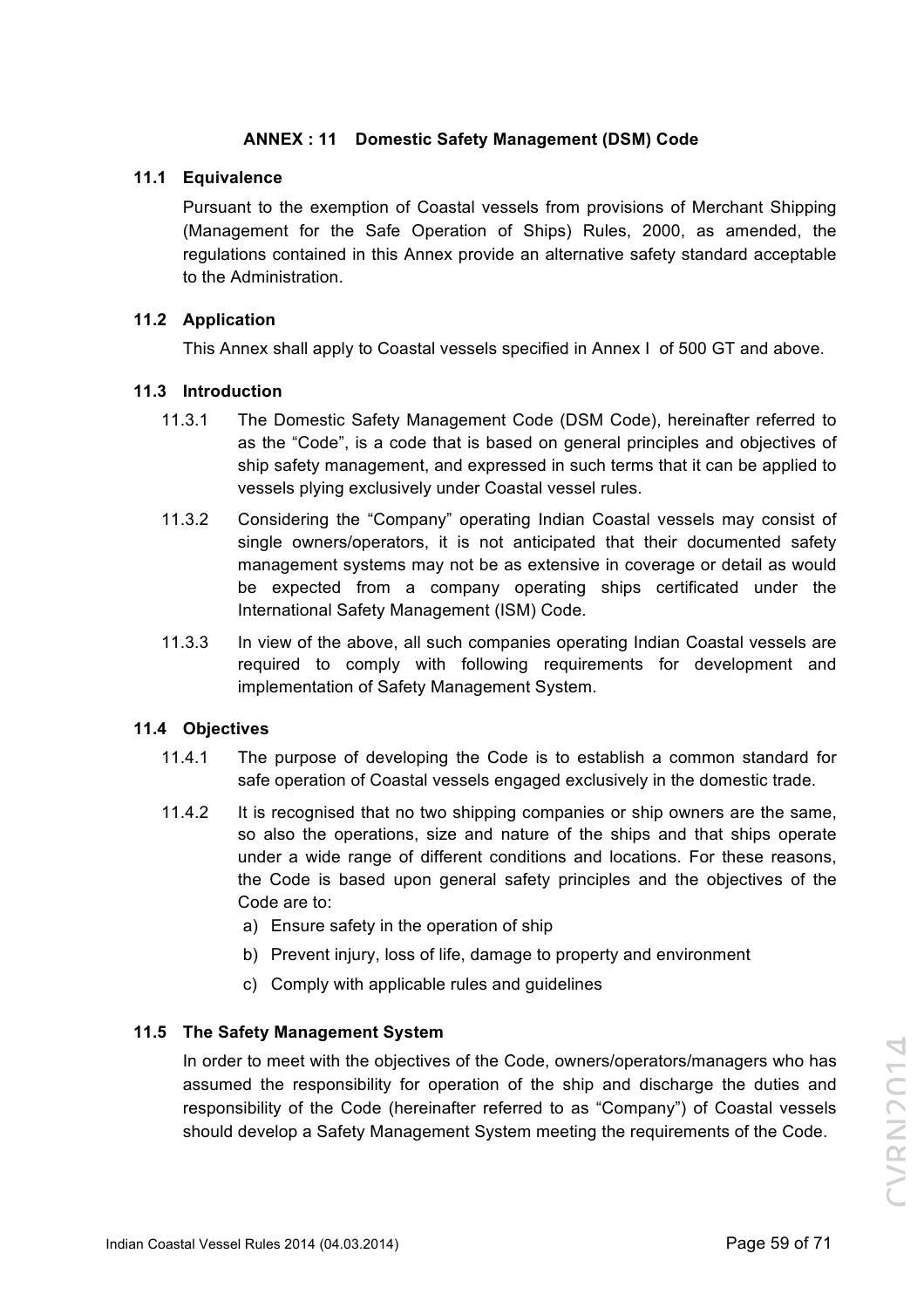## ANNEX : 11 Domestic Safety Management (DSM) Code

### 11.1 Equivalence

Pursuant to the exemption of Coastal vessels from provisions of Merchant Shipping (Management for the Safe Operation of Ships) Rules, 2000, as amended, the regulations contained in this Annex provide an alternative safety standard acceptable to the Administration.

### 11.2 Application

This Annex shall apply to Coastal vessels specified in Annex I of 500 GT and above.

### 11.3 Introduction

11.3.1 The Domestic Safety Management Code (DSM Code), hereinafter referred to as the "Code", is a code that is based on general principles and objectives of ship safety management, and expressed in such terms that it can be applied to vessels plying exclusively under Coastal vessel rules.

11.3.2 Considering the "Company" operating Indian Coastal vessels may consist of single owners/operators, it is not anticipated that their documented safety management systems may not be as extensive in coverage or detail as would be expected from a company operating ships certificated under the International Safety Management (ISM) Code.

11.3.3 In view of the above, all such companies operating Indian Coastal vessels are required to comply with following requirements for development and implementation of Safety Management System.

### 11.4 Objectives

11.4.1 The purpose of developing the Code is to establish a common standard for safe operation of Coastal vessels engaged exclusively in the domestic trade.

11.4.2 It is recognised that no two shipping companies or ship owners are the same, so also the operations, size and nature of the ships and that ships operate under a wide range of different conditions and locations. For these reasons, the Code is based upon general safety principles and the objectives of the Code are to:

a) Ensure safety in the operation of ship

b) Prevent injury, loss of life, damage to property and environment

c) Comply with applicable rules and guidelines

### 11.5 The Safety Management System

In order to meet with the objectives of the Code, owners/operators/managers who has assumed the responsibility for operation of the ship and discharge the duties and responsibility of the Code (hereinafter referred to as "Company") of Coastal vessels should develop a Safety Management System meeting the requirements of the Code.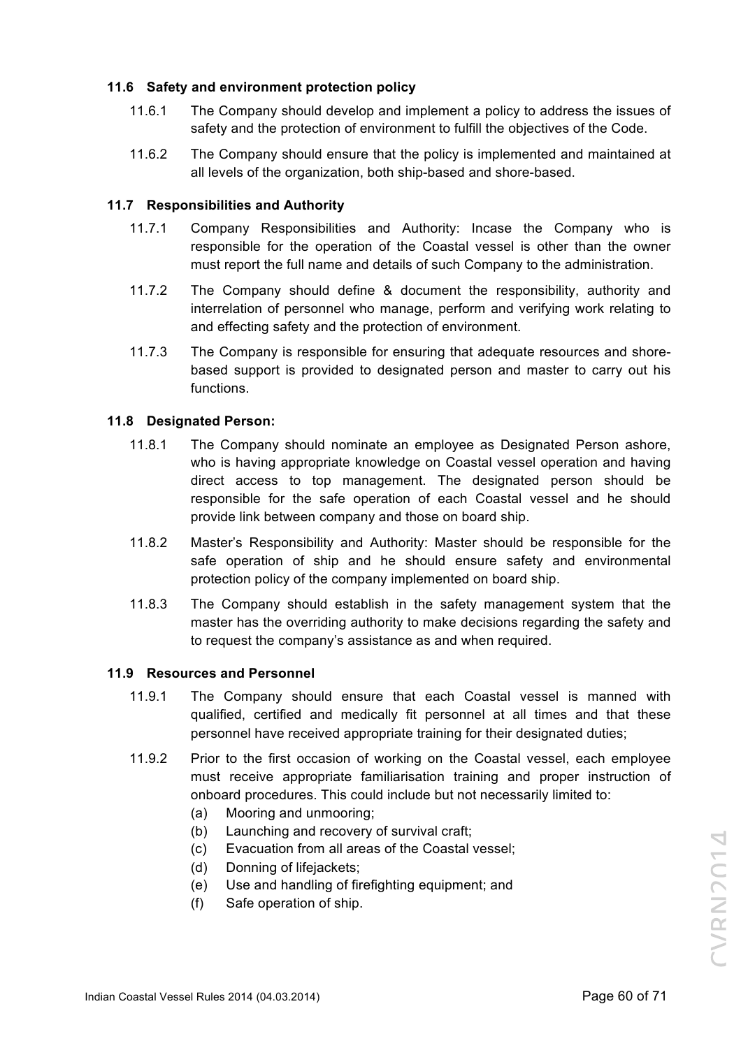### 11.6 Safety and environment protection policy

11.6.1 The Company should develop and implement a policy to address the issues of safety and the protection of environment to fulfill the objectives of the Code.

11.6.2 The Company should ensure that the policy is implemented and maintained at all levels of the organization, both ship-based and shore-based.

### 11.7 Responsibilities and Authority

11.7.1 Company Responsibilities and Authority: Incase the Company who is responsible for the operation of the Coastal vessel is other than the owner must report the full name and details of such Company to the administration.

11.7.2 The Company should define & document the responsibility, authority and interrelation of personnel who manage, perform and verifying work relating to and effecting safety and the protection of environment.

11.7.3 The Company is responsible for ensuring that adequate resources and shore-based support is provided to designated person and master to carry out his functions.

### 11.8 Designated Person:

11.8.1 The Company should nominate an employee as Designated Person ashore, who is having appropriate knowledge on Coastal vessel operation and having direct access to top management. The designated person should be responsible for the safe operation of each Coastal vessel and he should provide link between company and those on board ship.

11.8.2 Master's Responsibility and Authority: Master should be responsible for the safe operation of ship and he should ensure safety and environmental protection policy of the company implemented on board ship.

11.8.3 The Company should establish in the safety management system that the master has the overriding authority to make decisions regarding the safety and to request the company's assistance as and when required.

### 11.9 Resources and Personnel

11.9.1 The Company should ensure that each Coastal vessel is manned with qualified, certified and medically fit personnel at all times and that these personnel have received appropriate training for their designated duties;

11.9.2 Prior to the first occasion of working on the Coastal vessel, each employee must receive appropriate familiarisation training and proper instruction of onboard procedures. This could include but not necessarily limited to:

- (a) Mooring and unmooring;
- (b) Launching and recovery of survival craft;
- (c) Evacuation from all areas of the Coastal vessel;
- (d) Donning of lifejackets;
- (e) Use and handling of firefighting equipment; and
- (f) Safe operation of ship.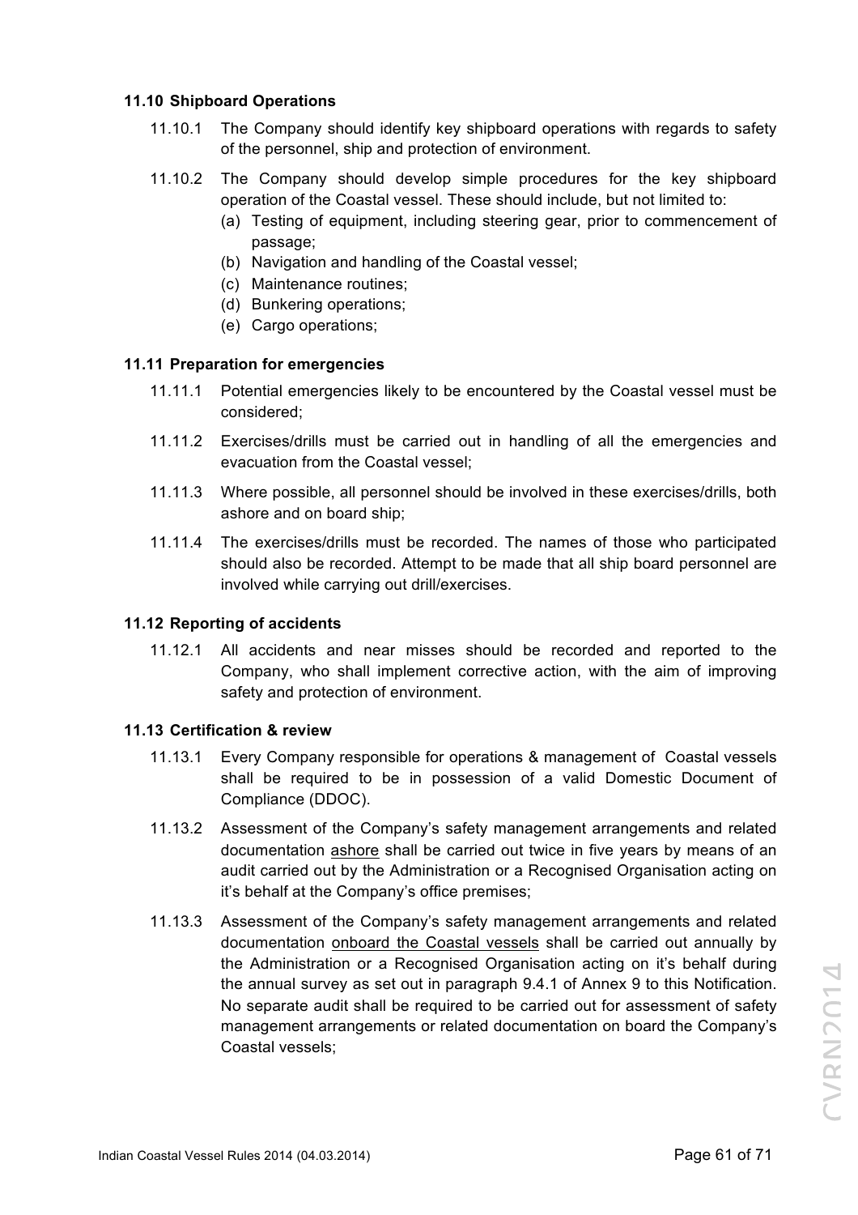### 11.10 Shipboard Operations

11.10.1 The Company should identify key shipboard operations with regards to safety of the personnel, ship and protection of environment.

11.10.2 The Company should develop simple procedures for the key shipboard operation of the Coastal vessel. These should include, but not limited to:

- (a) Testing of equipment, including steering gear, prior to commencement of passage;
- (b) Navigation and handling of the Coastal vessel;
- (c) Maintenance routines;
- (d) Bunkering operations;
- (e) Cargo operations;

### 11.11 Preparation for emergencies

11.11.1 Potential emergencies likely to be encountered by the Coastal vessel must be considered;

11.11.2 Exercises/drills must be carried out in handling of all the emergencies and evacuation from the Coastal vessel;

11.11.3 Where possible, all personnel should be involved in these exercises/drills, both ashore and on board ship;

11.11.4 The exercises/drills must be recorded. The names of those who participated should also be recorded. Attempt to be made that all ship board personnel are involved while carrying out drill/exercises.

### 11.12 Reporting of accidents

11.12.1 All accidents and near misses should be recorded and reported to the Company, who shall implement corrective action, with the aim of improving safety and protection of environment.

### 11.13 Certification & review

11.13.1 Every Company responsible for operations & management of Coastal vessels shall be required to be in possession of a valid Domestic Document of Compliance (DDOC).

11.13.2 Assessment of the Company's safety management arrangements and related documentation <u>ashore</u> shall be carried out twice in five years by means of an audit carried out by the Administration or a Recognised Organisation acting on it's behalf at the Company's office premises;

11.13.3 Assessment of the Company's safety management arrangements and related documentation <u>onboard the Coastal vessels</u> shall be carried out annually by the Administration or a Recognised Organisation acting on it's behalf during the annual survey as set out in paragraph 9.4.1 of Annex 9 to this Notification. No separate audit shall be required to be carried out for assessment of safety management arrangements or related documentation on board the Company's Coastal vessels;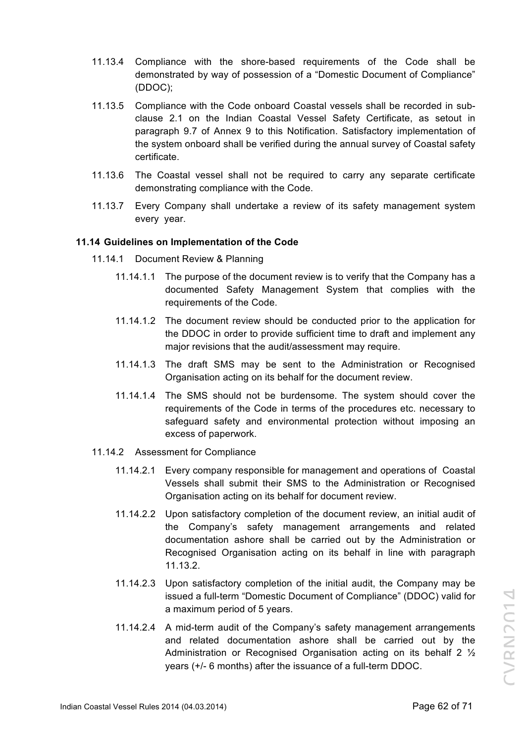11.13.4 Compliance with the shore-based requirements of the Code shall be demonstrated by way of possession of a "Domestic Document of Compliance" (DDOC);

11.13.5 Compliance with the Code onboard Coastal vessels shall be recorded in sub-clause 2.1 on the Indian Coastal Vessel Safety Certificate, as setout in paragraph 9.7 of Annex 9 to this Notification. Satisfactory implementation of the system onboard shall be verified during the annual survey of Coastal safety certificate.

11.13.6 The Coastal vessel shall not be required to carry any separate certificate demonstrating compliance with the Code.

11.13.7 Every Company shall undertake a review of its safety management system every year.

### 11.14 Guidelines on Implementation of the Code

11.14.1 Document Review & Planning

11.14.1.1 The purpose of the document review is to verify that the Company has a documented Safety Management System that complies with the requirements of the Code.

11.14.1.2 The document review should be conducted prior to the application for the DDOC in order to provide sufficient time to draft and implement any major revisions that the audit/assessment may require.

11.14.1.3 The draft SMS may be sent to the Administration or Recognised Organisation acting on its behalf for the document review.

11.14.1.4 The SMS should not be burdensome. The system should cover the requirements of the Code in terms of the procedures etc. necessary to safeguard safety and environmental protection without imposing an excess of paperwork.

11.14.2 Assessment for Compliance

11.14.2.1 Every company responsible for management and operations of Coastal Vessels shall submit their SMS to the Administration or Recognised Organisation acting on its behalf for document review.

11.14.2.2 Upon satisfactory completion of the document review, an initial audit of the Company's safety management arrangements and related documentation ashore shall be carried out by the Administration or Recognised Organisation acting on its behalf in line with paragraph 11.13.2.

11.14.2.3 Upon satisfactory completion of the initial audit, the Company may be issued a full-term "Domestic Document of Compliance" (DDOC) valid for a maximum period of 5 years.

11.14.2.4 A mid-term audit of the Company's safety management arrangements and related documentation ashore shall be carried out by the Administration or Recognised Organisation acting on its behalf 2 ½ years (+/- 6 months) after the issuance of a full-term DDOC.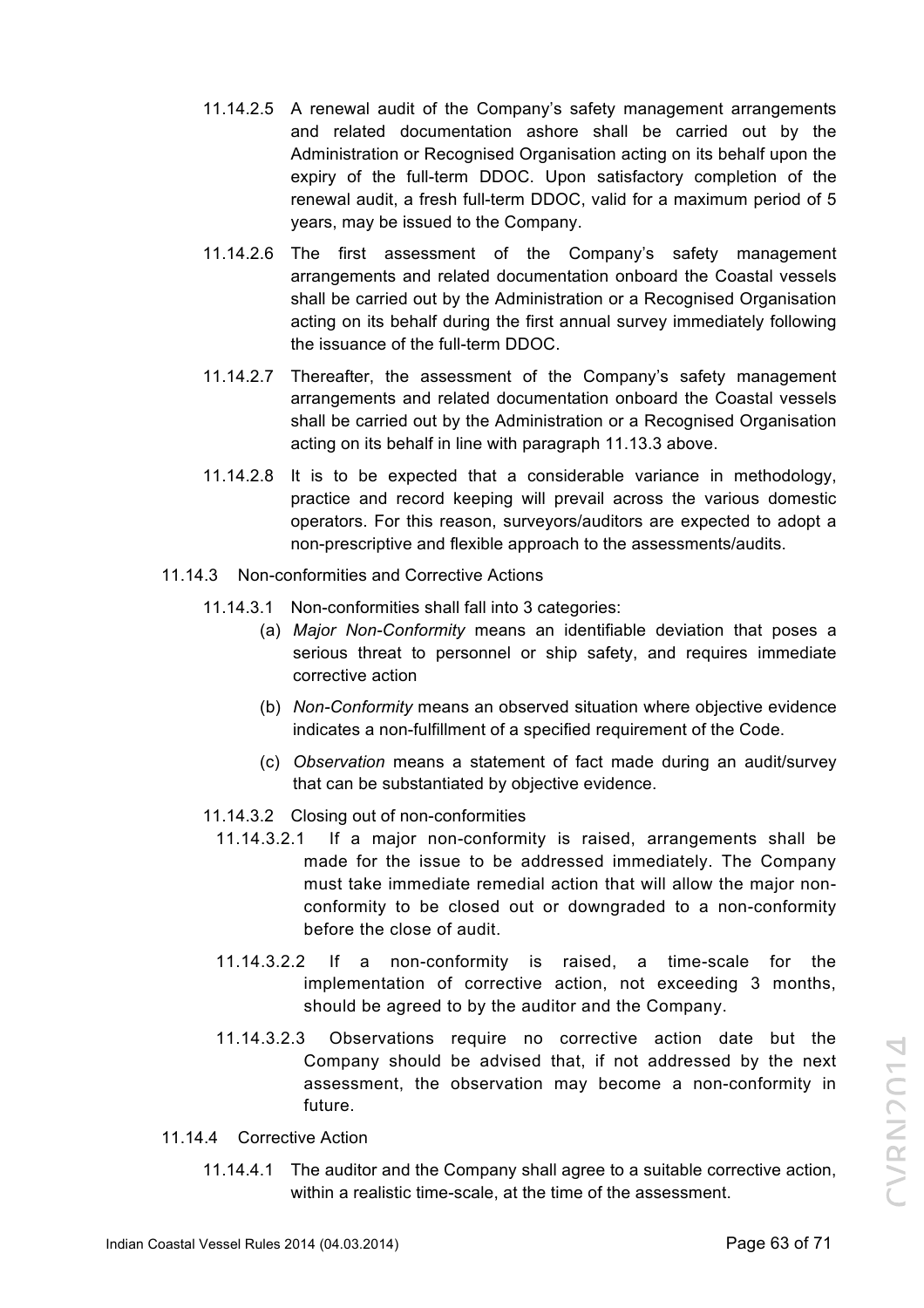11.14.2.5 A renewal audit of the Company's safety management arrangements and related documentation ashore shall be carried out by the Administration or Recognised Organisation acting on its behalf upon the expiry of the full-term DDOC. Upon satisfactory completion of the renewal audit, a fresh full-term DDOC, valid for a maximum period of 5 years, may be issued to the Company.

11.14.2.6 The first assessment of the Company's safety management arrangements and related documentation onboard the Coastal vessels shall be carried out by the Administration or a Recognised Organisation acting on its behalf during the first annual survey immediately following the issuance of the full-term DDOC.

11.14.2.7 Thereafter, the assessment of the Company's safety management arrangements and related documentation onboard the Coastal vessels shall be carried out by the Administration or a Recognised Organisation acting on its behalf in line with paragraph 11.13.3 above.

11.14.2.8 It is to be expected that a considerable variance in methodology, practice and record keeping will prevail across the various domestic operators. For this reason, surveyors/auditors are expected to adopt a non-prescriptive and flexible approach to the assessments/audits.

11.14.3 Non-conformities and Corrective Actions

11.14.3.1 Non-conformities shall fall into 3 categories:

(a) *Major Non-Conformity* means an identifiable deviation that poses a serious threat to personnel or ship safety, and requires immediate corrective action

(b) *Non-Conformity* means an observed situation where objective evidence indicates a non-fulfillment of a specified requirement of the Code.

(c) *Observation* means a statement of fact made during an audit/survey that can be substantiated by objective evidence.

11.14.3.2 Closing out of non-conformities

11.14.3.2.1 If a major non-conformity is raised, arrangements shall be made for the issue to be addressed immediately. The Company must take immediate remedial action that will allow the major non-conformity to be closed out or downgraded to a non-conformity before the close of audit.

11.14.3.2.2 If a non-conformity is raised, a time-scale for the implementation of corrective action, not exceeding 3 months, should be agreed to by the auditor and the Company.

11.14.3.2.3 Observations require no corrective action date but the Company should be advised that, if not addressed by the next assessment, the observation may become a non-conformity in future.

11.14.4 Corrective Action

11.14.4.1 The auditor and the Company shall agree to a suitable corrective action, within a realistic time-scale, at the time of the assessment.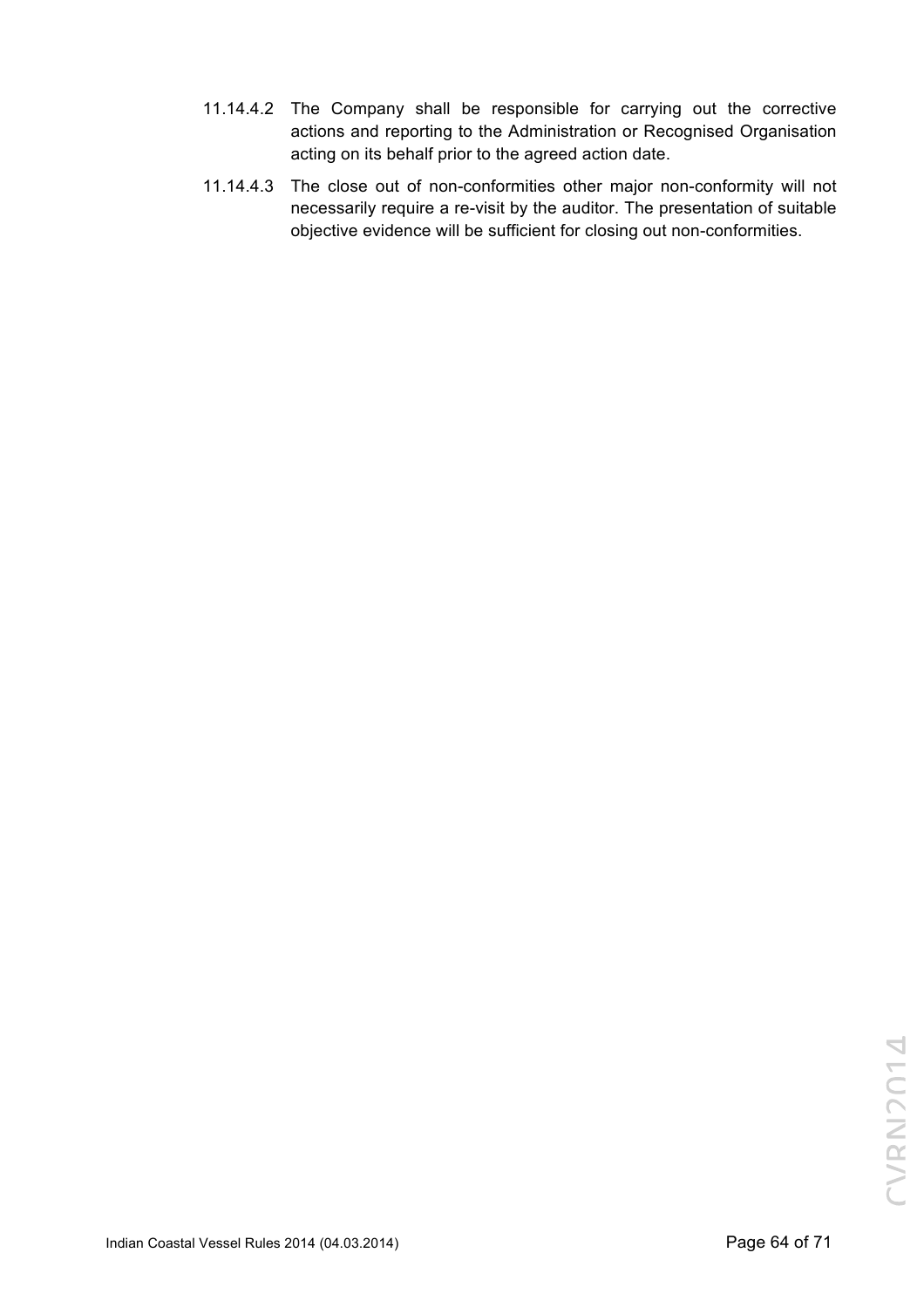11.14.4.2 The Company shall be responsible for carrying out the corrective actions and reporting to the Administration or Recognised Organisation acting on its behalf prior to the agreed action date.

11.14.4.3 The close out of non-conformities other major non-conformity will not necessarily require a re-visit by the auditor. The presentation of suitable objective evidence will be sufficient for closing out non-conformities.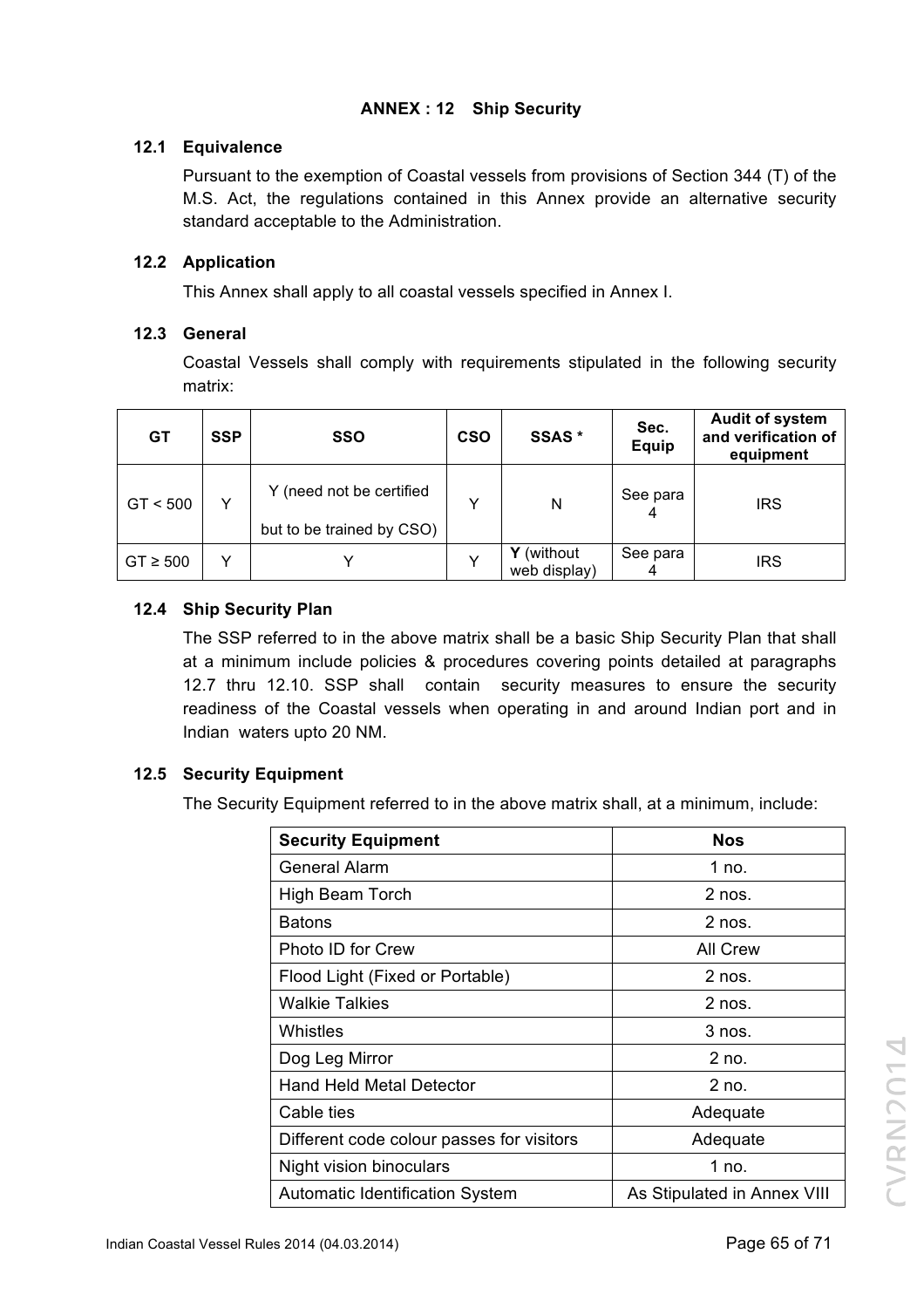## ANNEX : 12 Ship Security

### 12.1 Equivalence

Pursuant to the exemption of Coastal vessels from provisions of Section 344 (T) of the M.S. Act, the regulations contained in this Annex provide an alternative security standard acceptable to the Administration.

### 12.2 Application

This Annex shall apply to all coastal vessels specified in Annex I.

### 12.3 General

Coastal Vessels shall comply with requirements stipulated in the following security matrix:

| GT | SSP | SSO | CSO | SSAS * | Sec. Equip | Audit of system and verification of equipment |
|---|---|---|---|---|---|---|
| GT < 500 | Y | Y (need not be certified but to be trained by CSO) | Y | N | See para 4 | IRS |
| GT ≥ 500 | Y | Y | Y | **Y** (without web display) | See para 4 | IRS |

### 12.4 Ship Security Plan

The SSP referred to in the above matrix shall be a basic Ship Security Plan that shall at a minimum include policies & procedures covering points detailed at paragraphs 12.7 thru 12.10. SSP shall contain security measures to ensure the security readiness of the Coastal vessels when operating in and around Indian port and in Indian waters upto 20 NM.

### 12.5 Security Equipment

The Security Equipment referred to in the above matrix shall, at a minimum, include:

| Security Equipment | Nos |
|---|---|
| General Alarm | 1 no. |
| High Beam Torch | 2 nos. |
| Batons | 2 nos. |
| Photo ID for Crew | All Crew |
| Flood Light (Fixed or Portable) | 2 nos. |
| Walkie Talkies | 2 nos. |
| Whistles | 3 nos. |
| Dog Leg Mirror | 2 no. |
| Hand Held Metal Detector | 2 no. |
| Cable ties | Adequate |
| Different code colour passes for visitors | Adequate |
| Night vision binoculars | 1 no. |
| Automatic Identification System | As Stipulated in Annex VIII |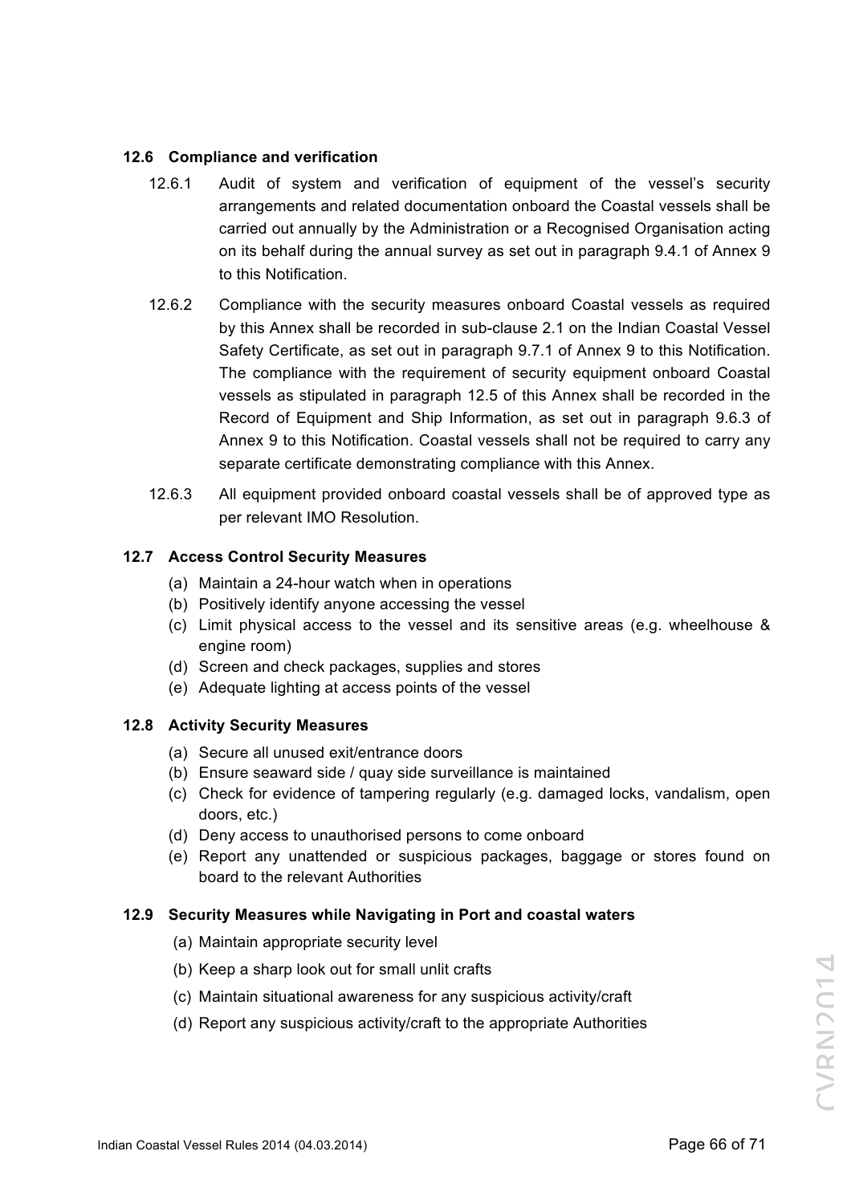### 12.6 Compliance and verification

12.6.1 Audit of system and verification of equipment of the vessel's security arrangements and related documentation onboard the Coastal vessels shall be carried out annually by the Administration or a Recognised Organisation acting on its behalf during the annual survey as set out in paragraph 9.4.1 of Annex 9 to this Notification.

12.6.2 Compliance with the security measures onboard Coastal vessels as required by this Annex shall be recorded in sub-clause 2.1 on the Indian Coastal Vessel Safety Certificate, as set out in paragraph 9.7.1 of Annex 9 to this Notification. The compliance with the requirement of security equipment onboard Coastal vessels as stipulated in paragraph 12.5 of this Annex shall be recorded in the Record of Equipment and Ship Information, as set out in paragraph 9.6.3 of Annex 9 to this Notification. Coastal vessels shall not be required to carry any separate certificate demonstrating compliance with this Annex.

12.6.3 All equipment provided onboard coastal vessels shall be of approved type as per relevant IMO Resolution.

### 12.7 Access Control Security Measures

(a) Maintain a 24-hour watch when in operations
(b) Positively identify anyone accessing the vessel
(c) Limit physical access to the vessel and its sensitive areas (e.g. wheelhouse & engine room)
(d) Screen and check packages, supplies and stores
(e) Adequate lighting at access points of the vessel

### 12.8 Activity Security Measures

(a) Secure all unused exit/entrance doors
(b) Ensure seaward side / quay side surveillance is maintained
(c) Check for evidence of tampering regularly (e.g. damaged locks, vandalism, open doors, etc.)
(d) Deny access to unauthorised persons to come onboard
(e) Report any unattended or suspicious packages, baggage or stores found on board to the relevant Authorities

### 12.9 Security Measures while Navigating in Port and coastal waters

(a) Maintain appropriate security level
(b) Keep a sharp look out for small unlit crafts
(c) Maintain situational awareness for any suspicious activity/craft
(d) Report any suspicious activity/craft to the appropriate Authorities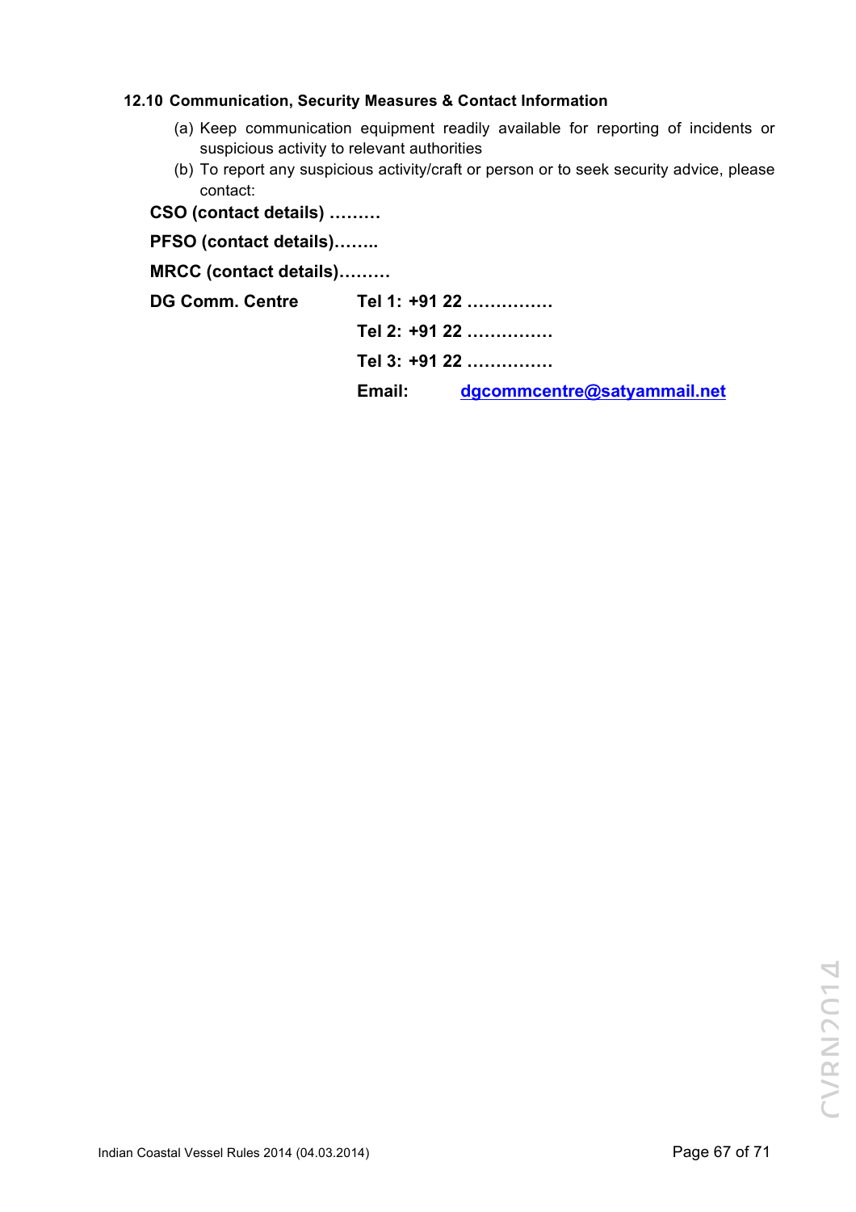### 12.10 Communication, Security Measures & Contact Information

(a) Keep communication equipment readily available for reporting of incidents or suspicious activity to relevant authorities

(b) To report any suspicious activity/craft or person or to seek security advice, please contact:

**CSO (contact details) ………**

**PFSO (contact details)……..**

**MRCC (contact details)………**

| | |
|---|---|
| **DG Comm. Centre** | **Tel 1: +91 22 ……………** |
| | **Tel 2: +91 22 ……………** |
| | **Tel 3: +91 22 ……………** |
| | **Email: dgcommcentre@satyammail.net** |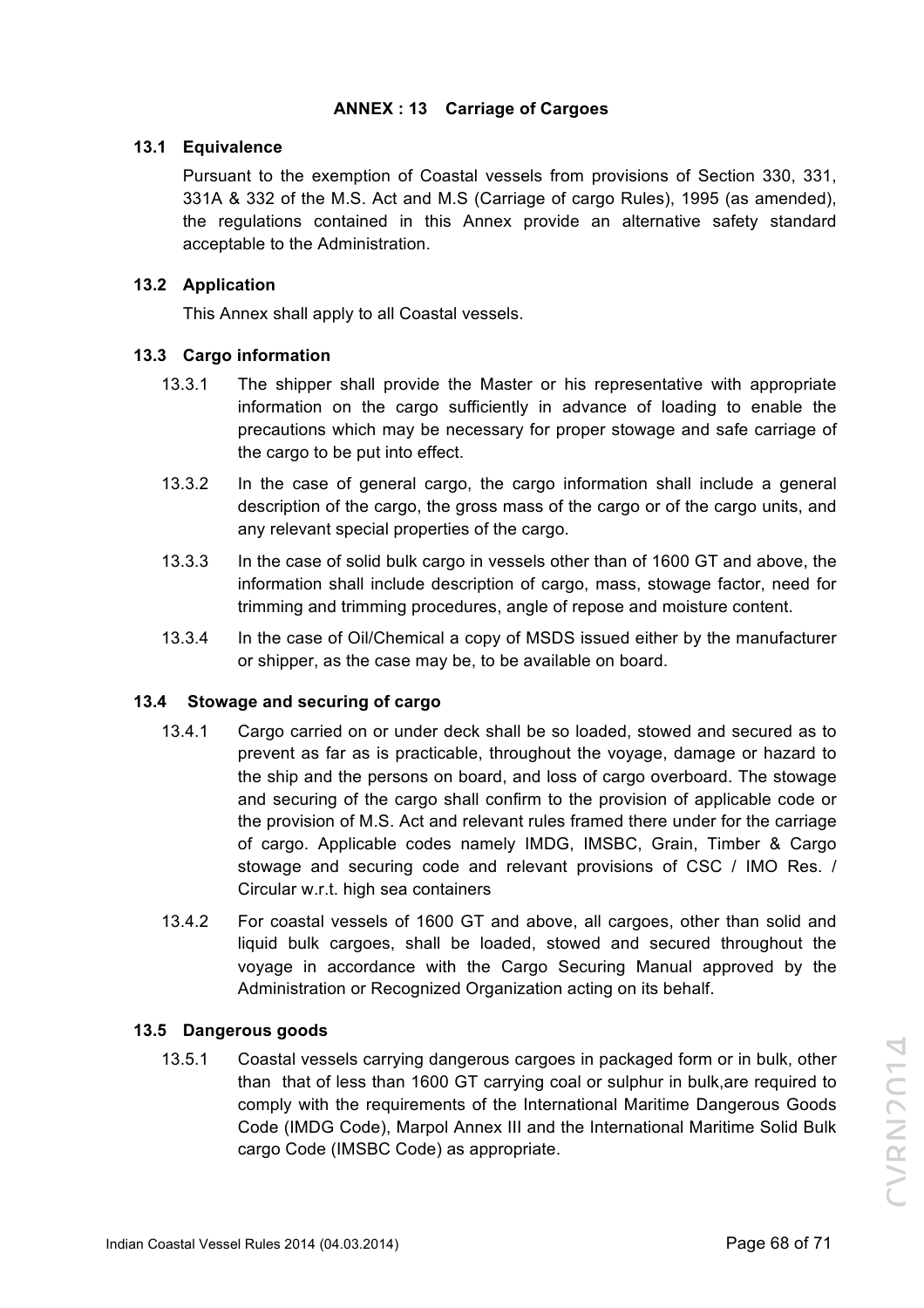## ANNEX : 13 Carriage of Cargoes

### 13.1 Equivalence

Pursuant to the exemption of Coastal vessels from provisions of Section 330, 331, 331A & 332 of the M.S. Act and M.S (Carriage of cargo Rules), 1995 (as amended), the regulations contained in this Annex provide an alternative safety standard acceptable to the Administration.

### 13.2 Application

This Annex shall apply to all Coastal vessels.

### 13.3 Cargo information

13.3.1 The shipper shall provide the Master or his representative with appropriate information on the cargo sufficiently in advance of loading to enable the precautions which may be necessary for proper stowage and safe carriage of the cargo to be put into effect.

13.3.2 In the case of general cargo, the cargo information shall include a general description of the cargo, the gross mass of the cargo or of the cargo units, and any relevant special properties of the cargo.

13.3.3 In the case of solid bulk cargo in vessels other than of 1600 GT and above, the information shall include description of cargo, mass, stowage factor, need for trimming and trimming procedures, angle of repose and moisture content.

13.3.4 In the case of Oil/Chemical a copy of MSDS issued either by the manufacturer or shipper, as the case may be, to be available on board.

### 13.4 Stowage and securing of cargo

13.4.1 Cargo carried on or under deck shall be so loaded, stowed and secured as to prevent as far as is practicable, throughout the voyage, damage or hazard to the ship and the persons on board, and loss of cargo overboard. The stowage and securing of the cargo shall confirm to the provision of applicable code or the provision of M.S. Act and relevant rules framed there under for the carriage of cargo. Applicable codes namely IMDG, IMSBC, Grain, Timber & Cargo stowage and securing code and relevant provisions of CSC / IMO Res. / Circular w.r.t. high sea containers

13.4.2 For coastal vessels of 1600 GT and above, all cargoes, other than solid and liquid bulk cargoes, shall be loaded, stowed and secured throughout the voyage in accordance with the Cargo Securing Manual approved by the Administration or Recognized Organization acting on its behalf.

### 13.5 Dangerous goods

13.5.1 Coastal vessels carrying dangerous cargoes in packaged form or in bulk, other than that of less than 1600 GT carrying coal or sulphur in bulk,are required to comply with the requirements of the International Maritime Dangerous Goods Code (IMDG Code), Marpol Annex III and the International Maritime Solid Bulk cargo Code (IMSBC Code) as appropriate.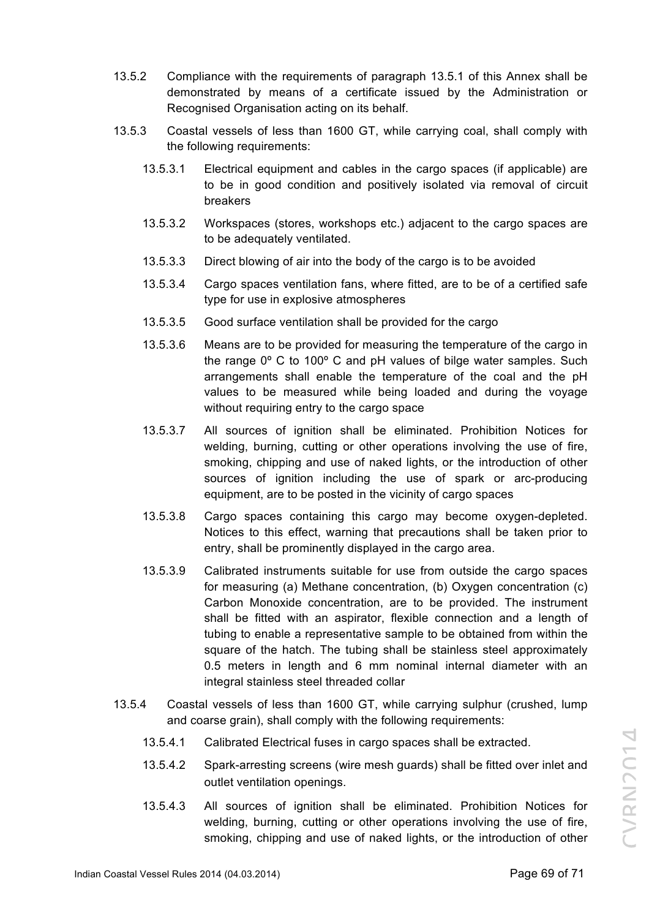13.5.2 Compliance with the requirements of paragraph 13.5.1 of this Annex shall be demonstrated by means of a certificate issued by the Administration or Recognised Organisation acting on its behalf.

13.5.3 Coastal vessels of less than 1600 GT, while carrying coal, shall comply with the following requirements:

13.5.3.1 Electrical equipment and cables in the cargo spaces (if applicable) are to be in good condition and positively isolated via removal of circuit breakers

13.5.3.2 Workspaces (stores, workshops etc.) adjacent to the cargo spaces are to be adequately ventilated.

13.5.3.3 Direct blowing of air into the body of the cargo is to be avoided

13.5.3.4 Cargo spaces ventilation fans, where fitted, are to be of a certified safe type for use in explosive atmospheres

13.5.3.5 Good surface ventilation shall be provided for the cargo

13.5.3.6 Means are to be provided for measuring the temperature of the cargo in the range 0º C to 100º C and pH values of bilge water samples. Such arrangements shall enable the temperature of the coal and the pH values to be measured while being loaded and during the voyage without requiring entry to the cargo space

13.5.3.7 All sources of ignition shall be eliminated. Prohibition Notices for welding, burning, cutting or other operations involving the use of fire, smoking, chipping and use of naked lights, or the introduction of other sources of ignition including the use of spark or arc-producing equipment, are to be posted in the vicinity of cargo spaces

13.5.3.8 Cargo spaces containing this cargo may become oxygen-depleted. Notices to this effect, warning that precautions shall be taken prior to entry, shall be prominently displayed in the cargo area.

13.5.3.9 Calibrated instruments suitable for use from outside the cargo spaces for measuring (a) Methane concentration, (b) Oxygen concentration (c) Carbon Monoxide concentration, are to be provided. The instrument shall be fitted with an aspirator, flexible connection and a length of tubing to enable a representative sample to be obtained from within the square of the hatch. The tubing shall be stainless steel approximately 0.5 meters in length and 6 mm nominal internal diameter with an integral stainless steel threaded collar

13.5.4 Coastal vessels of less than 1600 GT, while carrying sulphur (crushed, lump and coarse grain), shall comply with the following requirements:

13.5.4.1 Calibrated Electrical fuses in cargo spaces shall be extracted.

13.5.4.2 Spark-arresting screens (wire mesh guards) shall be fitted over inlet and outlet ventilation openings.

13.5.4.3 All sources of ignition shall be eliminated. Prohibition Notices for welding, burning, cutting or other operations involving the use of fire, smoking, chipping and use of naked lights, or the introduction of other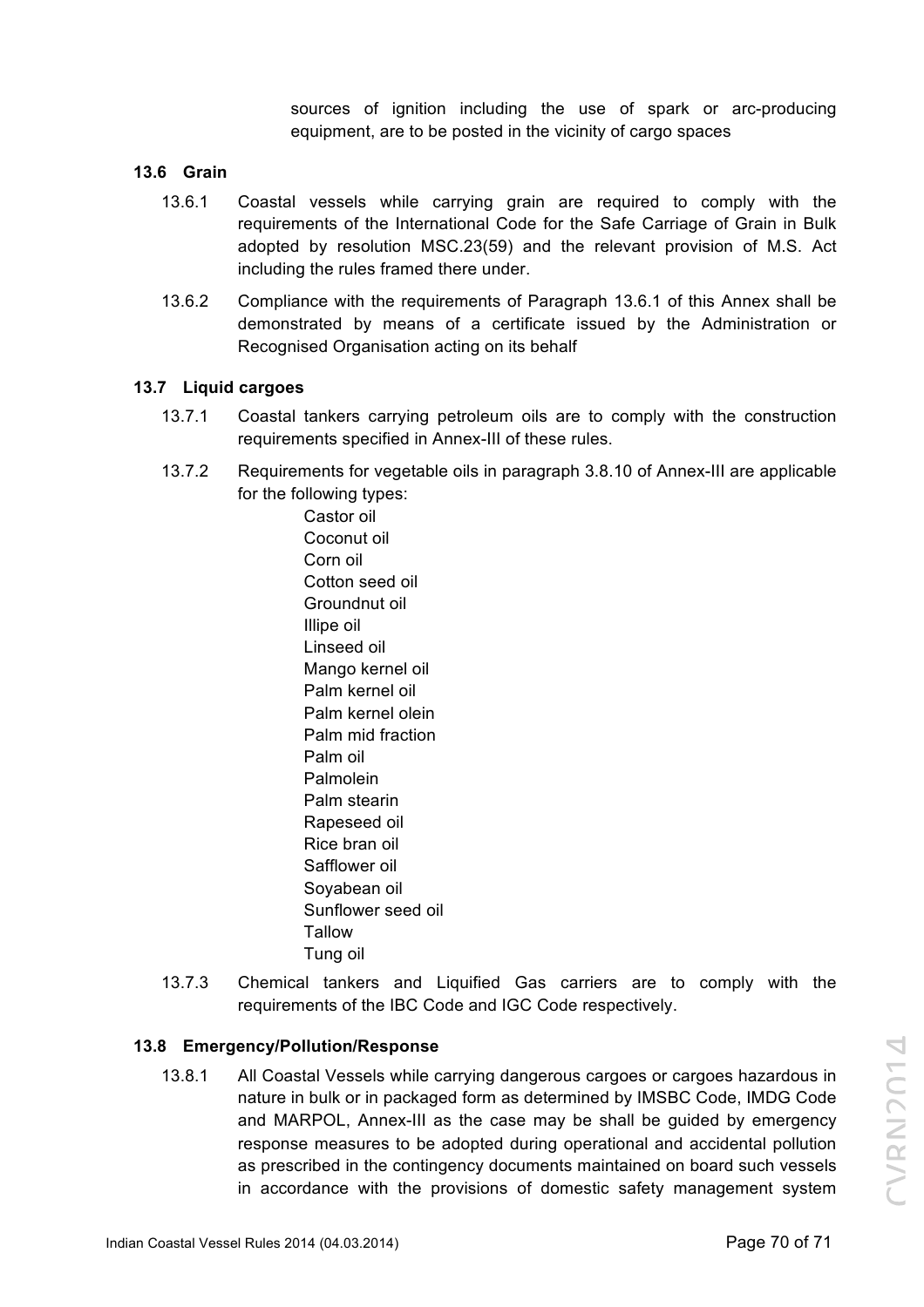sources of ignition including the use of spark or arc-producing equipment, are to be posted in the vicinity of cargo spaces

### 13.6 Grain

13.6.1 Coastal vessels while carrying grain are required to comply with the requirements of the International Code for the Safe Carriage of Grain in Bulk adopted by resolution MSC.23(59) and the relevant provision of M.S. Act including the rules framed there under.

13.6.2 Compliance with the requirements of Paragraph 13.6.1 of this Annex shall be demonstrated by means of a certificate issued by the Administration or Recognised Organisation acting on its behalf

### 13.7 Liquid cargoes

13.7.1 Coastal tankers carrying petroleum oils are to comply with the construction requirements specified in Annex-III of these rules.

13.7.2 Requirements for vegetable oils in paragraph 3.8.10 of Annex-III are applicable for the following types:

- Castor oil
- Coconut oil
- Corn oil
- Cotton seed oil
- Groundnut oil
- Illipe oil
- Linseed oil
- Mango kernel oil
- Palm kernel oil
- Palm kernel olein
- Palm mid fraction
- Palm oil
- Palmolein
- Palm stearin
- Rapeseed oil
- Rice bran oil
- Safflower oil
- Soyabean oil
- Sunflower seed oil
- Tallow
- Tung oil

13.7.3 Chemical tankers and Liquified Gas carriers are to comply with the requirements of the IBC Code and IGC Code respectively.

### 13.8 Emergency/Pollution/Response

13.8.1 All Coastal Vessels while carrying dangerous cargoes or cargoes hazardous in nature in bulk or in packaged form as determined by IMSBC Code, IMDG Code and MARPOL, Annex-III as the case may be shall be guided by emergency response measures to be adopted during operational and accidental pollution as prescribed in the contingency documents maintained on board such vessels in accordance with the provisions of domestic safety management system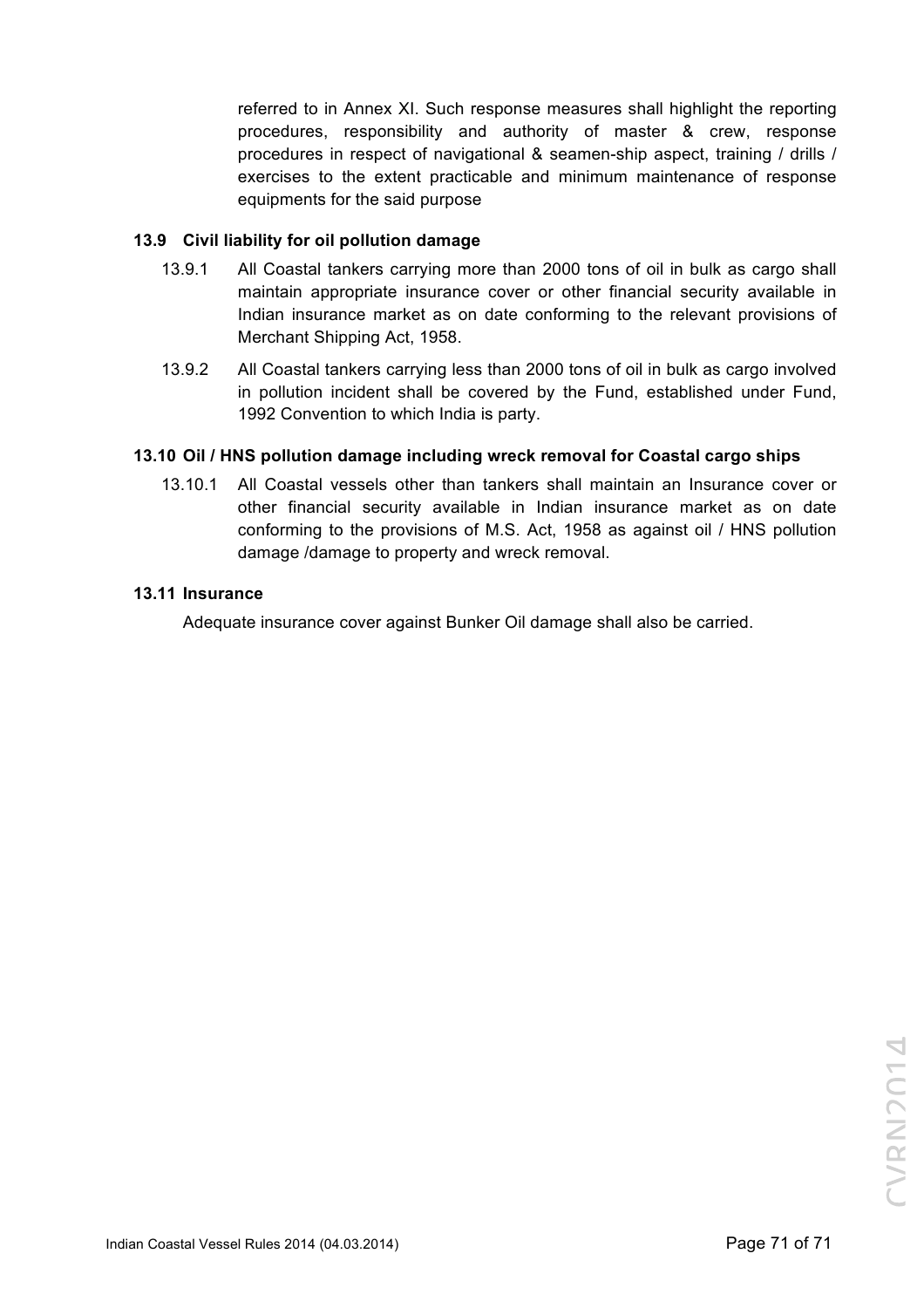referred to in Annex XI. Such response measures shall highlight the reporting procedures, responsibility and authority of master & crew, response procedures in respect of navigational & seamen-ship aspect, training / drills / exercises to the extent practicable and minimum maintenance of response equipments for the said purpose

### 13.9 Civil liability for oil pollution damage

13.9.1 All Coastal tankers carrying more than 2000 tons of oil in bulk as cargo shall maintain appropriate insurance cover or other financial security available in Indian insurance market as on date conforming to the relevant provisions of Merchant Shipping Act, 1958.

13.9.2 All Coastal tankers carrying less than 2000 tons of oil in bulk as cargo involved in pollution incident shall be covered by the Fund, established under Fund, 1992 Convention to which India is party.

### 13.10 Oil / HNS pollution damage including wreck removal for Coastal cargo ships

13.10.1 All Coastal vessels other than tankers shall maintain an Insurance cover or other financial security available in Indian insurance market as on date conforming to the provisions of M.S. Act, 1958 as against oil / HNS pollution damage /damage to property and wreck removal.

### 13.11 Insurance

Adequate insurance cover against Bunker Oil damage shall also be carried.